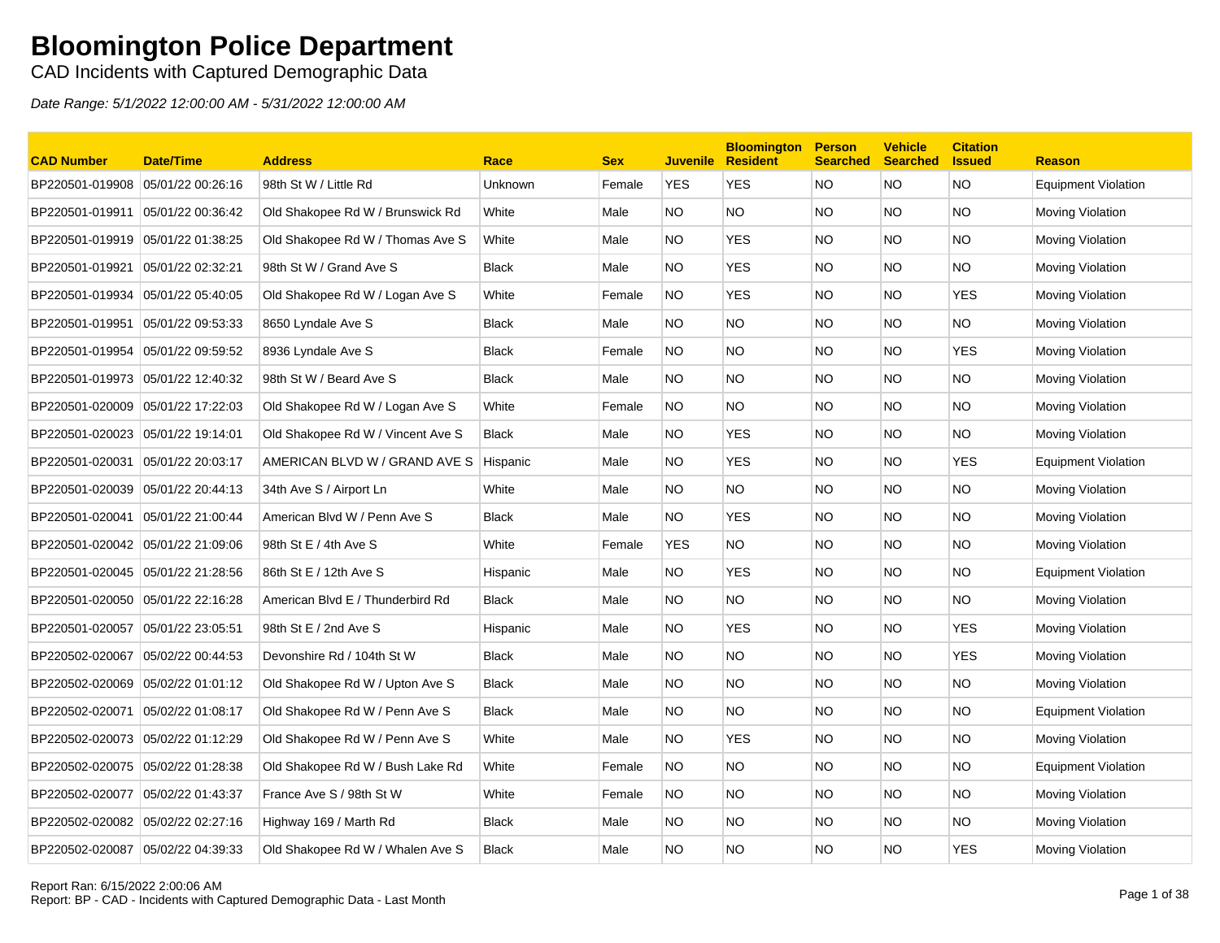# Bloomington Police Department

CAD Incidents with Captured Demographic Data

*Date Range: 5/1/2022 12:00:00 AM - 5/31/2022 12:00:00 AM*

| CAD Number | Date/Time | Address | Race | Sex | Juvenile | Bloomington Resident | Person Searched | Vehicle Searched | Citation Issued | Reason |
|---|---|---|---|---|---|---|---|---|---|---|
| BP220501-019908 | 05/01/22 00:26:16 | 98th St W / Little Rd | Unknown | Female | YES | YES | NO | NO | NO | Equipment Violation |
| BP220501-019911 | 05/01/22 00:36:42 | Old Shakopee Rd W / Brunswick Rd | White | Male | NO | NO | NO | NO | NO | Moving Violation |
| BP220501-019919 | 05/01/22 01:38:25 | Old Shakopee Rd W / Thomas Ave S | White | Male | NO | YES | NO | NO | NO | Moving Violation |
| BP220501-019921 | 05/01/22 02:32:21 | 98th St W / Grand Ave S | Black | Male | NO | YES | NO | NO | NO | Moving Violation |
| BP220501-019934 | 05/01/22 05:40:05 | Old Shakopee Rd W / Logan Ave S | White | Female | NO | YES | NO | NO | YES | Moving Violation |
| BP220501-019951 | 05/01/22 09:53:33 | 8650 Lyndale Ave S | Black | Male | NO | NO | NO | NO | NO | Moving Violation |
| BP220501-019954 | 05/01/22 09:59:52 | 8936 Lyndale Ave S | Black | Female | NO | NO | NO | NO | YES | Moving Violation |
| BP220501-019973 | 05/01/22 12:40:32 | 98th St W / Beard Ave S | Black | Male | NO | NO | NO | NO | NO | Moving Violation |
| BP220501-020009 | 05/01/22 17:22:03 | Old Shakopee Rd W / Logan Ave S | White | Female | NO | NO | NO | NO | NO | Moving Violation |
| BP220501-020023 | 05/01/22 19:14:01 | Old Shakopee Rd W / Vincent Ave S | Black | Male | NO | YES | NO | NO | NO | Moving Violation |
| BP220501-020031 | 05/01/22 20:03:17 | AMERICAN BLVD W / GRAND AVE S | Hispanic | Male | NO | YES | NO | NO | YES | Equipment Violation |
| BP220501-020039 | 05/01/22 20:44:13 | 34th Ave S / Airport Ln | White | Male | NO | NO | NO | NO | NO | Moving Violation |
| BP220501-020041 | 05/01/22 21:00:44 | American Blvd W / Penn Ave S | Black | Male | NO | YES | NO | NO | NO | Moving Violation |
| BP220501-020042 | 05/01/22 21:09:06 | 98th St E / 4th Ave S | White | Female | YES | NO | NO | NO | NO | Moving Violation |
| BP220501-020045 | 05/01/22 21:28:56 | 86th St E / 12th Ave S | Hispanic | Male | NO | YES | NO | NO | NO | Equipment Violation |
| BP220501-020050 | 05/01/22 22:16:28 | American Blvd E / Thunderbird Rd | Black | Male | NO | NO | NO | NO | NO | Moving Violation |
| BP220501-020057 | 05/01/22 23:05:51 | 98th St E / 2nd Ave S | Hispanic | Male | NO | YES | NO | NO | YES | Moving Violation |
| BP220502-020067 | 05/02/22 00:44:53 | Devonshire Rd / 104th St W | Black | Male | NO | NO | NO | NO | YES | Moving Violation |
| BP220502-020069 | 05/02/22 01:01:12 | Old Shakopee Rd W / Upton Ave S | Black | Male | NO | NO | NO | NO | NO | Moving Violation |
| BP220502-020071 | 05/02/22 01:08:17 | Old Shakopee Rd W / Penn Ave S | Black | Male | NO | NO | NO | NO | NO | Equipment Violation |
| BP220502-020073 | 05/02/22 01:12:29 | Old Shakopee Rd W / Penn Ave S | White | Male | NO | YES | NO | NO | NO | Moving Violation |
| BP220502-020075 | 05/02/22 01:28:38 | Old Shakopee Rd W / Bush Lake Rd | White | Female | NO | NO | NO | NO | NO | Equipment Violation |
| BP220502-020077 | 05/02/22 01:43:37 | France Ave S / 98th St W | White | Female | NO | NO | NO | NO | NO | Moving Violation |
| BP220502-020082 | 05/02/22 02:27:16 | Highway 169 / Marth Rd | Black | Male | NO | NO | NO | NO | NO | Moving Violation |
| BP220502-020087 | 05/02/22 04:39:33 | Old Shakopee Rd W / Whalen Ave S | Black | Male | NO | NO | NO | NO | YES | Moving Violation |

Report Ran: 6/15/2022 2:00:06 AM
Report: BP - CAD - Incidents with Captured Demographic Data - Last Month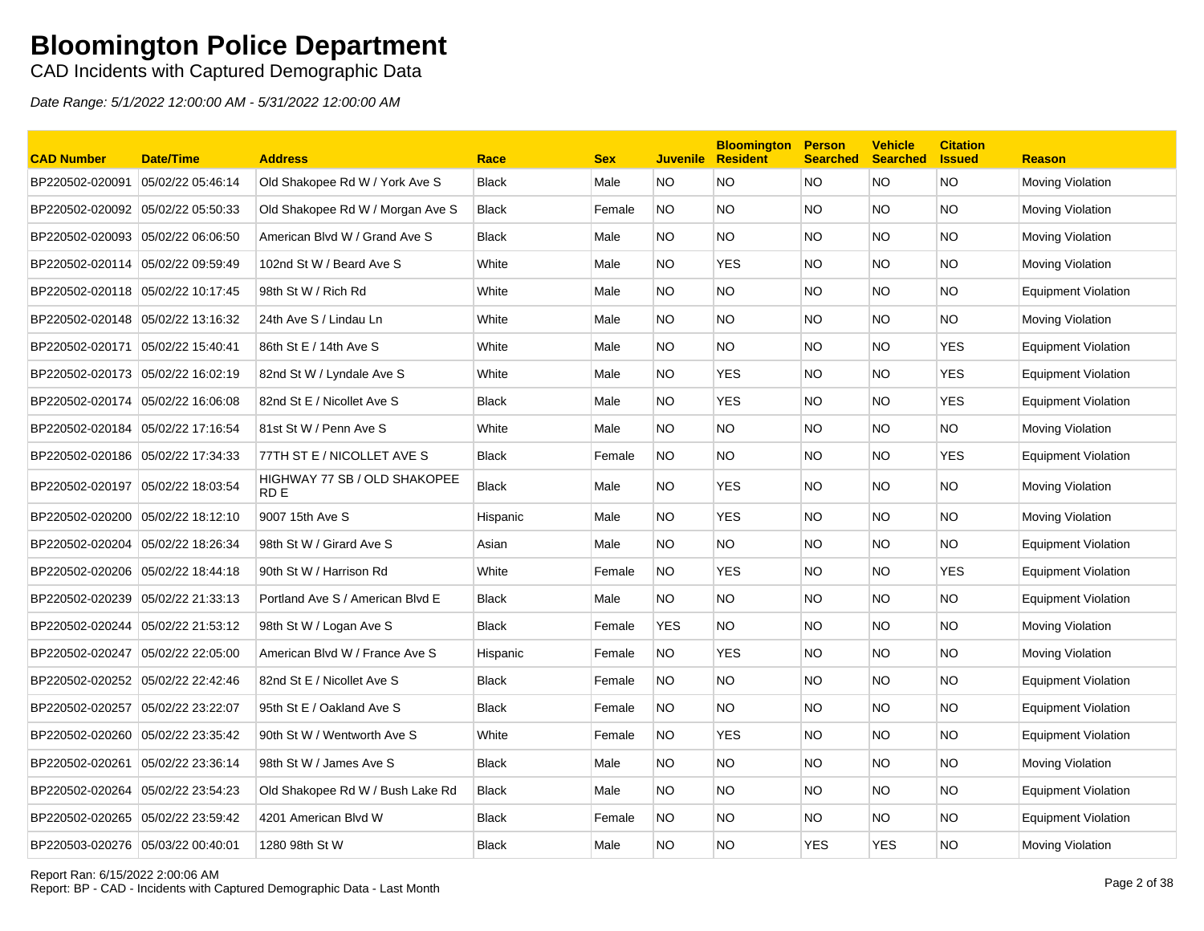# Bloomington Police Department

CAD Incidents with Captured Demographic Data

*Date Range: 5/1/2022 12:00:00 AM - 5/31/2022 12:00:00 AM*

| CAD Number | Date/Time | Address | Race | Sex | Juvenile | Bloomington Resident | Person Searched | Vehicle Searched | Citation Issued | Reason |
|---|---|---|---|---|---|---|---|---|---|---|
| BP220502-020091 | 05/02/22 05:46:14 | Old Shakopee Rd W / York Ave S | Black | Male | NO | NO | NO | NO | NO | Moving Violation |
| BP220502-020092 | 05/02/22 05:50:33 | Old Shakopee Rd W / Morgan Ave S | Black | Female | NO | NO | NO | NO | NO | Moving Violation |
| BP220502-020093 | 05/02/22 06:06:50 | American Blvd W / Grand Ave S | Black | Male | NO | NO | NO | NO | NO | Moving Violation |
| BP220502-020114 | 05/02/22 09:59:49 | 102nd St W / Beard Ave S | White | Male | NO | YES | NO | NO | NO | Moving Violation |
| BP220502-020118 | 05/02/22 10:17:45 | 98th St W / Rich Rd | White | Male | NO | NO | NO | NO | NO | Equipment Violation |
| BP220502-020148 | 05/02/22 13:16:32 | 24th Ave S / Lindau Ln | White | Male | NO | NO | NO | NO | NO | Moving Violation |
| BP220502-020171 | 05/02/22 15:40:41 | 86th St E / 14th Ave S | White | Male | NO | NO | NO | NO | YES | Equipment Violation |
| BP220502-020173 | 05/02/22 16:02:19 | 82nd St W / Lyndale Ave S | White | Male | NO | YES | NO | NO | YES | Equipment Violation |
| BP220502-020174 | 05/02/22 16:06:08 | 82nd St E / Nicollet Ave S | Black | Male | NO | YES | NO | NO | YES | Equipment Violation |
| BP220502-020184 | 05/02/22 17:16:54 | 81st St W / Penn Ave S | White | Male | NO | NO | NO | NO | NO | Moving Violation |
| BP220502-020186 | 05/02/22 17:34:33 | 77TH ST E / NICOLLET AVE S | Black | Female | NO | NO | NO | NO | YES | Equipment Violation |
| BP220502-020197 | 05/02/22 18:03:54 | HIGHWAY 77 SB / OLD SHAKOPEE RD E | Black | Male | NO | YES | NO | NO | NO | Moving Violation |
| BP220502-020200 | 05/02/22 18:12:10 | 9007 15th Ave S | Hispanic | Male | NO | YES | NO | NO | NO | Moving Violation |
| BP220502-020204 | 05/02/22 18:26:34 | 98th St W / Girard Ave S | Asian | Male | NO | NO | NO | NO | NO | Equipment Violation |
| BP220502-020206 | 05/02/22 18:44:18 | 90th St W / Harrison Rd | White | Female | NO | YES | NO | NO | YES | Equipment Violation |
| BP220502-020239 | 05/02/22 21:33:13 | Portland Ave S / American Blvd E | Black | Male | NO | NO | NO | NO | NO | Equipment Violation |
| BP220502-020244 | 05/02/22 21:53:12 | 98th St W / Logan Ave S | Black | Female | YES | NO | NO | NO | NO | Moving Violation |
| BP220502-020247 | 05/02/22 22:05:00 | American Blvd W / France Ave S | Hispanic | Female | NO | YES | NO | NO | NO | Moving Violation |
| BP220502-020252 | 05/02/22 22:42:46 | 82nd St E / Nicollet Ave S | Black | Female | NO | NO | NO | NO | NO | Equipment Violation |
| BP220502-020257 | 05/02/22 23:22:07 | 95th St E / Oakland Ave S | Black | Female | NO | NO | NO | NO | NO | Equipment Violation |
| BP220502-020260 | 05/02/22 23:35:42 | 90th St W / Wentworth Ave S | White | Female | NO | YES | NO | NO | NO | Equipment Violation |
| BP220502-020261 | 05/02/22 23:36:14 | 98th St W / James Ave S | Black | Male | NO | NO | NO | NO | NO | Moving Violation |
| BP220502-020264 | 05/02/22 23:54:23 | Old Shakopee Rd W / Bush Lake Rd | Black | Male | NO | NO | NO | NO | NO | Equipment Violation |
| BP220502-020265 | 05/02/22 23:59:42 | 4201 American Blvd W | Black | Female | NO | NO | NO | NO | NO | Equipment Violation |
| BP220503-020276 | 05/03/22 00:40:01 | 1280 98th St W | Black | Male | NO | NO | YES | YES | NO | Moving Violation |

Report Ran: 6/15/2022 2:00:06 AM
Report: BP - CAD - Incidents with Captured Demographic Data - Last Month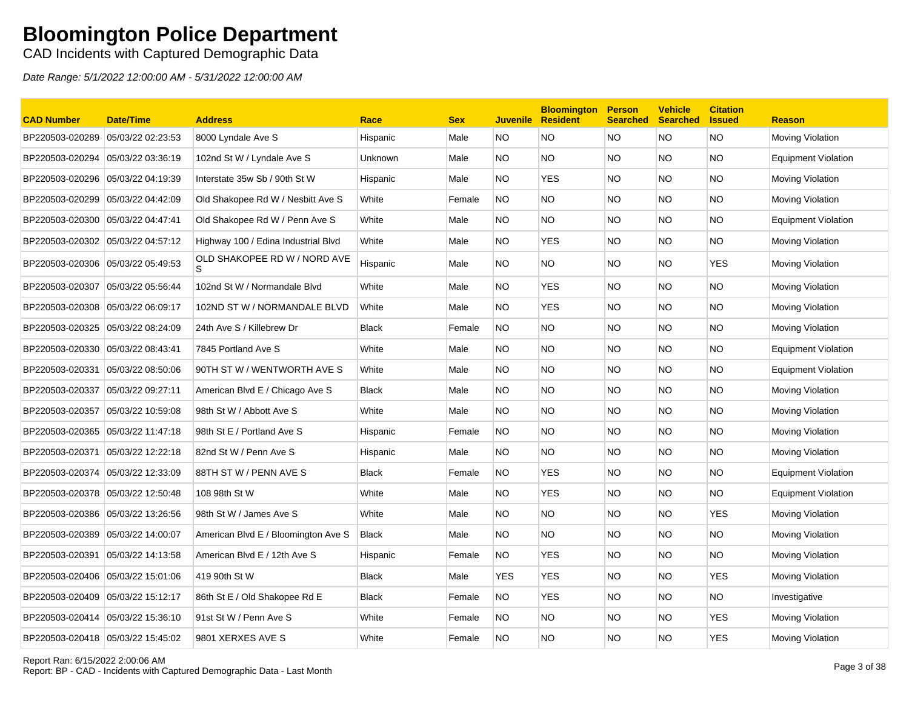# Bloomington Police Department

CAD Incidents with Captured Demographic Data

*Date Range: 5/1/2022 12:00:00 AM - 5/31/2022 12:00:00 AM*

| CAD Number | Date/Time | Address | Race | Sex | Juvenile | Bloomington Resident | Person Searched | Vehicle Searched | Citation Issued | Reason |
|---|---|---|---|---|---|---|---|---|---|---|
| BP220503-020289 | 05/03/22 02:23:53 | 8000 Lyndale Ave S | Hispanic | Male | NO | NO | NO | NO | NO | Moving Violation |
| BP220503-020294 | 05/03/22 03:36:19 | 102nd St W / Lyndale Ave S | Unknown | Male | NO | NO | NO | NO | NO | Equipment Violation |
| BP220503-020296 | 05/03/22 04:19:39 | Interstate 35w Sb / 90th St W | Hispanic | Male | NO | YES | NO | NO | NO | Moving Violation |
| BP220503-020299 | 05/03/22 04:42:09 | Old Shakopee Rd W / Nesbitt Ave S | White | Female | NO | NO | NO | NO | NO | Moving Violation |
| BP220503-020300 | 05/03/22 04:47:41 | Old Shakopee Rd W / Penn Ave S | White | Male | NO | NO | NO | NO | NO | Equipment Violation |
| BP220503-020302 | 05/03/22 04:57:12 | Highway 100 / Edina Industrial Blvd | White | Male | NO | YES | NO | NO | NO | Moving Violation |
| BP220503-020306 | 05/03/22 05:49:53 | OLD SHAKOPEE RD W / NORD AVE S | Hispanic | Male | NO | NO | NO | NO | YES | Moving Violation |
| BP220503-020307 | 05/03/22 05:56:44 | 102nd St W / Normandale Blvd | White | Male | NO | YES | NO | NO | NO | Moving Violation |
| BP220503-020308 | 05/03/22 06:09:17 | 102ND ST W / NORMANDALE BLVD | White | Male | NO | YES | NO | NO | NO | Moving Violation |
| BP220503-020325 | 05/03/22 08:24:09 | 24th Ave S / Killebrew Dr | Black | Female | NO | NO | NO | NO | NO | Moving Violation |
| BP220503-020330 | 05/03/22 08:43:41 | 7845 Portland Ave S | White | Male | NO | NO | NO | NO | NO | Equipment Violation |
| BP220503-020331 | 05/03/22 08:50:06 | 90TH ST W / WENTWORTH AVE S | White | Male | NO | NO | NO | NO | NO | Equipment Violation |
| BP220503-020337 | 05/03/22 09:27:11 | American Blvd E / Chicago Ave S | Black | Male | NO | NO | NO | NO | NO | Moving Violation |
| BP220503-020357 | 05/03/22 10:59:08 | 98th St W / Abbott Ave S | White | Male | NO | NO | NO | NO | NO | Moving Violation |
| BP220503-020365 | 05/03/22 11:47:18 | 98th St E / Portland Ave S | Hispanic | Female | NO | NO | NO | NO | NO | Moving Violation |
| BP220503-020371 | 05/03/22 12:22:18 | 82nd St W / Penn Ave S | Hispanic | Male | NO | NO | NO | NO | NO | Moving Violation |
| BP220503-020374 | 05/03/22 12:33:09 | 88TH ST W / PENN AVE S | Black | Female | NO | YES | NO | NO | NO | Equipment Violation |
| BP220503-020378 | 05/03/22 12:50:48 | 108 98th St W | White | Male | NO | YES | NO | NO | NO | Equipment Violation |
| BP220503-020386 | 05/03/22 13:26:56 | 98th St W / James Ave S | White | Male | NO | NO | NO | NO | YES | Moving Violation |
| BP220503-020389 | 05/03/22 14:00:07 | American Blvd E / Bloomington Ave S | Black | Male | NO | NO | NO | NO | NO | Moving Violation |
| BP220503-020391 | 05/03/22 14:13:58 | American Blvd E / 12th Ave S | Hispanic | Female | NO | YES | NO | NO | NO | Moving Violation |
| BP220503-020406 | 05/03/22 15:01:06 | 419 90th St W | Black | Male | YES | YES | NO | NO | YES | Moving Violation |
| BP220503-020409 | 05/03/22 15:12:17 | 86th St E / Old Shakopee Rd E | Black | Female | NO | YES | NO | NO | NO | Investigative |
| BP220503-020414 | 05/03/22 15:36:10 | 91st St W / Penn Ave S | White | Female | NO | NO | NO | NO | YES | Moving Violation |
| BP220503-020418 | 05/03/22 15:45:02 | 9801 XERXES AVE S | White | Female | NO | NO | NO | NO | YES | Moving Violation |

Report Ran: 6/15/2022 2:00:06 AM
Report: BP - CAD - Incidents with Captured Demographic Data - Last Month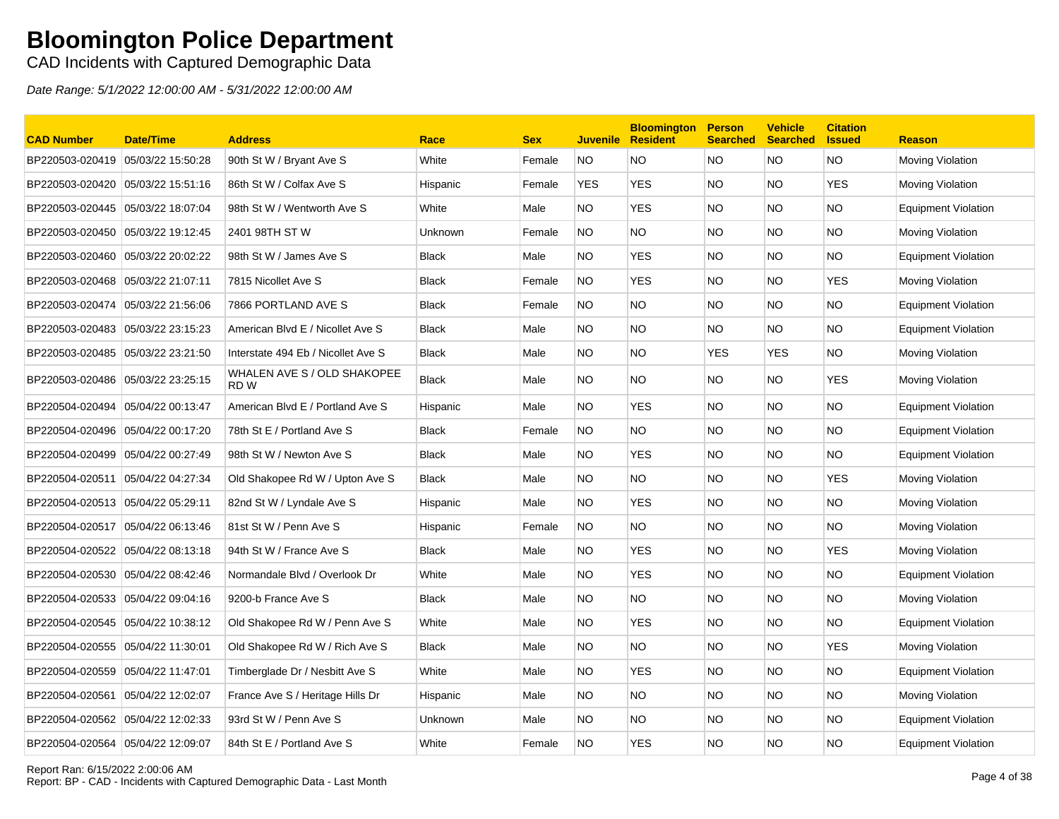# Bloomington Police Department

CAD Incidents with Captured Demographic Data

*Date Range: 5/1/2022 12:00:00 AM - 5/31/2022 12:00:00 AM*

| CAD Number | Date/Time | Address | Race | Sex | Juvenile | Bloomington Resident | Person Searched | Vehicle Searched | Citation Issued | Reason |
|---|---|---|---|---|---|---|---|---|---|---|
| BP220503-020419 | 05/03/22 15:50:28 | 90th St W / Bryant Ave S | White | Female | NO | NO | NO | NO | NO | Moving Violation |
| BP220503-020420 | 05/03/22 15:51:16 | 86th St W / Colfax Ave S | Hispanic | Female | YES | YES | NO | NO | YES | Moving Violation |
| BP220503-020445 | 05/03/22 18:07:04 | 98th St W / Wentworth Ave S | White | Male | NO | YES | NO | NO | NO | Equipment Violation |
| BP220503-020450 | 05/03/22 19:12:45 | 2401 98TH ST W | Unknown | Female | NO | NO | NO | NO | NO | Moving Violation |
| BP220503-020460 | 05/03/22 20:02:22 | 98th St W / James Ave S | Black | Male | NO | YES | NO | NO | NO | Equipment Violation |
| BP220503-020468 | 05/03/22 21:07:11 | 7815 Nicollet Ave S | Black | Female | NO | YES | NO | NO | YES | Moving Violation |
| BP220503-020474 | 05/03/22 21:56:06 | 7866 PORTLAND AVE S | Black | Female | NO | NO | NO | NO | NO | Equipment Violation |
| BP220503-020483 | 05/03/22 23:15:23 | American Blvd E / Nicollet Ave S | Black | Male | NO | NO | NO | NO | NO | Equipment Violation |
| BP220503-020485 | 05/03/22 23:21:50 | Interstate 494 Eb / Nicollet Ave S | Black | Male | NO | NO | YES | YES | NO | Moving Violation |
| BP220503-020486 | 05/03/22 23:25:15 | WHALEN AVE S / OLD SHAKOPEE RD W | Black | Male | NO | NO | NO | NO | YES | Moving Violation |
| BP220504-020494 | 05/04/22 00:13:47 | American Blvd E / Portland Ave S | Hispanic | Male | NO | YES | NO | NO | NO | Equipment Violation |
| BP220504-020496 | 05/04/22 00:17:20 | 78th St E / Portland Ave S | Black | Female | NO | NO | NO | NO | NO | Equipment Violation |
| BP220504-020499 | 05/04/22 00:27:49 | 98th St W / Newton Ave S | Black | Male | NO | YES | NO | NO | NO | Equipment Violation |
| BP220504-020511 | 05/04/22 04:27:34 | Old Shakopee Rd W / Upton Ave S | Black | Male | NO | NO | NO | NO | YES | Moving Violation |
| BP220504-020513 | 05/04/22 05:29:11 | 82nd St W / Lyndale Ave S | Hispanic | Male | NO | YES | NO | NO | NO | Moving Violation |
| BP220504-020517 | 05/04/22 06:13:46 | 81st St W / Penn Ave S | Hispanic | Female | NO | NO | NO | NO | NO | Moving Violation |
| BP220504-020522 | 05/04/22 08:13:18 | 94th St W / France Ave S | Black | Male | NO | YES | NO | NO | YES | Moving Violation |
| BP220504-020530 | 05/04/22 08:42:46 | Normandale Blvd / Overlook Dr | White | Male | NO | YES | NO | NO | NO | Equipment Violation |
| BP220504-020533 | 05/04/22 09:04:16 | 9200-b France Ave S | Black | Male | NO | NO | NO | NO | NO | Moving Violation |
| BP220504-020545 | 05/04/22 10:38:12 | Old Shakopee Rd W / Penn Ave S | White | Male | NO | YES | NO | NO | NO | Equipment Violation |
| BP220504-020555 | 05/04/22 11:30:01 | Old Shakopee Rd W / Rich Ave S | Black | Male | NO | NO | NO | NO | YES | Moving Violation |
| BP220504-020559 | 05/04/22 11:47:01 | Timberglade Dr / Nesbitt Ave S | White | Male | NO | YES | NO | NO | NO | Equipment Violation |
| BP220504-020561 | 05/04/22 12:02:07 | France Ave S / Heritage Hills Dr | Hispanic | Male | NO | NO | NO | NO | NO | Moving Violation |
| BP220504-020562 | 05/04/22 12:02:33 | 93rd St W / Penn Ave S | Unknown | Male | NO | NO | NO | NO | NO | Equipment Violation |
| BP220504-020564 | 05/04/22 12:09:07 | 84th St E / Portland Ave S | White | Female | NO | YES | NO | NO | NO | Equipment Violation |

Report Ran: 6/15/2022 2:00:06 AM
Report: BP - CAD - Incidents with Captured Demographic Data - Last Month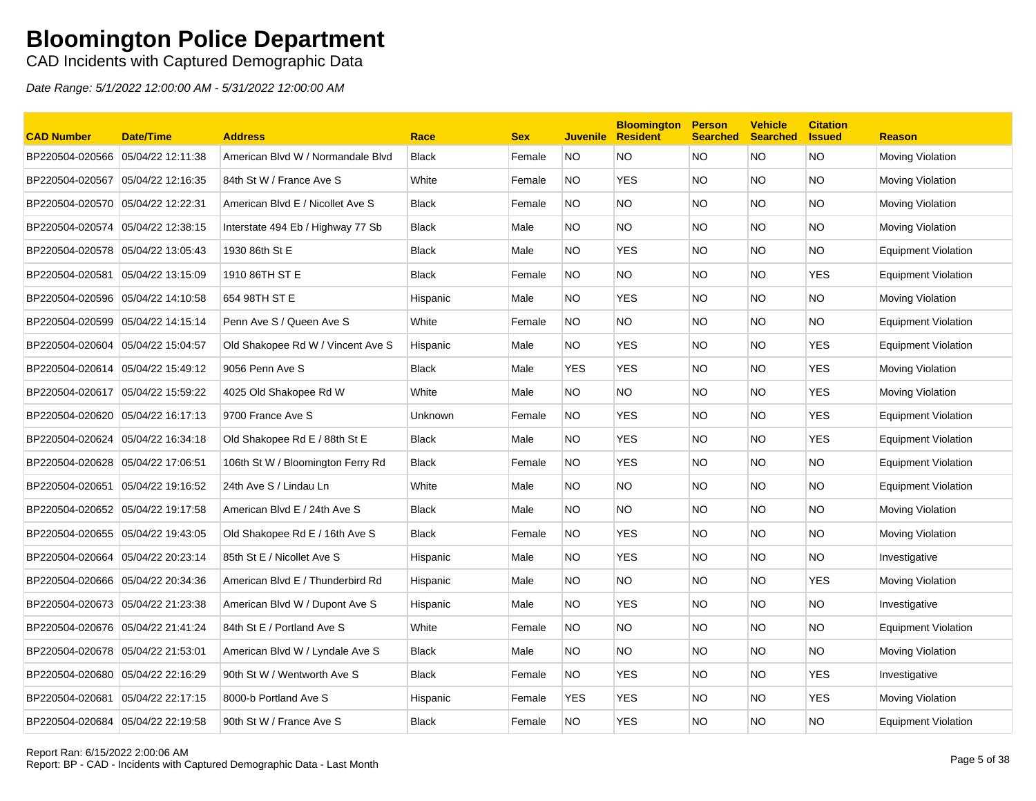# Bloomington Police Department

CAD Incidents with Captured Demographic Data

*Date Range: 5/1/2022 12:00:00 AM - 5/31/2022 12:00:00 AM*

| CAD Number | Date/Time | Address | Race | Sex | Juvenile | Bloomington Resident | Person Searched | Vehicle Searched | Citation Issued | Reason |
|---|---|---|---|---|---|---|---|---|---|---|
| BP220504-020566 | 05/04/22 12:11:38 | American Blvd W / Normandale Blvd | Black | Female | NO | NO | NO | NO | NO | Moving Violation |
| BP220504-020567 | 05/04/22 12:16:35 | 84th St W / France Ave S | White | Female | NO | YES | NO | NO | NO | Moving Violation |
| BP220504-020570 | 05/04/22 12:22:31 | American Blvd E / Nicollet Ave S | Black | Female | NO | NO | NO | NO | NO | Moving Violation |
| BP220504-020574 | 05/04/22 12:38:15 | Interstate 494 Eb / Highway 77 Sb | Black | Male | NO | NO | NO | NO | NO | Moving Violation |
| BP220504-020578 | 05/04/22 13:05:43 | 1930 86th St E | Black | Male | NO | YES | NO | NO | NO | Equipment Violation |
| BP220504-020581 | 05/04/22 13:15:09 | 1910 86TH ST E | Black | Female | NO | NO | NO | NO | YES | Equipment Violation |
| BP220504-020596 | 05/04/22 14:10:58 | 654 98TH ST E | Hispanic | Male | NO | YES | NO | NO | NO | Moving Violation |
| BP220504-020599 | 05/04/22 14:15:14 | Penn Ave S / Queen Ave S | White | Female | NO | NO | NO | NO | NO | Equipment Violation |
| BP220504-020604 | 05/04/22 15:04:57 | Old Shakopee Rd W / Vincent Ave S | Hispanic | Male | NO | YES | NO | NO | YES | Equipment Violation |
| BP220504-020614 | 05/04/22 15:49:12 | 9056 Penn Ave S | Black | Male | YES | YES | NO | NO | YES | Moving Violation |
| BP220504-020617 | 05/04/22 15:59:22 | 4025 Old Shakopee Rd W | White | Male | NO | NO | NO | NO | YES | Moving Violation |
| BP220504-020620 | 05/04/22 16:17:13 | 9700 France Ave S | Unknown | Female | NO | YES | NO | NO | YES | Equipment Violation |
| BP220504-020624 | 05/04/22 16:34:18 | Old Shakopee Rd E / 88th St E | Black | Male | NO | YES | NO | NO | YES | Equipment Violation |
| BP220504-020628 | 05/04/22 17:06:51 | 106th St W / Bloomington Ferry Rd | Black | Female | NO | YES | NO | NO | NO | Equipment Violation |
| BP220504-020651 | 05/04/22 19:16:52 | 24th Ave S / Lindau Ln | White | Male | NO | NO | NO | NO | NO | Equipment Violation |
| BP220504-020652 | 05/04/22 19:17:58 | American Blvd E / 24th Ave S | Black | Male | NO | NO | NO | NO | NO | Moving Violation |
| BP220504-020655 | 05/04/22 19:43:05 | Old Shakopee Rd E / 16th Ave S | Black | Female | NO | YES | NO | NO | NO | Moving Violation |
| BP220504-020664 | 05/04/22 20:23:14 | 85th St E / Nicollet Ave S | Hispanic | Male | NO | YES | NO | NO | NO | Investigative |
| BP220504-020666 | 05/04/22 20:34:36 | American Blvd E / Thunderbird Rd | Hispanic | Male | NO | NO | NO | NO | YES | Moving Violation |
| BP220504-020673 | 05/04/22 21:23:38 | American Blvd W / Dupont Ave S | Hispanic | Male | NO | YES | NO | NO | NO | Investigative |
| BP220504-020676 | 05/04/22 21:41:24 | 84th St E / Portland Ave S | White | Female | NO | NO | NO | NO | NO | Equipment Violation |
| BP220504-020678 | 05/04/22 21:53:01 | American Blvd W / Lyndale Ave S | Black | Male | NO | NO | NO | NO | NO | Moving Violation |
| BP220504-020680 | 05/04/22 22:16:29 | 90th St W / Wentworth Ave S | Black | Female | NO | YES | NO | NO | YES | Investigative |
| BP220504-020681 | 05/04/22 22:17:15 | 8000-b Portland Ave S | Hispanic | Female | YES | YES | NO | NO | YES | Moving Violation |
| BP220504-020684 | 05/04/22 22:19:58 | 90th St W / France Ave S | Black | Female | NO | YES | NO | NO | NO | Equipment Violation |

Report Ran: 6/15/2022 2:00:06 AM
Report: BP - CAD - Incidents with Captured Demographic Data - Last Month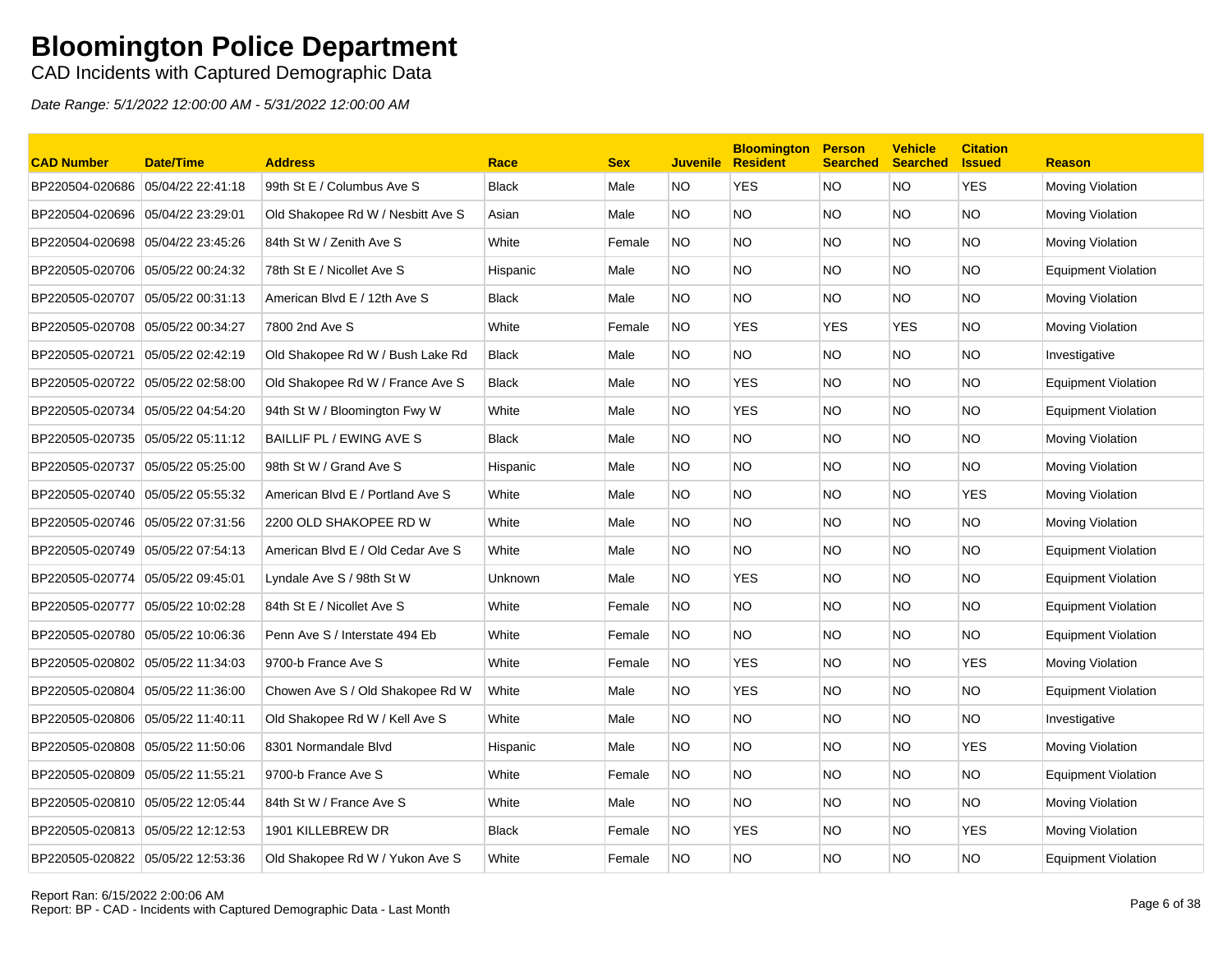# Bloomington Police Department

CAD Incidents with Captured Demographic Data

*Date Range: 5/1/2022 12:00:00 AM - 5/31/2022 12:00:00 AM*

| CAD Number | Date/Time | Address | Race | Sex | Juvenile | Bloomington Resident | Person Searched | Vehicle Searched | Citation Issued | Reason |
|---|---|---|---|---|---|---|---|---|---|---|
| BP220504-020686 | 05/04/22 22:41:18 | 99th St E / Columbus Ave S | Black | Male | NO | YES | NO | NO | YES | Moving Violation |
| BP220504-020696 | 05/04/22 23:29:01 | Old Shakopee Rd W / Nesbitt Ave S | Asian | Male | NO | NO | NO | NO | NO | Moving Violation |
| BP220504-020698 | 05/04/22 23:45:26 | 84th St W / Zenith Ave S | White | Female | NO | NO | NO | NO | NO | Moving Violation |
| BP220505-020706 | 05/05/22 00:24:32 | 78th St E / Nicollet Ave S | Hispanic | Male | NO | NO | NO | NO | NO | Equipment Violation |
| BP220505-020707 | 05/05/22 00:31:13 | American Blvd E / 12th Ave S | Black | Male | NO | NO | NO | NO | NO | Moving Violation |
| BP220505-020708 | 05/05/22 00:34:27 | 7800 2nd Ave S | White | Female | NO | YES | YES | YES | NO | Moving Violation |
| BP220505-020721 | 05/05/22 02:42:19 | Old Shakopee Rd W / Bush Lake Rd | Black | Male | NO | NO | NO | NO | NO | Investigative |
| BP220505-020722 | 05/05/22 02:58:00 | Old Shakopee Rd W / France Ave S | Black | Male | NO | YES | NO | NO | NO | Equipment Violation |
| BP220505-020734 | 05/05/22 04:54:20 | 94th St W / Bloomington Fwy W | White | Male | NO | YES | NO | NO | NO | Equipment Violation |
| BP220505-020735 | 05/05/22 05:11:12 | BAILLIF PL / EWING AVE S | Black | Male | NO | NO | NO | NO | NO | Moving Violation |
| BP220505-020737 | 05/05/22 05:25:00 | 98th St W / Grand Ave S | Hispanic | Male | NO | NO | NO | NO | NO | Moving Violation |
| BP220505-020740 | 05/05/22 05:55:32 | American Blvd E / Portland Ave S | White | Male | NO | NO | NO | NO | YES | Moving Violation |
| BP220505-020746 | 05/05/22 07:31:56 | 2200 OLD SHAKOPEE RD W | White | Male | NO | NO | NO | NO | NO | Moving Violation |
| BP220505-020749 | 05/05/22 07:54:13 | American Blvd E / Old Cedar Ave S | White | Male | NO | NO | NO | NO | NO | Equipment Violation |
| BP220505-020774 | 05/05/22 09:45:01 | Lyndale Ave S / 98th St W | Unknown | Male | NO | YES | NO | NO | NO | Equipment Violation |
| BP220505-020777 | 05/05/22 10:02:28 | 84th St E / Nicollet Ave S | White | Female | NO | NO | NO | NO | NO | Equipment Violation |
| BP220505-020780 | 05/05/22 10:06:36 | Penn Ave S / Interstate 494 Eb | White | Female | NO | NO | NO | NO | NO | Equipment Violation |
| BP220505-020802 | 05/05/22 11:34:03 | 9700-b France Ave S | White | Female | NO | YES | NO | NO | YES | Moving Violation |
| BP220505-020804 | 05/05/22 11:36:00 | Chowen Ave S / Old Shakopee Rd W | White | Male | NO | YES | NO | NO | NO | Equipment Violation |
| BP220505-020806 | 05/05/22 11:40:11 | Old Shakopee Rd W / Kell Ave S | White | Male | NO | NO | NO | NO | NO | Investigative |
| BP220505-020808 | 05/05/22 11:50:06 | 8301 Normandale Blvd | Hispanic | Male | NO | NO | NO | NO | YES | Moving Violation |
| BP220505-020809 | 05/05/22 11:55:21 | 9700-b France Ave S | White | Female | NO | NO | NO | NO | NO | Equipment Violation |
| BP220505-020810 | 05/05/22 12:05:44 | 84th St W / France Ave S | White | Male | NO | NO | NO | NO | NO | Moving Violation |
| BP220505-020813 | 05/05/22 12:12:53 | 1901 KILLEBREW DR | Black | Female | NO | YES | NO | NO | YES | Moving Violation |
| BP220505-020822 | 05/05/22 12:53:36 | Old Shakopee Rd W / Yukon Ave S | White | Female | NO | NO | NO | NO | NO | Equipment Violation |

Report Ran: 6/15/2022 2:00:06 AM
Report: BP - CAD - Incidents with Captured Demographic Data - Last Month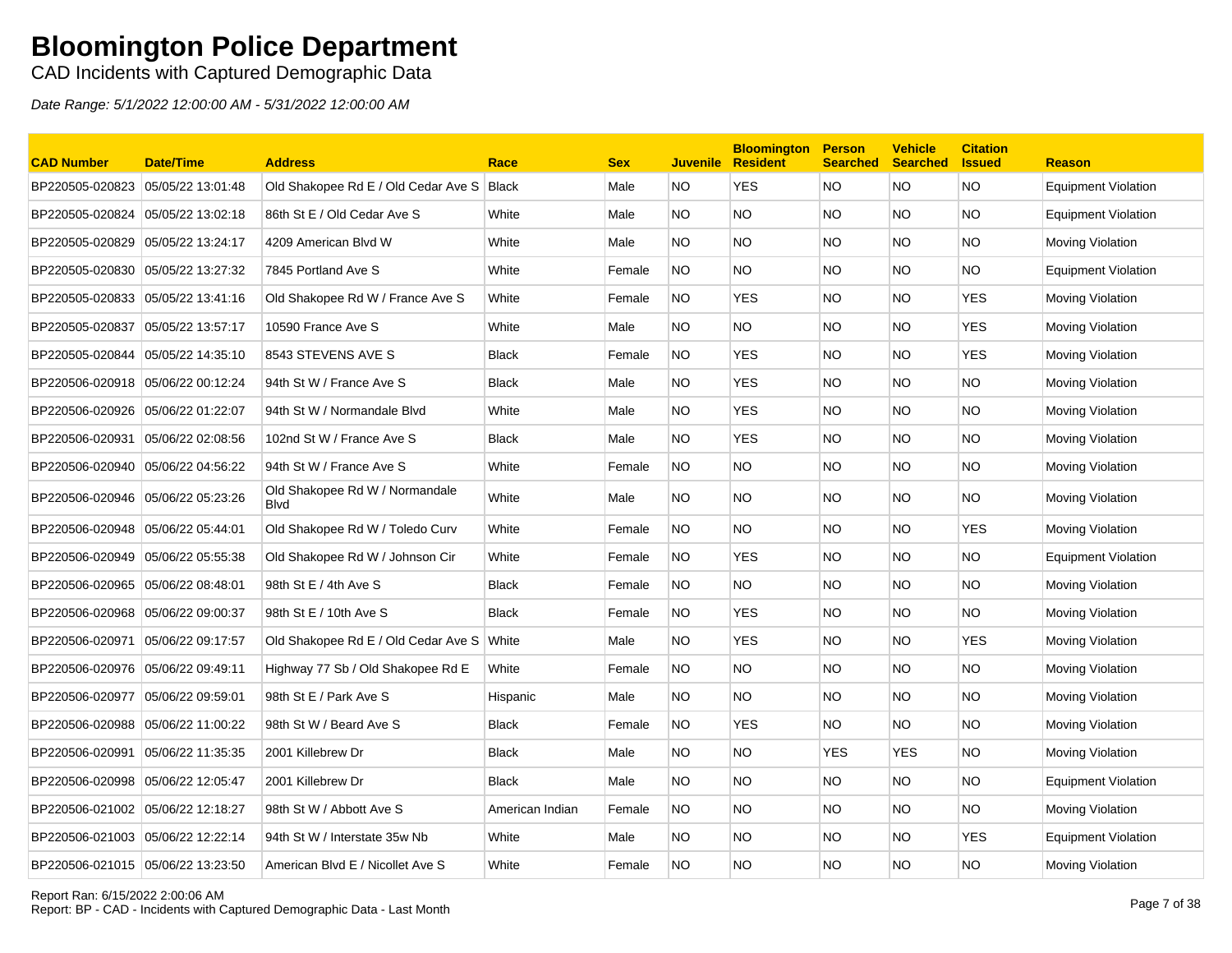# Bloomington Police Department

CAD Incidents with Captured Demographic Data

*Date Range: 5/1/2022 12:00:00 AM - 5/31/2022 12:00:00 AM*

| CAD Number | Date/Time | Address | Race | Sex | Juvenile | Bloomington Resident | Person Searched | Vehicle Searched | Citation Issued | Reason |
|---|---|---|---|---|---|---|---|---|---|---|
| BP220505-020823 | 05/05/22 13:01:48 | Old Shakopee Rd E / Old Cedar Ave S | Black | Male | NO | YES | NO | NO | NO | Equipment Violation |
| BP220505-020824 | 05/05/22 13:02:18 | 86th St E / Old Cedar Ave S | White | Male | NO | NO | NO | NO | NO | Equipment Violation |
| BP220505-020829 | 05/05/22 13:24:17 | 4209 American Blvd W | White | Male | NO | NO | NO | NO | NO | Moving Violation |
| BP220505-020830 | 05/05/22 13:27:32 | 7845 Portland Ave S | White | Female | NO | NO | NO | NO | NO | Equipment Violation |
| BP220505-020833 | 05/05/22 13:41:16 | Old Shakopee Rd W / France Ave S | White | Female | NO | YES | NO | NO | YES | Moving Violation |
| BP220505-020837 | 05/05/22 13:57:17 | 10590 France Ave S | White | Male | NO | NO | NO | NO | YES | Moving Violation |
| BP220505-020844 | 05/05/22 14:35:10 | 8543 STEVENS AVE S | Black | Female | NO | YES | NO | NO | YES | Moving Violation |
| BP220506-020918 | 05/06/22 00:12:24 | 94th St W / France Ave S | Black | Male | NO | YES | NO | NO | NO | Moving Violation |
| BP220506-020926 | 05/06/22 01:22:07 | 94th St W / Normandale Blvd | White | Male | NO | YES | NO | NO | NO | Moving Violation |
| BP220506-020931 | 05/06/22 02:08:56 | 102nd St W / France Ave S | Black | Male | NO | YES | NO | NO | NO | Moving Violation |
| BP220506-020940 | 05/06/22 04:56:22 | 94th St W / France Ave S | White | Female | NO | NO | NO | NO | NO | Moving Violation |
| BP220506-020946 | 05/06/22 05:23:26 | Old Shakopee Rd W / Normandale Blvd | White | Male | NO | NO | NO | NO | NO | Moving Violation |
| BP220506-020948 | 05/06/22 05:44:01 | Old Shakopee Rd W / Toledo Curv | White | Female | NO | NO | NO | NO | YES | Moving Violation |
| BP220506-020949 | 05/06/22 05:55:38 | Old Shakopee Rd W / Johnson Cir | White | Female | NO | YES | NO | NO | NO | Equipment Violation |
| BP220506-020965 | 05/06/22 08:48:01 | 98th St E / 4th Ave S | Black | Female | NO | NO | NO | NO | NO | Moving Violation |
| BP220506-020968 | 05/06/22 09:00:37 | 98th St E / 10th Ave S | Black | Female | NO | YES | NO | NO | NO | Moving Violation |
| BP220506-020971 | 05/06/22 09:17:57 | Old Shakopee Rd E / Old Cedar Ave S | White | Male | NO | YES | NO | NO | YES | Moving Violation |
| BP220506-020976 | 05/06/22 09:49:11 | Highway 77 Sb / Old Shakopee Rd E | White | Female | NO | NO | NO | NO | NO | Moving Violation |
| BP220506-020977 | 05/06/22 09:59:01 | 98th St E / Park Ave S | Hispanic | Male | NO | NO | NO | NO | NO | Moving Violation |
| BP220506-020988 | 05/06/22 11:00:22 | 98th St W / Beard Ave S | Black | Female | NO | YES | NO | NO | NO | Moving Violation |
| BP220506-020991 | 05/06/22 11:35:35 | 2001 Killebrew Dr | Black | Male | NO | NO | YES | YES | NO | Moving Violation |
| BP220506-020998 | 05/06/22 12:05:47 | 2001 Killebrew Dr | Black | Male | NO | NO | NO | NO | NO | Equipment Violation |
| BP220506-021002 | 05/06/22 12:18:27 | 98th St W / Abbott Ave S | American Indian | Female | NO | NO | NO | NO | NO | Moving Violation |
| BP220506-021003 | 05/06/22 12:22:14 | 94th St W / Interstate 35w Nb | White | Male | NO | NO | NO | NO | YES | Equipment Violation |
| BP220506-021015 | 05/06/22 13:23:50 | American Blvd E / Nicollet Ave S | White | Female | NO | NO | NO | NO | NO | Moving Violation |

Report Ran: 6/15/2022 2:00:06 AM
Report: BP - CAD - Incidents with Captured Demographic Data - Last Month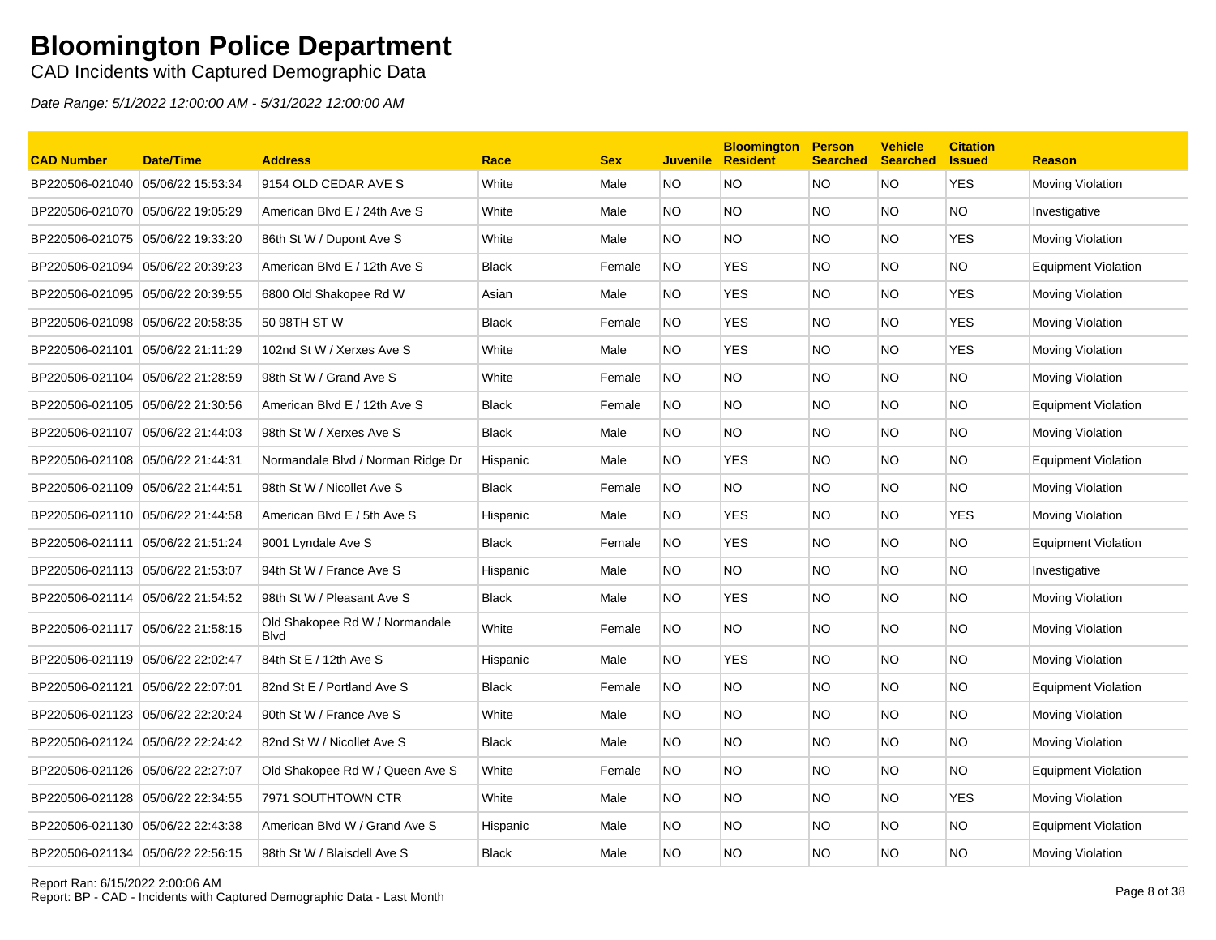# Bloomington Police Department

CAD Incidents with Captured Demographic Data

*Date Range: 5/1/2022 12:00:00 AM - 5/31/2022 12:00:00 AM*

| CAD Number | Date/Time | Address | Race | Sex | Juvenile | Bloomington Resident | Person Searched | Vehicle Searched | Citation Issued | Reason |
|---|---|---|---|---|---|---|---|---|---|---|
| BP220506-021040 | 05/06/22 15:53:34 | 9154 OLD CEDAR AVE S | White | Male | NO | NO | NO | NO | YES | Moving Violation |
| BP220506-021070 | 05/06/22 19:05:29 | American Blvd E / 24th Ave S | White | Male | NO | NO | NO | NO | NO | Investigative |
| BP220506-021075 | 05/06/22 19:33:20 | 86th St W / Dupont Ave S | White | Male | NO | NO | NO | NO | YES | Moving Violation |
| BP220506-021094 | 05/06/22 20:39:23 | American Blvd E / 12th Ave S | Black | Female | NO | YES | NO | NO | NO | Equipment Violation |
| BP220506-021095 | 05/06/22 20:39:55 | 6800 Old Shakopee Rd W | Asian | Male | NO | YES | NO | NO | YES | Moving Violation |
| BP220506-021098 | 05/06/22 20:58:35 | 50 98TH ST W | Black | Female | NO | YES | NO | NO | YES | Moving Violation |
| BP220506-021101 | 05/06/22 21:11:29 | 102nd St W / Xerxes Ave S | White | Male | NO | YES | NO | NO | YES | Moving Violation |
| BP220506-021104 | 05/06/22 21:28:59 | 98th St W / Grand Ave S | White | Female | NO | NO | NO | NO | NO | Moving Violation |
| BP220506-021105 | 05/06/22 21:30:56 | American Blvd E / 12th Ave S | Black | Female | NO | NO | NO | NO | NO | Equipment Violation |
| BP220506-021107 | 05/06/22 21:44:03 | 98th St W / Xerxes Ave S | Black | Male | NO | NO | NO | NO | NO | Moving Violation |
| BP220506-021108 | 05/06/22 21:44:31 | Normandale Blvd / Norman Ridge Dr | Hispanic | Male | NO | YES | NO | NO | NO | Equipment Violation |
| BP220506-021109 | 05/06/22 21:44:51 | 98th St W / Nicollet Ave S | Black | Female | NO | NO | NO | NO | NO | Moving Violation |
| BP220506-021110 | 05/06/22 21:44:58 | American Blvd E / 5th Ave S | Hispanic | Male | NO | YES | NO | NO | YES | Moving Violation |
| BP220506-021111 | 05/06/22 21:51:24 | 9001 Lyndale Ave S | Black | Female | NO | YES | NO | NO | NO | Equipment Violation |
| BP220506-021113 | 05/06/22 21:53:07 | 94th St W / France Ave S | Hispanic | Male | NO | NO | NO | NO | NO | Investigative |
| BP220506-021114 | 05/06/22 21:54:52 | 98th St W / Pleasant Ave S | Black | Male | NO | YES | NO | NO | NO | Moving Violation |
| BP220506-021117 | 05/06/22 21:58:15 | Old Shakopee Rd W / Normandale Blvd | White | Female | NO | NO | NO | NO | NO | Moving Violation |
| BP220506-021119 | 05/06/22 22:02:47 | 84th St E / 12th Ave S | Hispanic | Male | NO | YES | NO | NO | NO | Moving Violation |
| BP220506-021121 | 05/06/22 22:07:01 | 82nd St E / Portland Ave S | Black | Female | NO | NO | NO | NO | NO | Equipment Violation |
| BP220506-021123 | 05/06/22 22:20:24 | 90th St W / France Ave S | White | Male | NO | NO | NO | NO | NO | Moving Violation |
| BP220506-021124 | 05/06/22 22:24:42 | 82nd St W / Nicollet Ave S | Black | Male | NO | NO | NO | NO | NO | Moving Violation |
| BP220506-021126 | 05/06/22 22:27:07 | Old Shakopee Rd W / Queen Ave S | White | Female | NO | NO | NO | NO | NO | Equipment Violation |
| BP220506-021128 | 05/06/22 22:34:55 | 7971 SOUTHTOWN CTR | White | Male | NO | NO | NO | NO | YES | Moving Violation |
| BP220506-021130 | 05/06/22 22:43:38 | American Blvd W / Grand Ave S | Hispanic | Male | NO | NO | NO | NO | NO | Equipment Violation |
| BP220506-021134 | 05/06/22 22:56:15 | 98th St W / Blaisdell Ave S | Black | Male | NO | NO | NO | NO | NO | Moving Violation |

Report Ran: 6/15/2022 2:00:06 AM
Report: BP - CAD - Incidents with Captured Demographic Data - Last Month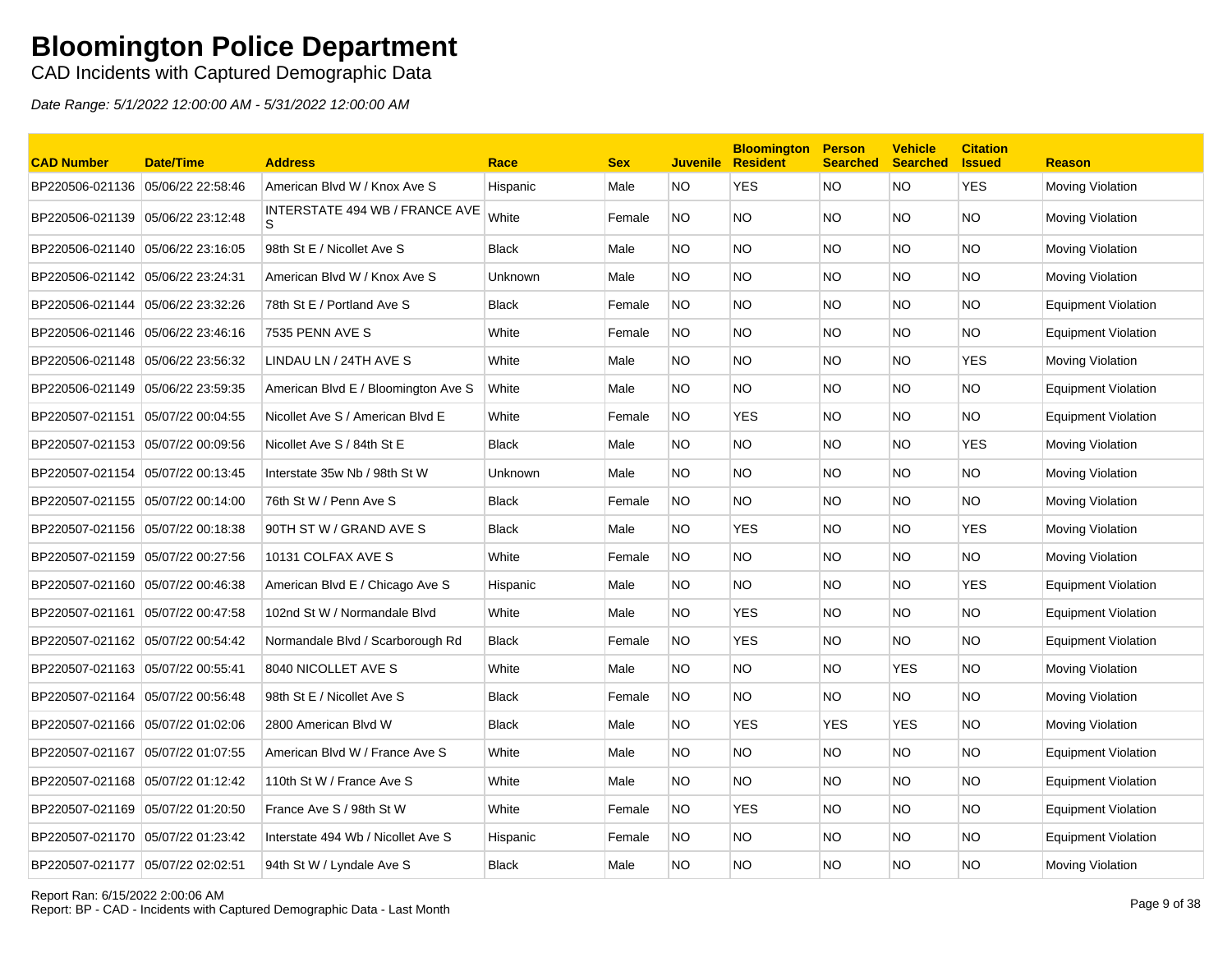# Bloomington Police Department

CAD Incidents with Captured Demographic Data

*Date Range: 5/1/2022 12:00:00 AM - 5/31/2022 12:00:00 AM*

| CAD Number | Date/Time | Address | Race | Sex | Juvenile | Bloomington Resident | Person Searched | Vehicle Searched | Citation Issued | Reason |
|---|---|---|---|---|---|---|---|---|---|---|
| BP220506-021136 | 05/06/22 22:58:46 | American Blvd W / Knox Ave S | Hispanic | Male | NO | YES | NO | NO | YES | Moving Violation |
| BP220506-021139 | 05/06/22 23:12:48 | INTERSTATE 494 WB / FRANCE AVE S | White | Female | NO | NO | NO | NO | NO | Moving Violation |
| BP220506-021140 | 05/06/22 23:16:05 | 98th St E / Nicollet Ave S | Black | Male | NO | NO | NO | NO | NO | Moving Violation |
| BP220506-021142 | 05/06/22 23:24:31 | American Blvd W / Knox Ave S | Unknown | Male | NO | NO | NO | NO | NO | Moving Violation |
| BP220506-021144 | 05/06/22 23:32:26 | 78th St E / Portland Ave S | Black | Female | NO | NO | NO | NO | NO | Equipment Violation |
| BP220506-021146 | 05/06/22 23:46:16 | 7535 PENN AVE S | White | Female | NO | NO | NO | NO | NO | Equipment Violation |
| BP220506-021148 | 05/06/22 23:56:32 | LINDAU LN / 24TH AVE S | White | Male | NO | NO | NO | NO | YES | Moving Violation |
| BP220506-021149 | 05/06/22 23:59:35 | American Blvd E / Bloomington Ave S | White | Male | NO | NO | NO | NO | NO | Equipment Violation |
| BP220507-021151 | 05/07/22 00:04:55 | Nicollet Ave S / American Blvd E | White | Female | NO | YES | NO | NO | NO | Equipment Violation |
| BP220507-021153 | 05/07/22 00:09:56 | Nicollet Ave S / 84th St E | Black | Male | NO | NO | NO | NO | YES | Moving Violation |
| BP220507-021154 | 05/07/22 00:13:45 | Interstate 35w Nb / 98th St W | Unknown | Male | NO | NO | NO | NO | NO | Moving Violation |
| BP220507-021155 | 05/07/22 00:14:00 | 76th St W / Penn Ave S | Black | Female | NO | NO | NO | NO | NO | Moving Violation |
| BP220507-021156 | 05/07/22 00:18:38 | 90TH ST W / GRAND AVE S | Black | Male | NO | YES | NO | NO | YES | Moving Violation |
| BP220507-021159 | 05/07/22 00:27:56 | 10131 COLFAX AVE S | White | Female | NO | NO | NO | NO | NO | Moving Violation |
| BP220507-021160 | 05/07/22 00:46:38 | American Blvd E / Chicago Ave S | Hispanic | Male | NO | NO | NO | NO | YES | Equipment Violation |
| BP220507-021161 | 05/07/22 00:47:58 | 102nd St W / Normandale Blvd | White | Male | NO | YES | NO | NO | NO | Equipment Violation |
| BP220507-021162 | 05/07/22 00:54:42 | Normandale Blvd / Scarborough Rd | Black | Female | NO | YES | NO | NO | NO | Equipment Violation |
| BP220507-021163 | 05/07/22 00:55:41 | 8040 NICOLLET AVE S | White | Male | NO | NO | NO | YES | NO | Moving Violation |
| BP220507-021164 | 05/07/22 00:56:48 | 98th St E / Nicollet Ave S | Black | Female | NO | NO | NO | NO | NO | Moving Violation |
| BP220507-021166 | 05/07/22 01:02:06 | 2800 American Blvd W | Black | Male | NO | YES | YES | YES | NO | Moving Violation |
| BP220507-021167 | 05/07/22 01:07:55 | American Blvd W / France Ave S | White | Male | NO | NO | NO | NO | NO | Equipment Violation |
| BP220507-021168 | 05/07/22 01:12:42 | 110th St W / France Ave S | White | Male | NO | NO | NO | NO | NO | Equipment Violation |
| BP220507-021169 | 05/07/22 01:20:50 | France Ave S / 98th St W | White | Female | NO | YES | NO | NO | NO | Equipment Violation |
| BP220507-021170 | 05/07/22 01:23:42 | Interstate 494 Wb / Nicollet Ave S | Hispanic | Female | NO | NO | NO | NO | NO | Equipment Violation |
| BP220507-021177 | 05/07/22 02:02:51 | 94th St W / Lyndale Ave S | Black | Male | NO | NO | NO | NO | NO | Moving Violation |

Report Ran: 6/15/2022 2:00:06 AM
Report: BP - CAD - Incidents with Captured Demographic Data - Last Month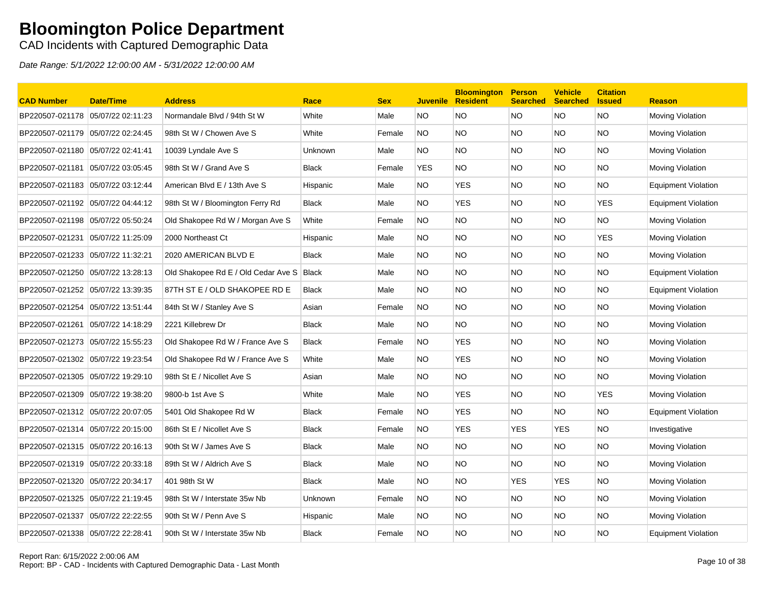# Bloomington Police Department

CAD Incidents with Captured Demographic Data

*Date Range: 5/1/2022 12:00:00 AM - 5/31/2022 12:00:00 AM*

| CAD Number | Date/Time | Address | Race | Sex | Juvenile | Bloomington Resident | Person Searched | Vehicle Searched | Citation Issued | Reason |
|---|---|---|---|---|---|---|---|---|---|---|
| BP220507-021178 | 05/07/22 02:11:23 | Normandale Blvd / 94th St W | White | Male | NO | NO | NO | NO | NO | Moving Violation |
| BP220507-021179 | 05/07/22 02:24:45 | 98th St W / Chowen Ave S | White | Female | NO | NO | NO | NO | NO | Moving Violation |
| BP220507-021180 | 05/07/22 02:41:41 | 10039 Lyndale Ave S | Unknown | Male | NO | NO | NO | NO | NO | Moving Violation |
| BP220507-021181 | 05/07/22 03:05:45 | 98th St W / Grand Ave S | Black | Female | YES | NO | NO | NO | NO | Moving Violation |
| BP220507-021183 | 05/07/22 03:12:44 | American Blvd E / 13th Ave S | Hispanic | Male | NO | YES | NO | NO | NO | Equipment Violation |
| BP220507-021192 | 05/07/22 04:44:12 | 98th St W / Bloomington Ferry Rd | Black | Male | NO | YES | NO | NO | YES | Equipment Violation |
| BP220507-021198 | 05/07/22 05:50:24 | Old Shakopee Rd W / Morgan Ave S | White | Female | NO | NO | NO | NO | NO | Moving Violation |
| BP220507-021231 | 05/07/22 11:25:09 | 2000 Northeast Ct | Hispanic | Male | NO | NO | NO | NO | YES | Moving Violation |
| BP220507-021233 | 05/07/22 11:32:21 | 2020 AMERICAN BLVD E | Black | Male | NO | NO | NO | NO | NO | Moving Violation |
| BP220507-021250 | 05/07/22 13:28:13 | Old Shakopee Rd E / Old Cedar Ave S | Black | Male | NO | NO | NO | NO | NO | Equipment Violation |
| BP220507-021252 | 05/07/22 13:39:35 | 87TH ST E / OLD SHAKOPEE RD E | Black | Male | NO | NO | NO | NO | NO | Equipment Violation |
| BP220507-021254 | 05/07/22 13:51:44 | 84th St W / Stanley Ave S | Asian | Female | NO | NO | NO | NO | NO | Moving Violation |
| BP220507-021261 | 05/07/22 14:18:29 | 2221 Killebrew Dr | Black | Male | NO | NO | NO | NO | NO | Moving Violation |
| BP220507-021273 | 05/07/22 15:55:23 | Old Shakopee Rd W / France Ave S | Black | Female | NO | YES | NO | NO | NO | Moving Violation |
| BP220507-021302 | 05/07/22 19:23:54 | Old Shakopee Rd W / France Ave S | White | Male | NO | YES | NO | NO | NO | Moving Violation |
| BP220507-021305 | 05/07/22 19:29:10 | 98th St E / Nicollet Ave S | Asian | Male | NO | NO | NO | NO | NO | Moving Violation |
| BP220507-021309 | 05/07/22 19:38:20 | 9800-b 1st Ave S | White | Male | NO | YES | NO | NO | YES | Moving Violation |
| BP220507-021312 | 05/07/22 20:07:05 | 5401 Old Shakopee Rd W | Black | Female | NO | YES | NO | NO | NO | Equipment Violation |
| BP220507-021314 | 05/07/22 20:15:00 | 86th St E / Nicollet Ave S | Black | Female | NO | YES | YES | YES | NO | Investigative |
| BP220507-021315 | 05/07/22 20:16:13 | 90th St W / James Ave S | Black | Male | NO | NO | NO | NO | NO | Moving Violation |
| BP220507-021319 | 05/07/22 20:33:18 | 89th St W / Aldrich Ave S | Black | Male | NO | NO | NO | NO | NO | Moving Violation |
| BP220507-021320 | 05/07/22 20:34:17 | 401 98th St W | Black | Male | NO | NO | YES | YES | NO | Moving Violation |
| BP220507-021325 | 05/07/22 21:19:45 | 98th St W / Interstate 35w Nb | Unknown | Female | NO | NO | NO | NO | NO | Moving Violation |
| BP220507-021337 | 05/07/22 22:22:55 | 90th St W / Penn Ave S | Hispanic | Male | NO | NO | NO | NO | NO | Moving Violation |
| BP220507-021338 | 05/07/22 22:28:41 | 90th St W / Interstate 35w Nb | Black | Female | NO | NO | NO | NO | NO | Equipment Violation |

Report Ran: 6/15/2022 2:00:06 AM
Report: BP - CAD - Incidents with Captured Demographic Data - Last Month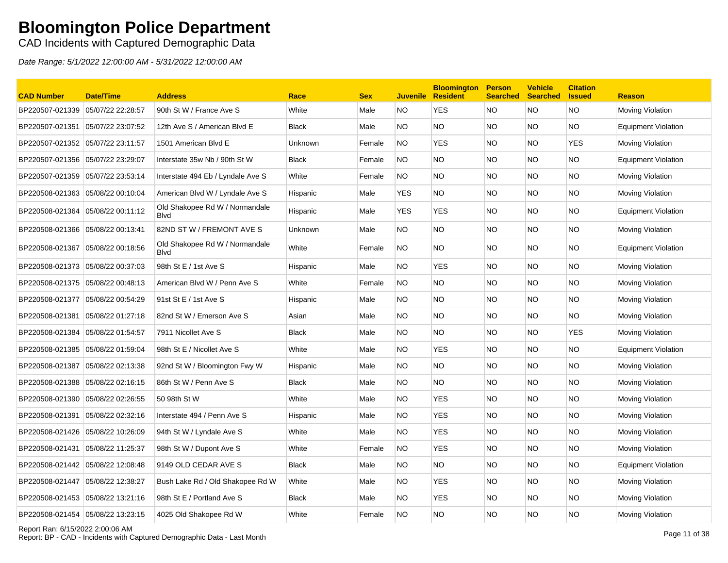# Bloomington Police Department

CAD Incidents with Captured Demographic Data

*Date Range: 5/1/2022 12:00:00 AM - 5/31/2022 12:00:00 AM*

| CAD Number | Date/Time | Address | Race | Sex | Juvenile | Bloomington Resident | Person Searched | Vehicle Searched | Citation Issued | Reason |
|---|---|---|---|---|---|---|---|---|---|---|
| BP220507-021339 | 05/07/22 22:28:57 | 90th St W / France Ave S | White | Male | NO | YES | NO | NO | NO | Moving Violation |
| BP220507-021351 | 05/07/22 23:07:52 | 12th Ave S / American Blvd E | Black | Male | NO | NO | NO | NO | NO | Equipment Violation |
| BP220507-021352 | 05/07/22 23:11:57 | 1501 American Blvd E | Unknown | Female | NO | YES | NO | NO | YES | Moving Violation |
| BP220507-021356 | 05/07/22 23:29:07 | Interstate 35w Nb / 90th St W | Black | Female | NO | NO | NO | NO | NO | Equipment Violation |
| BP220507-021359 | 05/07/22 23:53:14 | Interstate 494 Eb / Lyndale Ave S | White | Female | NO | NO | NO | NO | NO | Moving Violation |
| BP220508-021363 | 05/08/22 00:10:04 | American Blvd W / Lyndale Ave S | Hispanic | Male | YES | NO | NO | NO | NO | Moving Violation |
| BP220508-021364 | 05/08/22 00:11:12 | Old Shakopee Rd W / Normandale Blvd | Hispanic | Male | YES | YES | NO | NO | NO | Equipment Violation |
| BP220508-021366 | 05/08/22 00:13:41 | 82ND ST W / FREMONT AVE S | Unknown | Male | NO | NO | NO | NO | NO | Moving Violation |
| BP220508-021367 | 05/08/22 00:18:56 | Old Shakopee Rd W / Normandale Blvd | White | Female | NO | NO | NO | NO | NO | Equipment Violation |
| BP220508-021373 | 05/08/22 00:37:03 | 98th St E / 1st Ave S | Hispanic | Male | NO | YES | NO | NO | NO | Moving Violation |
| BP220508-021375 | 05/08/22 00:48:13 | American Blvd W / Penn Ave S | White | Female | NO | NO | NO | NO | NO | Moving Violation |
| BP220508-021377 | 05/08/22 00:54:29 | 91st St E / 1st Ave S | Hispanic | Male | NO | NO | NO | NO | NO | Moving Violation |
| BP220508-021381 | 05/08/22 01:27:18 | 82nd St W / Emerson Ave S | Asian | Male | NO | NO | NO | NO | NO | Moving Violation |
| BP220508-021384 | 05/08/22 01:54:57 | 7911 Nicollet Ave S | Black | Male | NO | NO | NO | NO | YES | Moving Violation |
| BP220508-021385 | 05/08/22 01:59:04 | 98th St E / Nicollet Ave S | White | Male | NO | YES | NO | NO | NO | Equipment Violation |
| BP220508-021387 | 05/08/22 02:13:38 | 92nd St W / Bloomington Fwy W | Hispanic | Male | NO | NO | NO | NO | NO | Moving Violation |
| BP220508-021388 | 05/08/22 02:16:15 | 86th St W / Penn Ave S | Black | Male | NO | NO | NO | NO | NO | Moving Violation |
| BP220508-021390 | 05/08/22 02:26:55 | 50 98th St W | White | Male | NO | YES | NO | NO | NO | Moving Violation |
| BP220508-021391 | 05/08/22 02:32:16 | Interstate 494 / Penn Ave S | Hispanic | Male | NO | YES | NO | NO | NO | Moving Violation |
| BP220508-021426 | 05/08/22 10:26:09 | 94th St W / Lyndale Ave S | White | Male | NO | YES | NO | NO | NO | Moving Violation |
| BP220508-021431 | 05/08/22 11:25:37 | 98th St W / Dupont Ave S | White | Female | NO | YES | NO | NO | NO | Moving Violation |
| BP220508-021442 | 05/08/22 12:08:48 | 9149 OLD CEDAR AVE S | Black | Male | NO | NO | NO | NO | NO | Equipment Violation |
| BP220508-021447 | 05/08/22 12:38:27 | Bush Lake Rd / Old Shakopee Rd W | White | Male | NO | YES | NO | NO | NO | Moving Violation |
| BP220508-021453 | 05/08/22 13:21:16 | 98th St E / Portland Ave S | Black | Male | NO | YES | NO | NO | NO | Moving Violation |
| BP220508-021454 | 05/08/22 13:23:15 | 4025 Old Shakopee Rd W | White | Female | NO | NO | NO | NO | NO | Moving Violation |

Report Ran: 6/15/2022 2:00:06 AM
Report: BP - CAD - Incidents with Captured Demographic Data - Last Month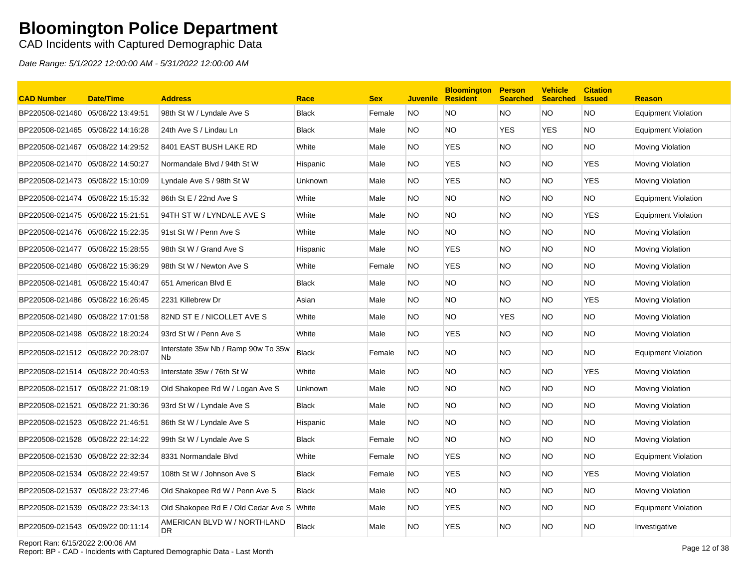# Bloomington Police Department

CAD Incidents with Captured Demographic Data

*Date Range: 5/1/2022 12:00:00 AM - 5/31/2022 12:00:00 AM*

| CAD Number | Date/Time | Address | Race | Sex | Juvenile | Bloomington Resident | Person Searched | Vehicle Searched | Citation Issued | Reason |
|---|---|---|---|---|---|---|---|---|---|---|
| BP220508-021460 | 05/08/22 13:49:51 | 98th St W / Lyndale Ave S | Black | Female | NO | NO | NO | NO | NO | Equipment Violation |
| BP220508-021465 | 05/08/22 14:16:28 | 24th Ave S / Lindau Ln | Black | Male | NO | NO | YES | YES | NO | Equipment Violation |
| BP220508-021467 | 05/08/22 14:29:52 | 8401 EAST BUSH LAKE RD | White | Male | NO | YES | NO | NO | NO | Moving Violation |
| BP220508-021470 | 05/08/22 14:50:27 | Normandale Blvd / 94th St W | Hispanic | Male | NO | YES | NO | NO | YES | Moving Violation |
| BP220508-021473 | 05/08/22 15:10:09 | Lyndale Ave S / 98th St W | Unknown | Male | NO | YES | NO | NO | YES | Moving Violation |
| BP220508-021474 | 05/08/22 15:15:32 | 86th St E / 22nd Ave S | White | Male | NO | NO | NO | NO | NO | Equipment Violation |
| BP220508-021475 | 05/08/22 15:21:51 | 94TH ST W / LYNDALE AVE S | White | Male | NO | NO | NO | NO | YES | Equipment Violation |
| BP220508-021476 | 05/08/22 15:22:35 | 91st St W / Penn Ave S | White | Male | NO | NO | NO | NO | NO | Moving Violation |
| BP220508-021477 | 05/08/22 15:28:55 | 98th St W / Grand Ave S | Hispanic | Male | NO | YES | NO | NO | NO | Moving Violation |
| BP220508-021480 | 05/08/22 15:36:29 | 98th St W / Newton Ave S | White | Female | NO | YES | NO | NO | NO | Moving Violation |
| BP220508-021481 | 05/08/22 15:40:47 | 651 American Blvd E | Black | Male | NO | NO | NO | NO | NO | Moving Violation |
| BP220508-021486 | 05/08/22 16:26:45 | 2231 Killebrew Dr | Asian | Male | NO | NO | NO | NO | YES | Moving Violation |
| BP220508-021490 | 05/08/22 17:01:58 | 82ND ST E / NICOLLET AVE S | White | Male | NO | NO | YES | NO | NO | Moving Violation |
| BP220508-021498 | 05/08/22 18:20:24 | 93rd St W / Penn Ave S | White | Male | NO | YES | NO | NO | NO | Moving Violation |
| BP220508-021512 | 05/08/22 20:28:07 | Interstate 35w Nb / Ramp 90w To 35w Nb | Black | Female | NO | NO | NO | NO | NO | Equipment Violation |
| BP220508-021514 | 05/08/22 20:40:53 | Interstate 35w / 76th St W | White | Male | NO | NO | NO | NO | YES | Moving Violation |
| BP220508-021517 | 05/08/22 21:08:19 | Old Shakopee Rd W / Logan Ave S | Unknown | Male | NO | NO | NO | NO | NO | Moving Violation |
| BP220508-021521 | 05/08/22 21:30:36 | 93rd St W / Lyndale Ave S | Black | Male | NO | NO | NO | NO | NO | Moving Violation |
| BP220508-021523 | 05/08/22 21:46:51 | 86th St W / Lyndale Ave S | Hispanic | Male | NO | NO | NO | NO | NO | Moving Violation |
| BP220508-021528 | 05/08/22 22:14:22 | 99th St W / Lyndale Ave S | Black | Female | NO | NO | NO | NO | NO | Moving Violation |
| BP220508-021530 | 05/08/22 22:32:34 | 8331 Normandale Blvd | White | Female | NO | YES | NO | NO | NO | Equipment Violation |
| BP220508-021534 | 05/08/22 22:49:57 | 108th St W / Johnson Ave S | Black | Female | NO | YES | NO | NO | YES | Moving Violation |
| BP220508-021537 | 05/08/22 23:27:46 | Old Shakopee Rd W / Penn Ave S | Black | Male | NO | NO | NO | NO | NO | Moving Violation |
| BP220508-021539 | 05/08/22 23:34:13 | Old Shakopee Rd E / Old Cedar Ave S | White | Male | NO | YES | NO | NO | NO | Equipment Violation |
| BP220509-021543 | 05/09/22 00:11:14 | AMERICAN BLVD W / NORTHLAND DR | Black | Male | NO | YES | NO | NO | NO | Investigative |

Report Ran: 6/15/2022 2:00:06 AM
Report: BP - CAD - Incidents with Captured Demographic Data - Last Month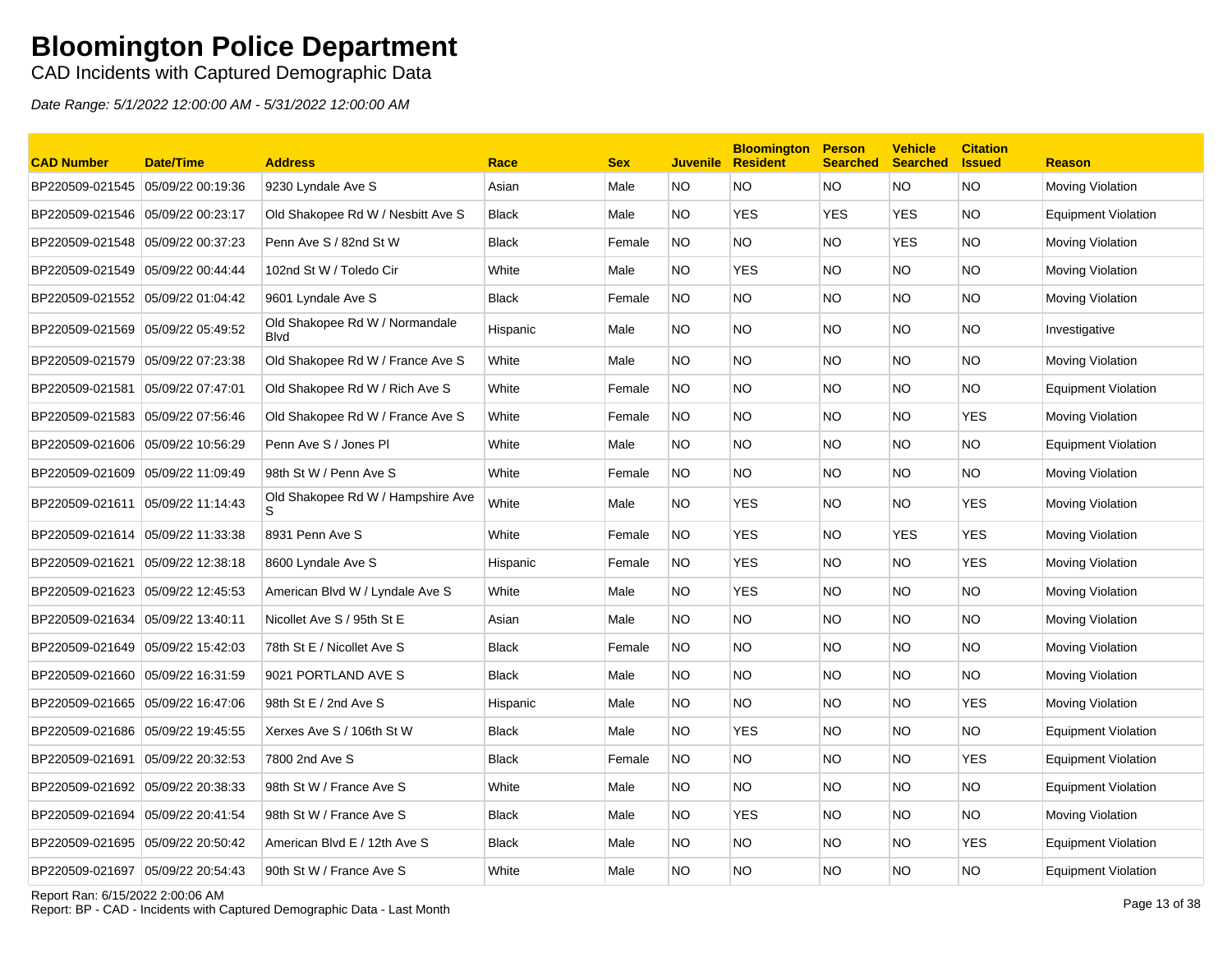# Bloomington Police Department

CAD Incidents with Captured Demographic Data

*Date Range: 5/1/2022 12:00:00 AM - 5/31/2022 12:00:00 AM*

| CAD Number | Date/Time | Address | Race | Sex | Juvenile | Bloomington Resident | Person Searched | Vehicle Searched | Citation Issued | Reason |
|---|---|---|---|---|---|---|---|---|---|---|
| BP220509-021545 | 05/09/22 00:19:36 | 9230 Lyndale Ave S | Asian | Male | NO | NO | NO | NO | NO | Moving Violation |
| BP220509-021546 | 05/09/22 00:23:17 | Old Shakopee Rd W / Nesbitt Ave S | Black | Male | NO | YES | YES | YES | NO | Equipment Violation |
| BP220509-021548 | 05/09/22 00:37:23 | Penn Ave S / 82nd St W | Black | Female | NO | NO | NO | YES | NO | Moving Violation |
| BP220509-021549 | 05/09/22 00:44:44 | 102nd St W / Toledo Cir | White | Male | NO | YES | NO | NO | NO | Moving Violation |
| BP220509-021552 | 05/09/22 01:04:42 | 9601 Lyndale Ave S | Black | Female | NO | NO | NO | NO | NO | Moving Violation |
| BP220509-021569 | 05/09/22 05:49:52 | Old Shakopee Rd W / Normandale Blvd | Hispanic | Male | NO | NO | NO | NO | NO | Investigative |
| BP220509-021579 | 05/09/22 07:23:38 | Old Shakopee Rd W / France Ave S | White | Male | NO | NO | NO | NO | NO | Moving Violation |
| BP220509-021581 | 05/09/22 07:47:01 | Old Shakopee Rd W / Rich Ave S | White | Female | NO | NO | NO | NO | NO | Equipment Violation |
| BP220509-021583 | 05/09/22 07:56:46 | Old Shakopee Rd W / France Ave S | White | Female | NO | NO | NO | NO | YES | Moving Violation |
| BP220509-021606 | 05/09/22 10:56:29 | Penn Ave S / Jones Pl | White | Male | NO | NO | NO | NO | NO | Equipment Violation |
| BP220509-021609 | 05/09/22 11:09:49 | 98th St W / Penn Ave S | White | Female | NO | NO | NO | NO | NO | Moving Violation |
| BP220509-021611 | 05/09/22 11:14:43 | Old Shakopee Rd W / Hampshire Ave S | White | Male | NO | YES | NO | NO | YES | Moving Violation |
| BP220509-021614 | 05/09/22 11:33:38 | 8931 Penn Ave S | White | Female | NO | YES | NO | YES | YES | Moving Violation |
| BP220509-021621 | 05/09/22 12:38:18 | 8600 Lyndale Ave S | Hispanic | Female | NO | YES | NO | NO | YES | Moving Violation |
| BP220509-021623 | 05/09/22 12:45:53 | American Blvd W / Lyndale Ave S | White | Male | NO | YES | NO | NO | NO | Moving Violation |
| BP220509-021634 | 05/09/22 13:40:11 | Nicollet Ave S / 95th St E | Asian | Male | NO | NO | NO | NO | NO | Moving Violation |
| BP220509-021649 | 05/09/22 15:42:03 | 78th St E / Nicollet Ave S | Black | Female | NO | NO | NO | NO | NO | Moving Violation |
| BP220509-021660 | 05/09/22 16:31:59 | 9021 PORTLAND AVE S | Black | Male | NO | NO | NO | NO | NO | Moving Violation |
| BP220509-021665 | 05/09/22 16:47:06 | 98th St E / 2nd Ave S | Hispanic | Male | NO | NO | NO | NO | YES | Moving Violation |
| BP220509-021686 | 05/09/22 19:45:55 | Xerxes Ave S / 106th St W | Black | Male | NO | YES | NO | NO | NO | Equipment Violation |
| BP220509-021691 | 05/09/22 20:32:53 | 7800 2nd Ave S | Black | Female | NO | NO | NO | NO | YES | Equipment Violation |
| BP220509-021692 | 05/09/22 20:38:33 | 98th St W / France Ave S | White | Male | NO | NO | NO | NO | NO | Equipment Violation |
| BP220509-021694 | 05/09/22 20:41:54 | 98th St W / France Ave S | Black | Male | NO | YES | NO | NO | NO | Moving Violation |
| BP220509-021695 | 05/09/22 20:50:42 | American Blvd E / 12th Ave S | Black | Male | NO | NO | NO | NO | YES | Equipment Violation |
| BP220509-021697 | 05/09/22 20:54:43 | 90th St W / France Ave S | White | Male | NO | NO | NO | NO | NO | Equipment Violation |

Report Ran: 6/15/2022 2:00:06 AM

Report: BP - CAD - Incidents with Captured Demographic Data - Last Month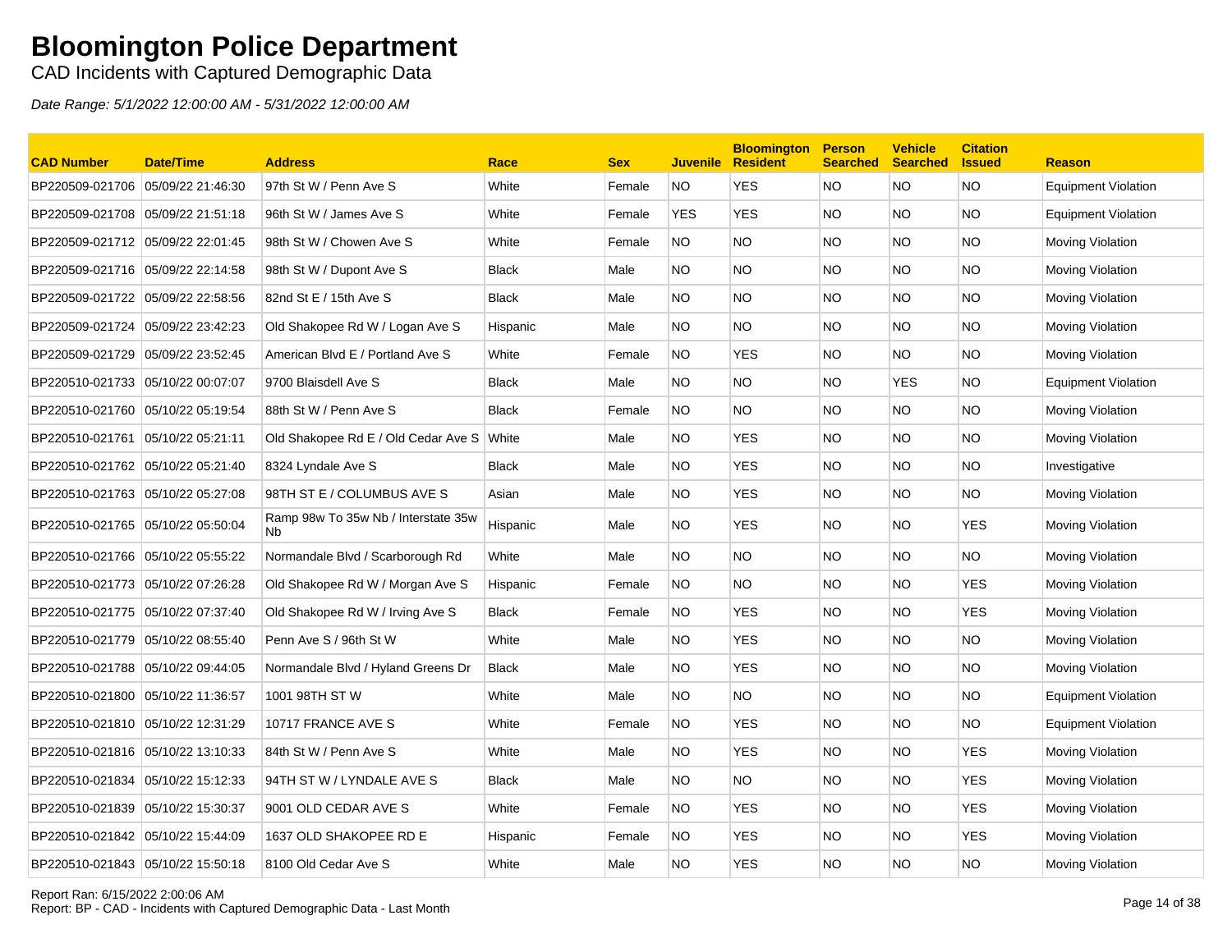# Bloomington Police Department

CAD Incidents with Captured Demographic Data

*Date Range: 5/1/2022 12:00:00 AM - 5/31/2022 12:00:00 AM*

| CAD Number | Date/Time | Address | Race | Sex | Juvenile | Bloomington Resident | Person Searched | Vehicle Searched | Citation Issued | Reason |
|---|---|---|---|---|---|---|---|---|---|---|
| BP220509-021706 | 05/09/22 21:46:30 | 97th St W / Penn Ave S | White | Female | NO | YES | NO | NO | NO | Equipment Violation |
| BP220509-021708 | 05/09/22 21:51:18 | 96th St W / James Ave S | White | Female | YES | YES | NO | NO | NO | Equipment Violation |
| BP220509-021712 | 05/09/22 22:01:45 | 98th St W / Chowen Ave S | White | Female | NO | NO | NO | NO | NO | Moving Violation |
| BP220509-021716 | 05/09/22 22:14:58 | 98th St W / Dupont Ave S | Black | Male | NO | NO | NO | NO | NO | Moving Violation |
| BP220509-021722 | 05/09/22 22:58:56 | 82nd St E / 15th Ave S | Black | Male | NO | NO | NO | NO | NO | Moving Violation |
| BP220509-021724 | 05/09/22 23:42:23 | Old Shakopee Rd W / Logan Ave S | Hispanic | Male | NO | NO | NO | NO | NO | Moving Violation |
| BP220509-021729 | 05/09/22 23:52:45 | American Blvd E / Portland Ave S | White | Female | NO | YES | NO | NO | NO | Moving Violation |
| BP220510-021733 | 05/10/22 00:07:07 | 9700 Blaisdell Ave S | Black | Male | NO | NO | NO | YES | NO | Equipment Violation |
| BP220510-021760 | 05/10/22 05:19:54 | 88th St W / Penn Ave S | Black | Female | NO | NO | NO | NO | NO | Moving Violation |
| BP220510-021761 | 05/10/22 05:21:11 | Old Shakopee Rd E / Old Cedar Ave S | White | Male | NO | YES | NO | NO | NO | Moving Violation |
| BP220510-021762 | 05/10/22 05:21:40 | 8324 Lyndale Ave S | Black | Male | NO | YES | NO | NO | NO | Investigative |
| BP220510-021763 | 05/10/22 05:27:08 | 98TH ST E / COLUMBUS AVE S | Asian | Male | NO | YES | NO | NO | NO | Moving Violation |
| BP220510-021765 | 05/10/22 05:50:04 | Ramp 98w To 35w Nb / Interstate 35w Nb | Hispanic | Male | NO | YES | NO | NO | YES | Moving Violation |
| BP220510-021766 | 05/10/22 05:55:22 | Normandale Blvd / Scarborough Rd | White | Male | NO | NO | NO | NO | NO | Moving Violation |
| BP220510-021773 | 05/10/22 07:26:28 | Old Shakopee Rd W / Morgan Ave S | Hispanic | Female | NO | NO | NO | NO | YES | Moving Violation |
| BP220510-021775 | 05/10/22 07:37:40 | Old Shakopee Rd W / Irving Ave S | Black | Female | NO | YES | NO | NO | YES | Moving Violation |
| BP220510-021779 | 05/10/22 08:55:40 | Penn Ave S / 96th St W | White | Male | NO | YES | NO | NO | NO | Moving Violation |
| BP220510-021788 | 05/10/22 09:44:05 | Normandale Blvd / Hyland Greens Dr | Black | Male | NO | YES | NO | NO | NO | Moving Violation |
| BP220510-021800 | 05/10/22 11:36:57 | 1001 98TH ST W | White | Male | NO | NO | NO | NO | NO | Equipment Violation |
| BP220510-021810 | 05/10/22 12:31:29 | 10717 FRANCE AVE S | White | Female | NO | YES | NO | NO | NO | Equipment Violation |
| BP220510-021816 | 05/10/22 13:10:33 | 84th St W / Penn Ave S | White | Male | NO | YES | NO | NO | YES | Moving Violation |
| BP220510-021834 | 05/10/22 15:12:33 | 94TH ST W / LYNDALE AVE S | Black | Male | NO | NO | NO | NO | YES | Moving Violation |
| BP220510-021839 | 05/10/22 15:30:37 | 9001 OLD CEDAR AVE S | White | Female | NO | YES | NO | NO | YES | Moving Violation |
| BP220510-021842 | 05/10/22 15:44:09 | 1637 OLD SHAKOPEE RD E | Hispanic | Female | NO | YES | NO | NO | YES | Moving Violation |
| BP220510-021843 | 05/10/22 15:50:18 | 8100 Old Cedar Ave S | White | Male | NO | YES | NO | NO | NO | Moving Violation |

Report Ran: 6/15/2022 2:00:06 AM
Report: BP - CAD - Incidents with Captured Demographic Data - Last Month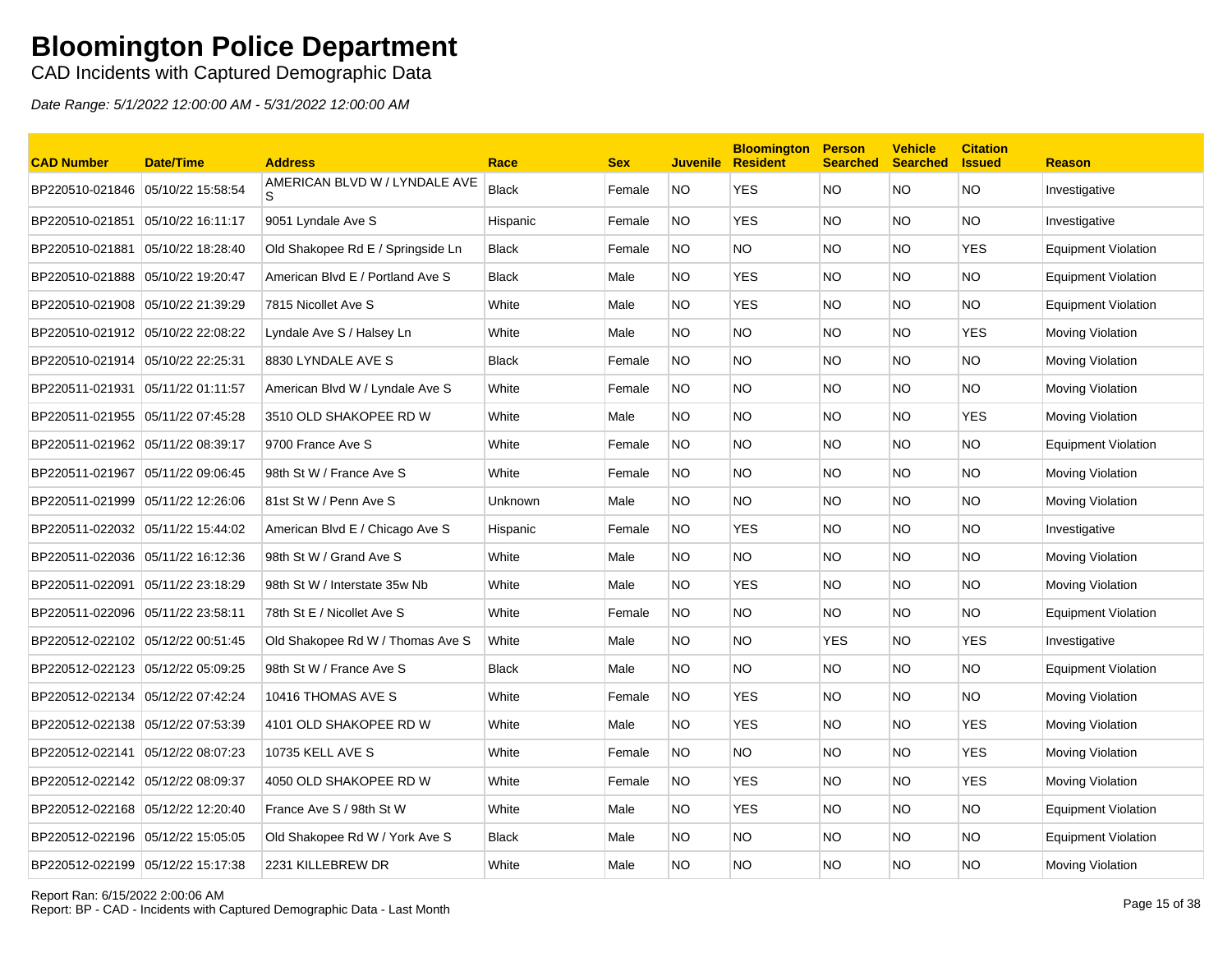# Bloomington Police Department

CAD Incidents with Captured Demographic Data

*Date Range: 5/1/2022 12:00:00 AM - 5/31/2022 12:00:00 AM*

| CAD Number | Date/Time | Address | Race | Sex | Juvenile | Bloomington Resident | Person Searched | Vehicle Searched | Citation Issued | Reason |
|---|---|---|---|---|---|---|---|---|---|---|
| BP220510-021846 | 05/10/22 15:58:54 | AMERICAN BLVD W / LYNDALE AVE S | Black | Female | NO | YES | NO | NO | NO | Investigative |
| BP220510-021851 | 05/10/22 16:11:17 | 9051 Lyndale Ave S | Hispanic | Female | NO | YES | NO | NO | NO | Investigative |
| BP220510-021881 | 05/10/22 18:28:40 | Old Shakopee Rd E / Springside Ln | Black | Female | NO | NO | NO | NO | YES | Equipment Violation |
| BP220510-021888 | 05/10/22 19:20:47 | American Blvd E / Portland Ave S | Black | Male | NO | YES | NO | NO | NO | Equipment Violation |
| BP220510-021908 | 05/10/22 21:39:29 | 7815 Nicollet Ave S | White | Male | NO | YES | NO | NO | NO | Equipment Violation |
| BP220510-021912 | 05/10/22 22:08:22 | Lyndale Ave S / Halsey Ln | White | Male | NO | NO | NO | NO | YES | Moving Violation |
| BP220510-021914 | 05/10/22 22:25:31 | 8830 LYNDALE AVE S | Black | Female | NO | NO | NO | NO | NO | Moving Violation |
| BP220511-021931 | 05/11/22 01:11:57 | American Blvd W / Lyndale Ave S | White | Female | NO | NO | NO | NO | NO | Moving Violation |
| BP220511-021955 | 05/11/22 07:45:28 | 3510 OLD SHAKOPEE RD W | White | Male | NO | NO | NO | NO | YES | Moving Violation |
| BP220511-021962 | 05/11/22 08:39:17 | 9700 France Ave S | White | Female | NO | NO | NO | NO | NO | Equipment Violation |
| BP220511-021967 | 05/11/22 09:06:45 | 98th St W / France Ave S | White | Female | NO | NO | NO | NO | NO | Moving Violation |
| BP220511-021999 | 05/11/22 12:26:06 | 81st St W / Penn Ave S | Unknown | Male | NO | NO | NO | NO | NO | Moving Violation |
| BP220511-022032 | 05/11/22 15:44:02 | American Blvd E / Chicago Ave S | Hispanic | Female | NO | YES | NO | NO | NO | Investigative |
| BP220511-022036 | 05/11/22 16:12:36 | 98th St W / Grand Ave S | White | Male | NO | NO | NO | NO | NO | Moving Violation |
| BP220511-022091 | 05/11/22 23:18:29 | 98th St W / Interstate 35w Nb | White | Male | NO | YES | NO | NO | NO | Moving Violation |
| BP220511-022096 | 05/11/22 23:58:11 | 78th St E / Nicollet Ave S | White | Female | NO | NO | NO | NO | NO | Equipment Violation |
| BP220512-022102 | 05/12/22 00:51:45 | Old Shakopee Rd W / Thomas Ave S | White | Male | NO | NO | YES | NO | YES | Investigative |
| BP220512-022123 | 05/12/22 05:09:25 | 98th St W / France Ave S | Black | Male | NO | NO | NO | NO | NO | Equipment Violation |
| BP220512-022134 | 05/12/22 07:42:24 | 10416 THOMAS AVE S | White | Female | NO | YES | NO | NO | NO | Moving Violation |
| BP220512-022138 | 05/12/22 07:53:39 | 4101 OLD SHAKOPEE RD W | White | Male | NO | YES | NO | NO | YES | Moving Violation |
| BP220512-022141 | 05/12/22 08:07:23 | 10735 KELL AVE S | White | Female | NO | NO | NO | NO | YES | Moving Violation |
| BP220512-022142 | 05/12/22 08:09:37 | 4050 OLD SHAKOPEE RD W | White | Female | NO | YES | NO | NO | YES | Moving Violation |
| BP220512-022168 | 05/12/22 12:20:40 | France Ave S / 98th St W | White | Male | NO | YES | NO | NO | NO | Equipment Violation |
| BP220512-022196 | 05/12/22 15:05:05 | Old Shakopee Rd W / York Ave S | Black | Male | NO | NO | NO | NO | NO | Equipment Violation |
| BP220512-022199 | 05/12/22 15:17:38 | 2231 KILLEBREW DR | White | Male | NO | NO | NO | NO | NO | Moving Violation |

Report Ran: 6/15/2022 2:00:06 AM
Report: BP - CAD - Incidents with Captured Demographic Data - Last Month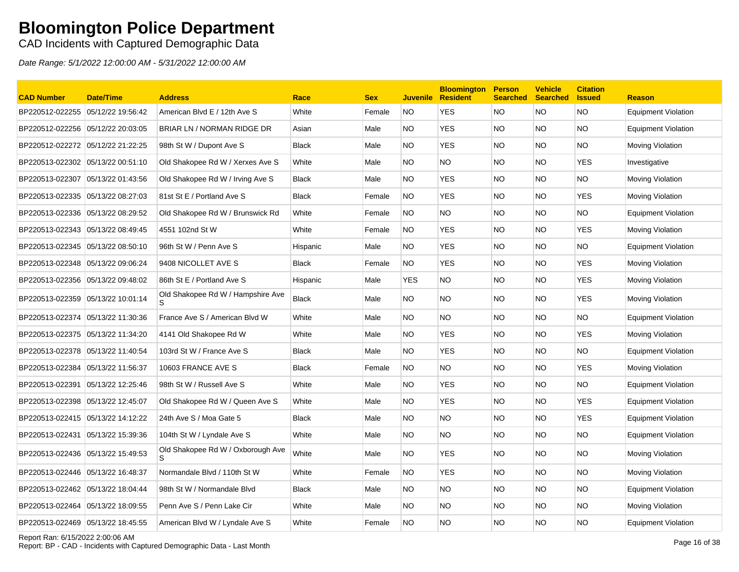# Bloomington Police Department

CAD Incidents with Captured Demographic Data

*Date Range: 5/1/2022 12:00:00 AM - 5/31/2022 12:00:00 AM*

| CAD Number | Date/Time | Address | Race | Sex | Juvenile | Bloomington Resident | Person Searched | Vehicle Searched | Citation Issued | Reason |
|---|---|---|---|---|---|---|---|---|---|---|
| BP220512-022255 | 05/12/22 19:56:42 | American Blvd E / 12th Ave S | White | Female | NO | YES | NO | NO | NO | Equipment Violation |
| BP220512-022256 | 05/12/22 20:03:05 | BRIAR LN / NORMAN RIDGE DR | Asian | Male | NO | YES | NO | NO | NO | Equipment Violation |
| BP220512-022272 | 05/12/22 21:22:25 | 98th St W / Dupont Ave S | Black | Male | NO | YES | NO | NO | NO | Moving Violation |
| BP220513-022302 | 05/13/22 00:51:10 | Old Shakopee Rd W / Xerxes Ave S | White | Male | NO | NO | NO | NO | YES | Investigative |
| BP220513-022307 | 05/13/22 01:43:56 | Old Shakopee Rd W / Irving Ave S | Black | Male | NO | YES | NO | NO | NO | Moving Violation |
| BP220513-022335 | 05/13/22 08:27:03 | 81st St E / Portland Ave S | Black | Female | NO | YES | NO | NO | YES | Moving Violation |
| BP220513-022336 | 05/13/22 08:29:52 | Old Shakopee Rd W / Brunswick Rd | White | Female | NO | NO | NO | NO | NO | Equipment Violation |
| BP220513-022343 | 05/13/22 08:49:45 | 4551 102nd St W | White | Female | NO | YES | NO | NO | YES | Moving Violation |
| BP220513-022345 | 05/13/22 08:50:10 | 96th St W / Penn Ave S | Hispanic | Male | NO | YES | NO | NO | NO | Equipment Violation |
| BP220513-022348 | 05/13/22 09:06:24 | 9408 NICOLLET AVE S | Black | Female | NO | YES | NO | NO | YES | Moving Violation |
| BP220513-022356 | 05/13/22 09:48:02 | 86th St E / Portland Ave S | Hispanic | Male | YES | NO | NO | NO | YES | Moving Violation |
| BP220513-022359 | 05/13/22 10:01:14 | Old Shakopee Rd W / Hampshire Ave S | Black | Male | NO | NO | NO | NO | YES | Moving Violation |
| BP220513-022374 | 05/13/22 11:30:36 | France Ave S / American Blvd W | White | Male | NO | NO | NO | NO | NO | Equipment Violation |
| BP220513-022375 | 05/13/22 11:34:20 | 4141 Old Shakopee Rd W | White | Male | NO | YES | NO | NO | YES | Moving Violation |
| BP220513-022378 | 05/13/22 11:40:54 | 103rd St W / France Ave S | Black | Male | NO | YES | NO | NO | NO | Equipment Violation |
| BP220513-022384 | 05/13/22 11:56:37 | 10603 FRANCE AVE S | Black | Female | NO | NO | NO | NO | YES | Moving Violation |
| BP220513-022391 | 05/13/22 12:25:46 | 98th St W / Russell Ave S | White | Male | NO | YES | NO | NO | NO | Equipment Violation |
| BP220513-022398 | 05/13/22 12:45:07 | Old Shakopee Rd W / Queen Ave S | White | Male | NO | YES | NO | NO | YES | Equipment Violation |
| BP220513-022415 | 05/13/22 14:12:22 | 24th Ave S / Moa Gate 5 | Black | Male | NO | NO | NO | NO | YES | Equipment Violation |
| BP220513-022431 | 05/13/22 15:39:36 | 104th St W / Lyndale Ave S | White | Male | NO | NO | NO | NO | NO | Equipment Violation |
| BP220513-022436 | 05/13/22 15:49:53 | Old Shakopee Rd W / Oxborough Ave S | White | Male | NO | YES | NO | NO | NO | Moving Violation |
| BP220513-022446 | 05/13/22 16:48:37 | Normandale Blvd / 110th St W | White | Female | NO | YES | NO | NO | NO | Moving Violation |
| BP220513-022462 | 05/13/22 18:04:44 | 98th St W / Normandale Blvd | Black | Male | NO | NO | NO | NO | NO | Equipment Violation |
| BP220513-022464 | 05/13/22 18:09:55 | Penn Ave S / Penn Lake Cir | White | Male | NO | NO | NO | NO | NO | Moving Violation |
| BP220513-022469 | 05/13/22 18:45:55 | American Blvd W / Lyndale Ave S | White | Female | NO | NO | NO | NO | NO | Equipment Violation |

Report Ran: 6/15/2022 2:00:06 AM
Report: BP - CAD - Incidents with Captured Demographic Data - Last Month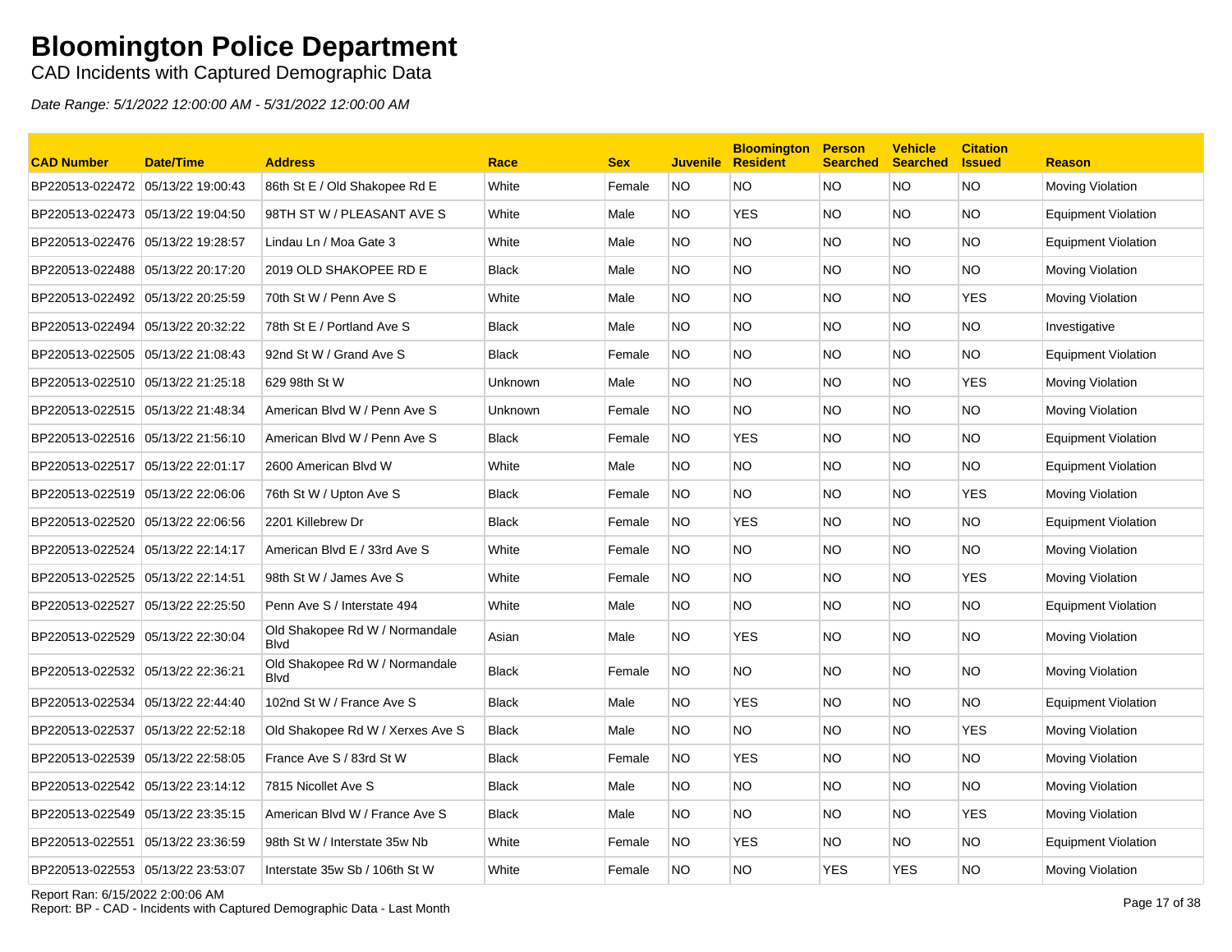# Bloomington Police Department

CAD Incidents with Captured Demographic Data

*Date Range: 5/1/2022 12:00:00 AM - 5/31/2022 12:00:00 AM*

| CAD Number | Date/Time | Address | Race | Sex | Juvenile | Bloomington Resident | Person Searched | Vehicle Searched | Citation Issued | Reason |
|---|---|---|---|---|---|---|---|---|---|---|
| BP220513-022472 | 05/13/22 19:00:43 | 86th St E / Old Shakopee Rd E | White | Female | NO | NO | NO | NO | NO | Moving Violation |
| BP220513-022473 | 05/13/22 19:04:50 | 98TH ST W / PLEASANT AVE S | White | Male | NO | YES | NO | NO | NO | Equipment Violation |
| BP220513-022476 | 05/13/22 19:28:57 | Lindau Ln / Moa Gate 3 | White | Male | NO | NO | NO | NO | NO | Equipment Violation |
| BP220513-022488 | 05/13/22 20:17:20 | 2019 OLD SHAKOPEE RD E | Black | Male | NO | NO | NO | NO | NO | Moving Violation |
| BP220513-022492 | 05/13/22 20:25:59 | 70th St W / Penn Ave S | White | Male | NO | NO | NO | NO | YES | Moving Violation |
| BP220513-022494 | 05/13/22 20:32:22 | 78th St E / Portland Ave S | Black | Male | NO | NO | NO | NO | NO | Investigative |
| BP220513-022505 | 05/13/22 21:08:43 | 92nd St W / Grand Ave S | Black | Female | NO | NO | NO | NO | NO | Equipment Violation |
| BP220513-022510 | 05/13/22 21:25:18 | 629 98th St W | Unknown | Male | NO | NO | NO | NO | YES | Moving Violation |
| BP220513-022515 | 05/13/22 21:48:34 | American Blvd W / Penn Ave S | Unknown | Female | NO | NO | NO | NO | NO | Moving Violation |
| BP220513-022516 | 05/13/22 21:56:10 | American Blvd W / Penn Ave S | Black | Female | NO | YES | NO | NO | NO | Equipment Violation |
| BP220513-022517 | 05/13/22 22:01:17 | 2600 American Blvd W | White | Male | NO | NO | NO | NO | NO | Equipment Violation |
| BP220513-022519 | 05/13/22 22:06:06 | 76th St W / Upton Ave S | Black | Female | NO | NO | NO | NO | YES | Moving Violation |
| BP220513-022520 | 05/13/22 22:06:56 | 2201 Killebrew Dr | Black | Female | NO | YES | NO | NO | NO | Equipment Violation |
| BP220513-022524 | 05/13/22 22:14:17 | American Blvd E / 33rd Ave S | White | Female | NO | NO | NO | NO | NO | Moving Violation |
| BP220513-022525 | 05/13/22 22:14:51 | 98th St W / James Ave S | White | Female | NO | NO | NO | NO | YES | Moving Violation |
| BP220513-022527 | 05/13/22 22:25:50 | Penn Ave S / Interstate 494 | White | Male | NO | NO | NO | NO | NO | Equipment Violation |
| BP220513-022529 | 05/13/22 22:30:04 | Old Shakopee Rd W / Normandale Blvd | Asian | Male | NO | YES | NO | NO | NO | Moving Violation |
| BP220513-022532 | 05/13/22 22:36:21 | Old Shakopee Rd W / Normandale Blvd | Black | Female | NO | NO | NO | NO | NO | Moving Violation |
| BP220513-022534 | 05/13/22 22:44:40 | 102nd St W / France Ave S | Black | Male | NO | YES | NO | NO | NO | Equipment Violation |
| BP220513-022537 | 05/13/22 22:52:18 | Old Shakopee Rd W / Xerxes Ave S | Black | Male | NO | NO | NO | NO | YES | Moving Violation |
| BP220513-022539 | 05/13/22 22:58:05 | France Ave S / 83rd St W | Black | Female | NO | YES | NO | NO | NO | Moving Violation |
| BP220513-022542 | 05/13/22 23:14:12 | 7815 Nicollet Ave S | Black | Male | NO | NO | NO | NO | NO | Moving Violation |
| BP220513-022549 | 05/13/22 23:35:15 | American Blvd W / France Ave S | Black | Male | NO | NO | NO | NO | YES | Moving Violation |
| BP220513-022551 | 05/13/22 23:36:59 | 98th St W / Interstate 35w Nb | White | Female | NO | YES | NO | NO | NO | Equipment Violation |
| BP220513-022553 | 05/13/22 23:53:07 | Interstate 35w Sb / 106th St W | White | Female | NO | NO | YES | YES | NO | Moving Violation |

Report Ran: 6/15/2022 2:00:06 AM

Report: BP - CAD - Incidents with Captured Demographic Data - Last Month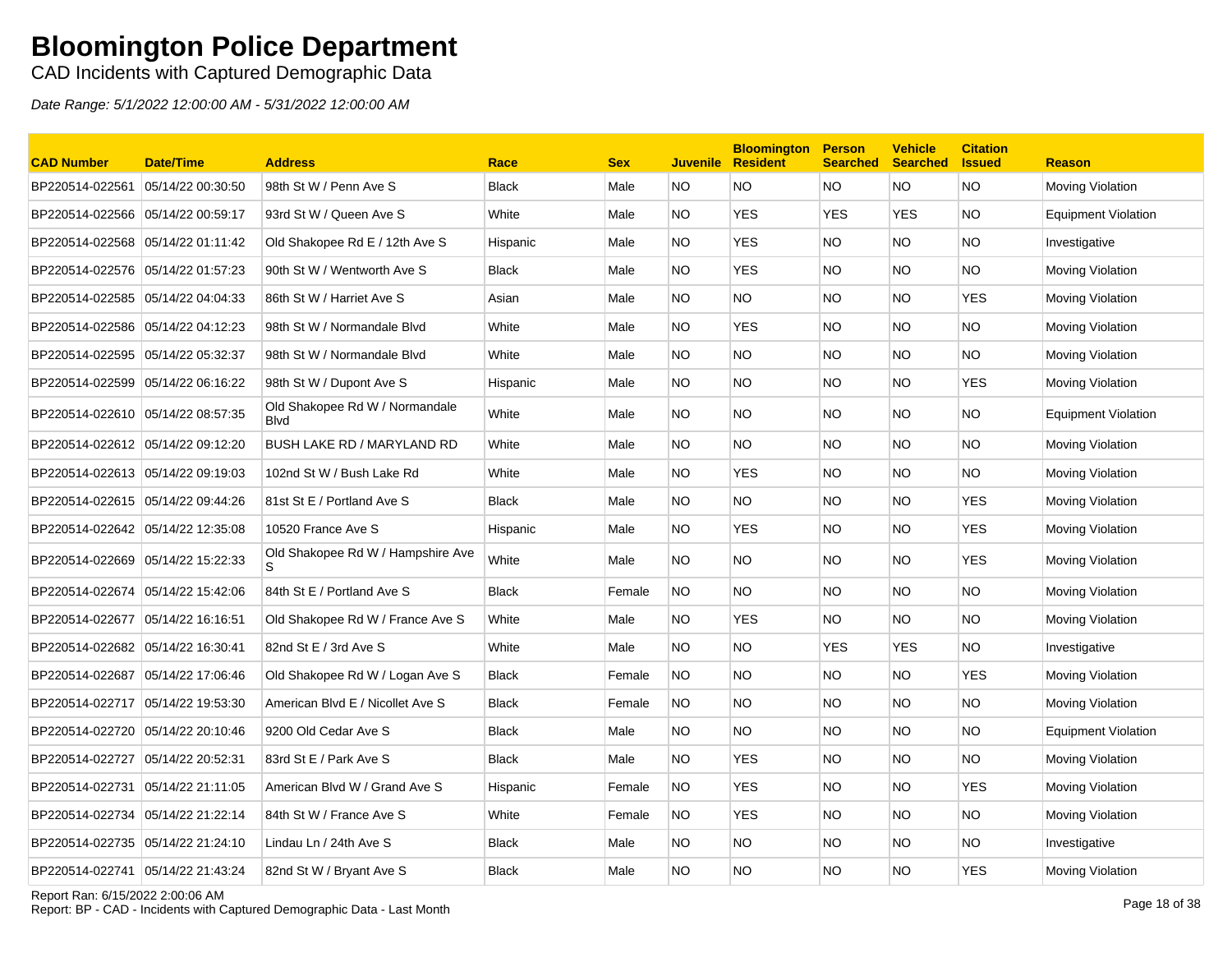# Bloomington Police Department

CAD Incidents with Captured Demographic Data

*Date Range: 5/1/2022 12:00:00 AM - 5/31/2022 12:00:00 AM*

| CAD Number | Date/Time | Address | Race | Sex | Juvenile | Bloomington Resident | Person Searched | Vehicle Searched | Citation Issued | Reason |
|---|---|---|---|---|---|---|---|---|---|---|
| BP220514-022561 | 05/14/22 00:30:50 | 98th St W / Penn Ave S | Black | Male | NO | NO | NO | NO | NO | Moving Violation |
| BP220514-022566 | 05/14/22 00:59:17 | 93rd St W / Queen Ave S | White | Male | NO | YES | YES | YES | NO | Equipment Violation |
| BP220514-022568 | 05/14/22 01:11:42 | Old Shakopee Rd E / 12th Ave S | Hispanic | Male | NO | YES | NO | NO | NO | Investigative |
| BP220514-022576 | 05/14/22 01:57:23 | 90th St W / Wentworth Ave S | Black | Male | NO | YES | NO | NO | NO | Moving Violation |
| BP220514-022585 | 05/14/22 04:04:33 | 86th St W / Harriet Ave S | Asian | Male | NO | NO | NO | NO | YES | Moving Violation |
| BP220514-022586 | 05/14/22 04:12:23 | 98th St W / Normandale Blvd | White | Male | NO | YES | NO | NO | NO | Moving Violation |
| BP220514-022595 | 05/14/22 05:32:37 | 98th St W / Normandale Blvd | White | Male | NO | NO | NO | NO | NO | Moving Violation |
| BP220514-022599 | 05/14/22 06:16:22 | 98th St W / Dupont Ave S | Hispanic | Male | NO | NO | NO | NO | YES | Moving Violation |
| BP220514-022610 | 05/14/22 08:57:35 | Old Shakopee Rd W / Normandale Blvd | White | Male | NO | NO | NO | NO | NO | Equipment Violation |
| BP220514-022612 | 05/14/22 09:12:20 | BUSH LAKE RD / MARYLAND RD | White | Male | NO | NO | NO | NO | NO | Moving Violation |
| BP220514-022613 | 05/14/22 09:19:03 | 102nd St W / Bush Lake Rd | White | Male | NO | YES | NO | NO | NO | Moving Violation |
| BP220514-022615 | 05/14/22 09:44:26 | 81st St E / Portland Ave S | Black | Male | NO | NO | NO | NO | YES | Moving Violation |
| BP220514-022642 | 05/14/22 12:35:08 | 10520 France Ave S | Hispanic | Male | NO | YES | NO | NO | YES | Moving Violation |
| BP220514-022669 | 05/14/22 15:22:33 | Old Shakopee Rd W / Hampshire Ave S | White | Male | NO | NO | NO | NO | YES | Moving Violation |
| BP220514-022674 | 05/14/22 15:42:06 | 84th St E / Portland Ave S | Black | Female | NO | NO | NO | NO | NO | Moving Violation |
| BP220514-022677 | 05/14/22 16:16:51 | Old Shakopee Rd W / France Ave S | White | Male | NO | YES | NO | NO | NO | Moving Violation |
| BP220514-022682 | 05/14/22 16:30:41 | 82nd St E / 3rd Ave S | White | Male | NO | NO | YES | YES | NO | Investigative |
| BP220514-022687 | 05/14/22 17:06:46 | Old Shakopee Rd W / Logan Ave S | Black | Female | NO | NO | NO | NO | YES | Moving Violation |
| BP220514-022717 | 05/14/22 19:53:30 | American Blvd E / Nicollet Ave S | Black | Female | NO | NO | NO | NO | NO | Moving Violation |
| BP220514-022720 | 05/14/22 20:10:46 | 9200 Old Cedar Ave S | Black | Male | NO | NO | NO | NO | NO | Equipment Violation |
| BP220514-022727 | 05/14/22 20:52:31 | 83rd St E / Park Ave S | Black | Male | NO | YES | NO | NO | NO | Moving Violation |
| BP220514-022731 | 05/14/22 21:11:05 | American Blvd W / Grand Ave S | Hispanic | Female | NO | YES | NO | NO | YES | Moving Violation |
| BP220514-022734 | 05/14/22 21:22:14 | 84th St W / France Ave S | White | Female | NO | YES | NO | NO | NO | Moving Violation |
| BP220514-022735 | 05/14/22 21:24:10 | Lindau Ln / 24th Ave S | Black | Male | NO | NO | NO | NO | NO | Investigative |
| BP220514-022741 | 05/14/22 21:43:24 | 82nd St W / Bryant Ave S | Black | Male | NO | NO | NO | NO | YES | Moving Violation |

Report Ran: 6/15/2022 2:00:06 AM
Report: BP - CAD - Incidents with Captured Demographic Data - Last Month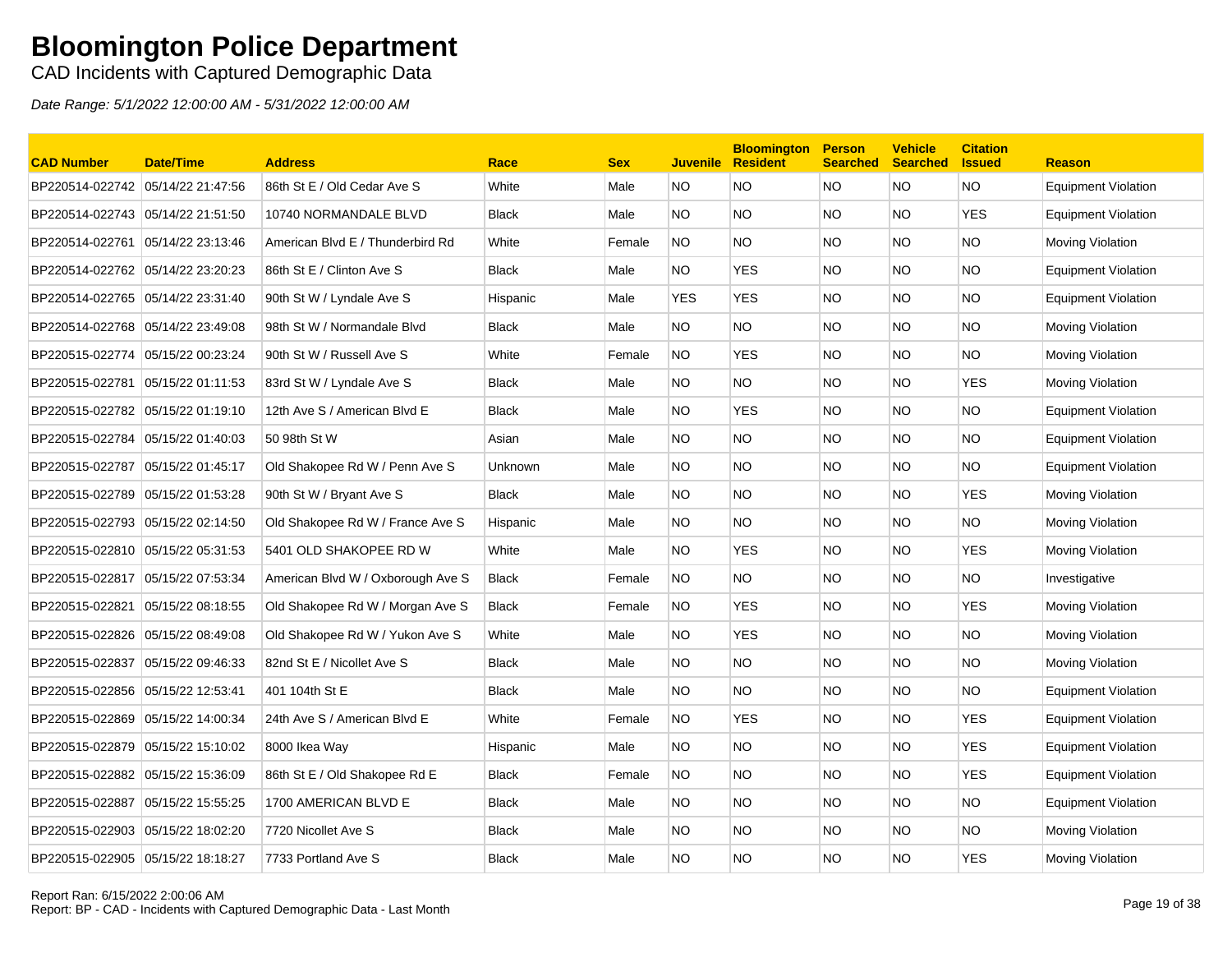# Bloomington Police Department

CAD Incidents with Captured Demographic Data

*Date Range: 5/1/2022 12:00:00 AM - 5/31/2022 12:00:00 AM*

| CAD Number | Date/Time | Address | Race | Sex | Juvenile | Bloomington Resident | Person Searched | Vehicle Searched | Citation Issued | Reason |
|---|---|---|---|---|---|---|---|---|---|---|
| BP220514-022742 | 05/14/22 21:47:56 | 86th St E / Old Cedar Ave S | White | Male | NO | NO | NO | NO | NO | Equipment Violation |
| BP220514-022743 | 05/14/22 21:51:50 | 10740 NORMANDALE BLVD | Black | Male | NO | NO | NO | NO | YES | Equipment Violation |
| BP220514-022761 | 05/14/22 23:13:46 | American Blvd E / Thunderbird Rd | White | Female | NO | NO | NO | NO | NO | Moving Violation |
| BP220514-022762 | 05/14/22 23:20:23 | 86th St E / Clinton Ave S | Black | Male | NO | YES | NO | NO | NO | Equipment Violation |
| BP220514-022765 | 05/14/22 23:31:40 | 90th St W / Lyndale Ave S | Hispanic | Male | YES | YES | NO | NO | NO | Equipment Violation |
| BP220514-022768 | 05/14/22 23:49:08 | 98th St W / Normandale Blvd | Black | Male | NO | NO | NO | NO | NO | Moving Violation |
| BP220515-022774 | 05/15/22 00:23:24 | 90th St W / Russell Ave S | White | Female | NO | YES | NO | NO | NO | Moving Violation |
| BP220515-022781 | 05/15/22 01:11:53 | 83rd St W / Lyndale Ave S | Black | Male | NO | NO | NO | NO | YES | Moving Violation |
| BP220515-022782 | 05/15/22 01:19:10 | 12th Ave S / American Blvd E | Black | Male | NO | YES | NO | NO | NO | Equipment Violation |
| BP220515-022784 | 05/15/22 01:40:03 | 50 98th St W | Asian | Male | NO | NO | NO | NO | NO | Equipment Violation |
| BP220515-022787 | 05/15/22 01:45:17 | Old Shakopee Rd W / Penn Ave S | Unknown | Male | NO | NO | NO | NO | NO | Equipment Violation |
| BP220515-022789 | 05/15/22 01:53:28 | 90th St W / Bryant Ave S | Black | Male | NO | NO | NO | NO | YES | Moving Violation |
| BP220515-022793 | 05/15/22 02:14:50 | Old Shakopee Rd W / France Ave S | Hispanic | Male | NO | NO | NO | NO | NO | Moving Violation |
| BP220515-022810 | 05/15/22 05:31:53 | 5401 OLD SHAKOPEE RD W | White | Male | NO | YES | NO | NO | YES | Moving Violation |
| BP220515-022817 | 05/15/22 07:53:34 | American Blvd W / Oxborough Ave S | Black | Female | NO | NO | NO | NO | NO | Investigative |
| BP220515-022821 | 05/15/22 08:18:55 | Old Shakopee Rd W / Morgan Ave S | Black | Female | NO | YES | NO | NO | YES | Moving Violation |
| BP220515-022826 | 05/15/22 08:49:08 | Old Shakopee Rd W / Yukon Ave S | White | Male | NO | YES | NO | NO | NO | Moving Violation |
| BP220515-022837 | 05/15/22 09:46:33 | 82nd St E / Nicollet Ave S | Black | Male | NO | NO | NO | NO | NO | Moving Violation |
| BP220515-022856 | 05/15/22 12:53:41 | 401 104th St E | Black | Male | NO | NO | NO | NO | NO | Equipment Violation |
| BP220515-022869 | 05/15/22 14:00:34 | 24th Ave S / American Blvd E | White | Female | NO | YES | NO | NO | YES | Equipment Violation |
| BP220515-022879 | 05/15/22 15:10:02 | 8000 Ikea Way | Hispanic | Male | NO | NO | NO | NO | YES | Equipment Violation |
| BP220515-022882 | 05/15/22 15:36:09 | 86th St E / Old Shakopee Rd E | Black | Female | NO | NO | NO | NO | YES | Equipment Violation |
| BP220515-022887 | 05/15/22 15:55:25 | 1700 AMERICAN BLVD E | Black | Male | NO | NO | NO | NO | NO | Equipment Violation |
| BP220515-022903 | 05/15/22 18:02:20 | 7720 Nicollet Ave S | Black | Male | NO | NO | NO | NO | NO | Moving Violation |
| BP220515-022905 | 05/15/22 18:18:27 | 7733 Portland Ave S | Black | Male | NO | NO | NO | NO | YES | Moving Violation |

Report Ran: 6/15/2022 2:00:06 AM
Report: BP - CAD - Incidents with Captured Demographic Data - Last Month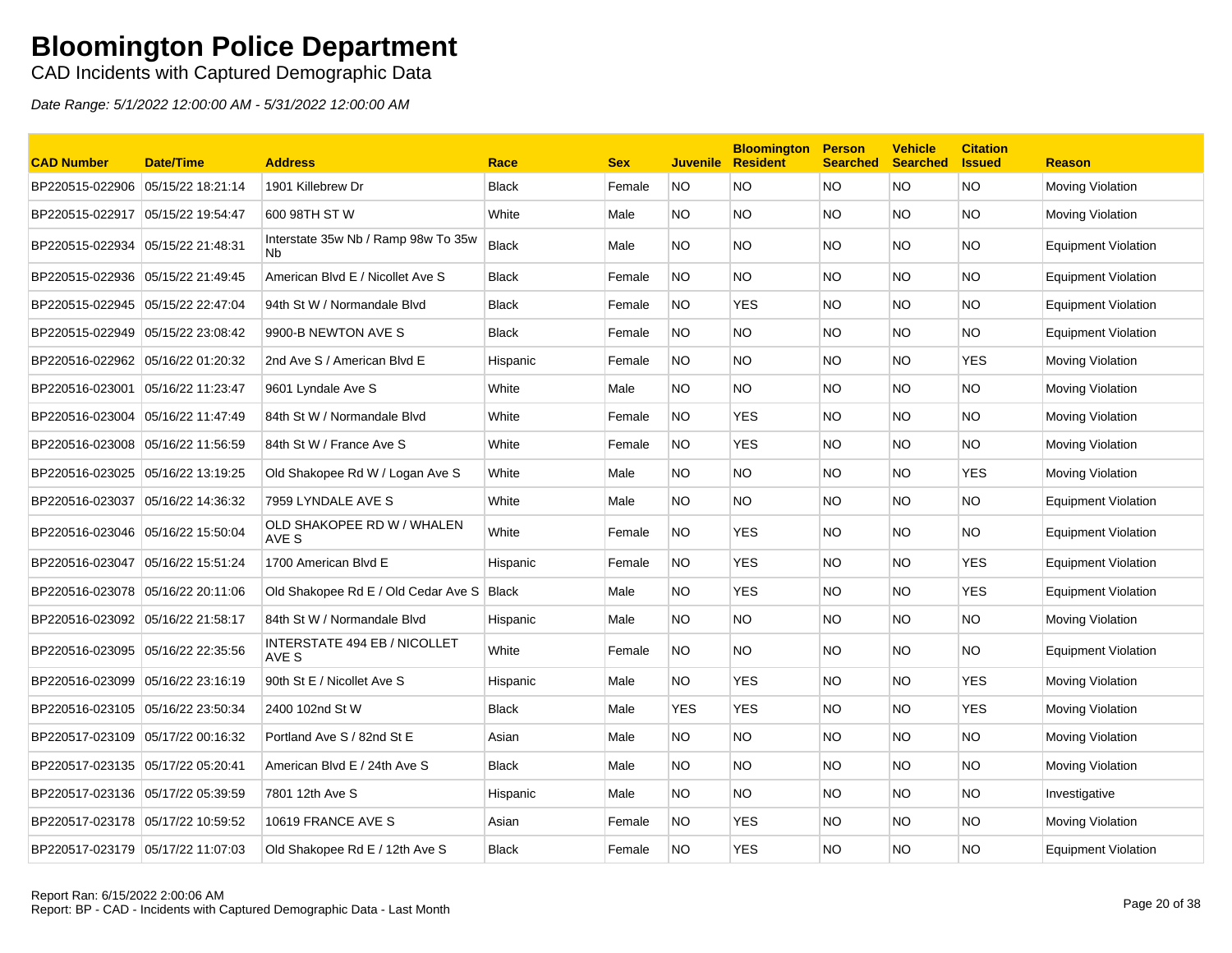# Bloomington Police Department

CAD Incidents with Captured Demographic Data

*Date Range: 5/1/2022 12:00:00 AM - 5/31/2022 12:00:00 AM*

| CAD Number | Date/Time | Address | Race | Sex | Juvenile | Bloomington Resident | Person Searched | Vehicle Searched | Citation Issued | Reason |
|---|---|---|---|---|---|---|---|---|---|---|
| BP220515-022906 | 05/15/22 18:21:14 | 1901 Killebrew Dr | Black | Female | NO | NO | NO | NO | NO | Moving Violation |
| BP220515-022917 | 05/15/22 19:54:47 | 600 98TH ST W | White | Male | NO | NO | NO | NO | NO | Moving Violation |
| BP220515-022934 | 05/15/22 21:48:31 | Interstate 35w Nb / Ramp 98w To 35w Nb | Black | Male | NO | NO | NO | NO | NO | Equipment Violation |
| BP220515-022936 | 05/15/22 21:49:45 | American Blvd E / Nicollet Ave S | Black | Female | NO | NO | NO | NO | NO | Equipment Violation |
| BP220515-022945 | 05/15/22 22:47:04 | 94th St W / Normandale Blvd | Black | Female | NO | YES | NO | NO | NO | Equipment Violation |
| BP220515-022949 | 05/15/22 23:08:42 | 9900-B NEWTON AVE S | Black | Female | NO | NO | NO | NO | NO | Equipment Violation |
| BP220516-022962 | 05/16/22 01:20:32 | 2nd Ave S / American Blvd E | Hispanic | Female | NO | NO | NO | NO | YES | Moving Violation |
| BP220516-023001 | 05/16/22 11:23:47 | 9601 Lyndale Ave S | White | Male | NO | NO | NO | NO | NO | Moving Violation |
| BP220516-023004 | 05/16/22 11:47:49 | 84th St W / Normandale Blvd | White | Female | NO | YES | NO | NO | NO | Moving Violation |
| BP220516-023008 | 05/16/22 11:56:59 | 84th St W / France Ave S | White | Female | NO | YES | NO | NO | NO | Moving Violation |
| BP220516-023025 | 05/16/22 13:19:25 | Old Shakopee Rd W / Logan Ave S | White | Male | NO | NO | NO | NO | YES | Moving Violation |
| BP220516-023037 | 05/16/22 14:36:32 | 7959 LYNDALE AVE S | White | Male | NO | NO | NO | NO | NO | Equipment Violation |
| BP220516-023046 | 05/16/22 15:50:04 | OLD SHAKOPEE RD W / WHALEN AVE S | White | Female | NO | YES | NO | NO | NO | Equipment Violation |
| BP220516-023047 | 05/16/22 15:51:24 | 1700 American Blvd E | Hispanic | Female | NO | YES | NO | NO | YES | Equipment Violation |
| BP220516-023078 | 05/16/22 20:11:06 | Old Shakopee Rd E / Old Cedar Ave S | Black | Male | NO | YES | NO | NO | YES | Equipment Violation |
| BP220516-023092 | 05/16/22 21:58:17 | 84th St W / Normandale Blvd | Hispanic | Male | NO | NO | NO | NO | NO | Moving Violation |
| BP220516-023095 | 05/16/22 22:35:56 | INTERSTATE 494 EB / NICOLLET AVE S | White | Female | NO | NO | NO | NO | NO | Equipment Violation |
| BP220516-023099 | 05/16/22 23:16:19 | 90th St E / Nicollet Ave S | Hispanic | Male | NO | YES | NO | NO | YES | Moving Violation |
| BP220516-023105 | 05/16/22 23:50:34 | 2400 102nd St W | Black | Male | YES | YES | NO | NO | YES | Moving Violation |
| BP220517-023109 | 05/17/22 00:16:32 | Portland Ave S / 82nd St E | Asian | Male | NO | NO | NO | NO | NO | Moving Violation |
| BP220517-023135 | 05/17/22 05:20:41 | American Blvd E / 24th Ave S | Black | Male | NO | NO | NO | NO | NO | Moving Violation |
| BP220517-023136 | 05/17/22 05:39:59 | 7801 12th Ave S | Hispanic | Male | NO | NO | NO | NO | NO | Investigative |
| BP220517-023178 | 05/17/22 10:59:52 | 10619 FRANCE AVE S | Asian | Female | NO | YES | NO | NO | NO | Moving Violation |
| BP220517-023179 | 05/17/22 11:07:03 | Old Shakopee Rd E / 12th Ave S | Black | Female | NO | YES | NO | NO | NO | Equipment Violation |

Report Ran: 6/15/2022 2:00:06 AM
Report: BP - CAD - Incidents with Captured Demographic Data - Last Month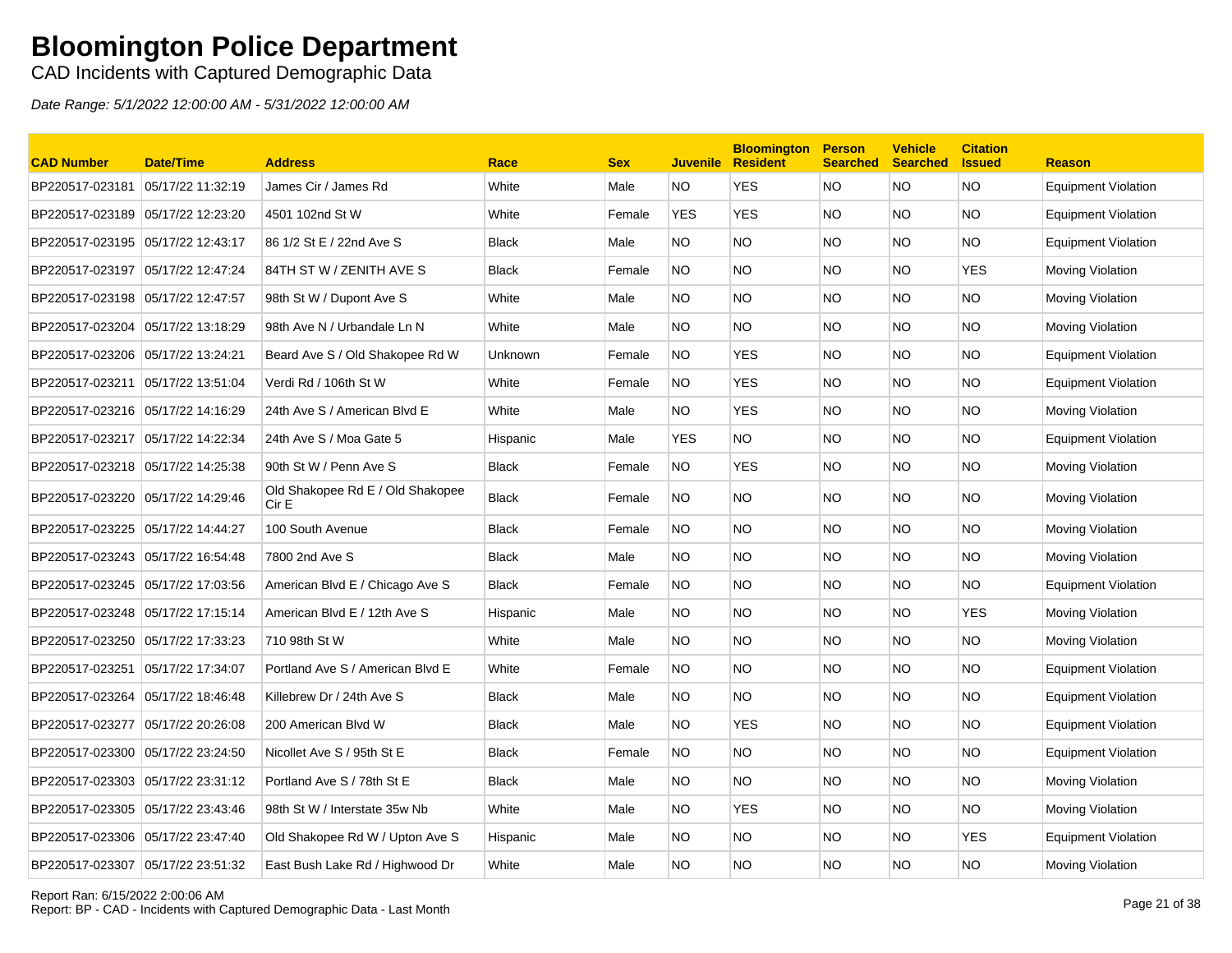# Bloomington Police Department

CAD Incidents with Captured Demographic Data

*Date Range: 5/1/2022 12:00:00 AM - 5/31/2022 12:00:00 AM*

| CAD Number | Date/Time | Address | Race | Sex | Juvenile | Bloomington Resident | Person Searched | Vehicle Searched | Citation Issued | Reason |
|---|---|---|---|---|---|---|---|---|---|---|
| BP220517-023181 | 05/17/22 11:32:19 | James Cir / James Rd | White | Male | NO | YES | NO | NO | NO | Equipment Violation |
| BP220517-023189 | 05/17/22 12:23:20 | 4501 102nd St W | White | Female | YES | YES | NO | NO | NO | Equipment Violation |
| BP220517-023195 | 05/17/22 12:43:17 | 86 1/2 St E / 22nd Ave S | Black | Male | NO | NO | NO | NO | NO | Equipment Violation |
| BP220517-023197 | 05/17/22 12:47:24 | 84TH ST W / ZENITH AVE S | Black | Female | NO | NO | NO | NO | YES | Moving Violation |
| BP220517-023198 | 05/17/22 12:47:57 | 98th St W / Dupont Ave S | White | Male | NO | NO | NO | NO | NO | Moving Violation |
| BP220517-023204 | 05/17/22 13:18:29 | 98th Ave N / Urbandale Ln N | White | Male | NO | NO | NO | NO | NO | Moving Violation |
| BP220517-023206 | 05/17/22 13:24:21 | Beard Ave S / Old Shakopee Rd W | Unknown | Female | NO | YES | NO | NO | NO | Equipment Violation |
| BP220517-023211 | 05/17/22 13:51:04 | Verdi Rd / 106th St W | White | Female | NO | YES | NO | NO | NO | Equipment Violation |
| BP220517-023216 | 05/17/22 14:16:29 | 24th Ave S / American Blvd E | White | Male | NO | YES | NO | NO | NO | Moving Violation |
| BP220517-023217 | 05/17/22 14:22:34 | 24th Ave S / Moa Gate 5 | Hispanic | Male | YES | NO | NO | NO | NO | Equipment Violation |
| BP220517-023218 | 05/17/22 14:25:38 | 90th St W / Penn Ave S | Black | Female | NO | YES | NO | NO | NO | Moving Violation |
| BP220517-023220 | 05/17/22 14:29:46 | Old Shakopee Rd E / Old Shakopee Cir E | Black | Female | NO | NO | NO | NO | NO | Moving Violation |
| BP220517-023225 | 05/17/22 14:44:27 | 100 South Avenue | Black | Female | NO | NO | NO | NO | NO | Moving Violation |
| BP220517-023243 | 05/17/22 16:54:48 | 7800 2nd Ave S | Black | Male | NO | NO | NO | NO | NO | Moving Violation |
| BP220517-023245 | 05/17/22 17:03:56 | American Blvd E / Chicago Ave S | Black | Female | NO | NO | NO | NO | NO | Equipment Violation |
| BP220517-023248 | 05/17/22 17:15:14 | American Blvd E / 12th Ave S | Hispanic | Male | NO | NO | NO | NO | YES | Moving Violation |
| BP220517-023250 | 05/17/22 17:33:23 | 710 98th St W | White | Male | NO | NO | NO | NO | NO | Moving Violation |
| BP220517-023251 | 05/17/22 17:34:07 | Portland Ave S / American Blvd E | White | Female | NO | NO | NO | NO | NO | Equipment Violation |
| BP220517-023264 | 05/17/22 18:46:48 | Killebrew Dr / 24th Ave S | Black | Male | NO | NO | NO | NO | NO | Equipment Violation |
| BP220517-023277 | 05/17/22 20:26:08 | 200 American Blvd W | Black | Male | NO | YES | NO | NO | NO | Equipment Violation |
| BP220517-023300 | 05/17/22 23:24:50 | Nicollet Ave S / 95th St E | Black | Female | NO | NO | NO | NO | NO | Equipment Violation |
| BP220517-023303 | 05/17/22 23:31:12 | Portland Ave S / 78th St E | Black | Male | NO | NO | NO | NO | NO | Moving Violation |
| BP220517-023305 | 05/17/22 23:43:46 | 98th St W / Interstate 35w Nb | White | Male | NO | YES | NO | NO | NO | Moving Violation |
| BP220517-023306 | 05/17/22 23:47:40 | Old Shakopee Rd W / Upton Ave S | Hispanic | Male | NO | NO | NO | NO | YES | Equipment Violation |
| BP220517-023307 | 05/17/22 23:51:32 | East Bush Lake Rd / Highwood Dr | White | Male | NO | NO | NO | NO | NO | Moving Violation |

Report Ran: 6/15/2022 2:00:06 AM
Report: BP - CAD - Incidents with Captured Demographic Data - Last Month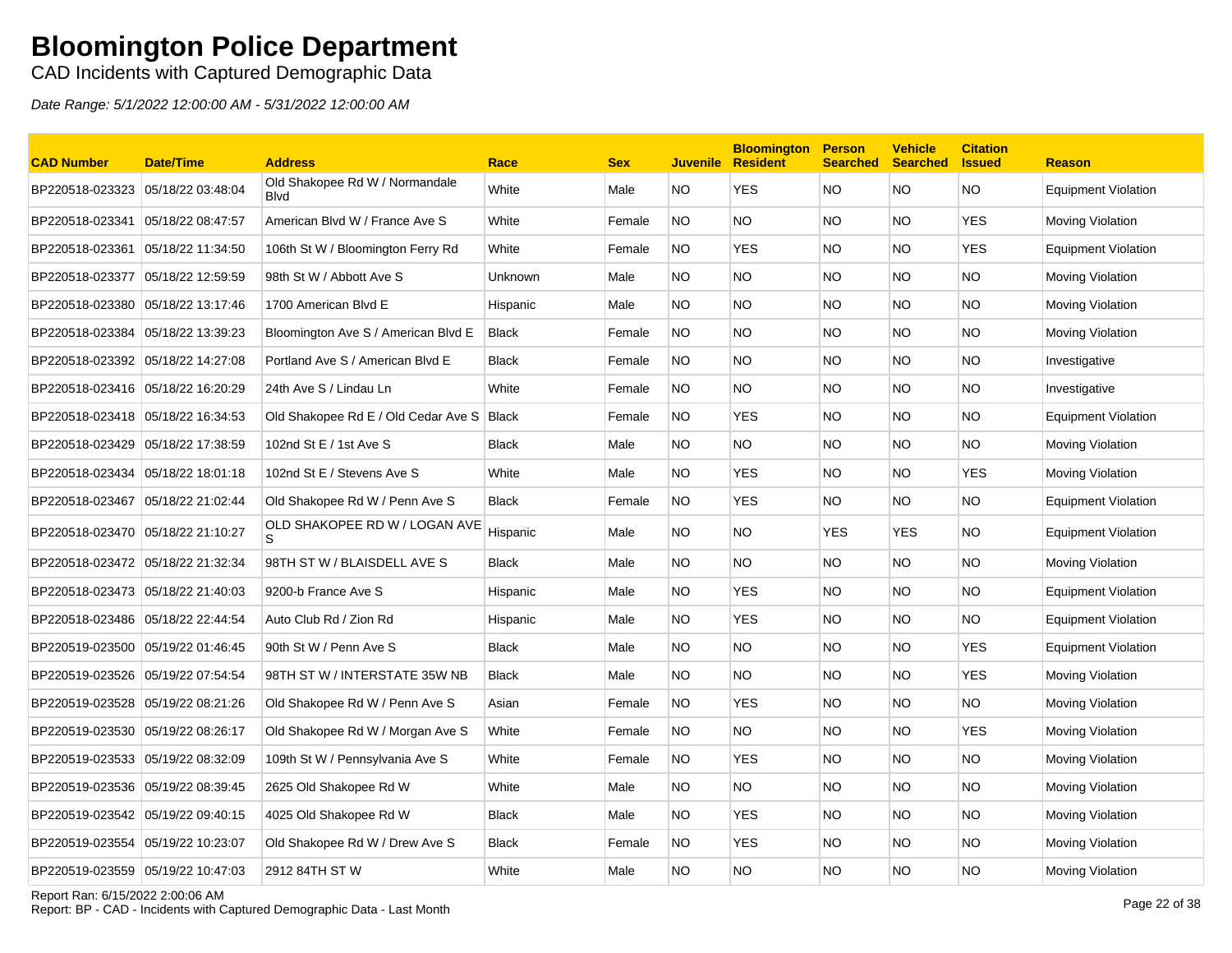# Bloomington Police Department

CAD Incidents with Captured Demographic Data

*Date Range: 5/1/2022 12:00:00 AM - 5/31/2022 12:00:00 AM*

| CAD Number | Date/Time | Address | Race | Sex | Juvenile | Bloomington Resident | Person Searched | Vehicle Searched | Citation Issued | Reason |
|---|---|---|---|---|---|---|---|---|---|---|
| BP220518-023323 | 05/18/22 03:48:04 | Old Shakopee Rd W / Normandale Blvd | White | Male | NO | YES | NO | NO | NO | Equipment Violation |
| BP220518-023341 | 05/18/22 08:47:57 | American Blvd W / France Ave S | White | Female | NO | NO | NO | NO | YES | Moving Violation |
| BP220518-023361 | 05/18/22 11:34:50 | 106th St W / Bloomington Ferry Rd | White | Female | NO | YES | NO | NO | YES | Equipment Violation |
| BP220518-023377 | 05/18/22 12:59:59 | 98th St W / Abbott Ave S | Unknown | Male | NO | NO | NO | NO | NO | Moving Violation |
| BP220518-023380 | 05/18/22 13:17:46 | 1700 American Blvd E | Hispanic | Male | NO | NO | NO | NO | NO | Moving Violation |
| BP220518-023384 | 05/18/22 13:39:23 | Bloomington Ave S / American Blvd E | Black | Female | NO | NO | NO | NO | NO | Moving Violation |
| BP220518-023392 | 05/18/22 14:27:08 | Portland Ave S / American Blvd E | Black | Female | NO | NO | NO | NO | NO | Investigative |
| BP220518-023416 | 05/18/22 16:20:29 | 24th Ave S / Lindau Ln | White | Female | NO | NO | NO | NO | NO | Investigative |
| BP220518-023418 | 05/18/22 16:34:53 | Old Shakopee Rd E / Old Cedar Ave S | Black | Female | NO | YES | NO | NO | NO | Equipment Violation |
| BP220518-023429 | 05/18/22 17:38:59 | 102nd St E / 1st Ave S | Black | Male | NO | NO | NO | NO | NO | Moving Violation |
| BP220518-023434 | 05/18/22 18:01:18 | 102nd St E / Stevens Ave S | White | Male | NO | YES | NO | NO | YES | Moving Violation |
| BP220518-023467 | 05/18/22 21:02:44 | Old Shakopee Rd W / Penn Ave S | Black | Female | NO | YES | NO | NO | NO | Equipment Violation |
| BP220518-023470 | 05/18/22 21:10:27 | OLD SHAKOPEE RD W / LOGAN AVE S | Hispanic | Male | NO | NO | YES | YES | NO | Equipment Violation |
| BP220518-023472 | 05/18/22 21:32:34 | 98TH ST W / BLAISDELL AVE S | Black | Male | NO | NO | NO | NO | NO | Moving Violation |
| BP220518-023473 | 05/18/22 21:40:03 | 9200-b France Ave S | Hispanic | Male | NO | YES | NO | NO | NO | Equipment Violation |
| BP220518-023486 | 05/18/22 22:44:54 | Auto Club Rd / Zion Rd | Hispanic | Male | NO | YES | NO | NO | NO | Equipment Violation |
| BP220519-023500 | 05/19/22 01:46:45 | 90th St W / Penn Ave S | Black | Male | NO | NO | NO | NO | YES | Equipment Violation |
| BP220519-023526 | 05/19/22 07:54:54 | 98TH ST W / INTERSTATE 35W NB | Black | Male | NO | NO | NO | NO | YES | Moving Violation |
| BP220519-023528 | 05/19/22 08:21:26 | Old Shakopee Rd W / Penn Ave S | Asian | Female | NO | YES | NO | NO | NO | Moving Violation |
| BP220519-023530 | 05/19/22 08:26:17 | Old Shakopee Rd W / Morgan Ave S | White | Female | NO | NO | NO | NO | YES | Moving Violation |
| BP220519-023533 | 05/19/22 08:32:09 | 109th St W / Pennsylvania Ave S | White | Female | NO | YES | NO | NO | NO | Moving Violation |
| BP220519-023536 | 05/19/22 08:39:45 | 2625 Old Shakopee Rd W | White | Male | NO | NO | NO | NO | NO | Moving Violation |
| BP220519-023542 | 05/19/22 09:40:15 | 4025 Old Shakopee Rd W | Black | Male | NO | YES | NO | NO | NO | Moving Violation |
| BP220519-023554 | 05/19/22 10:23:07 | Old Shakopee Rd W / Drew Ave S | Black | Female | NO | YES | NO | NO | NO | Moving Violation |
| BP220519-023559 | 05/19/22 10:47:03 | 2912 84TH ST W | White | Male | NO | NO | NO | NO | NO | Moving Violation |

Report Ran: 6/15/2022 2:00:06 AM
Report: BP - CAD - Incidents with Captured Demographic Data - Last Month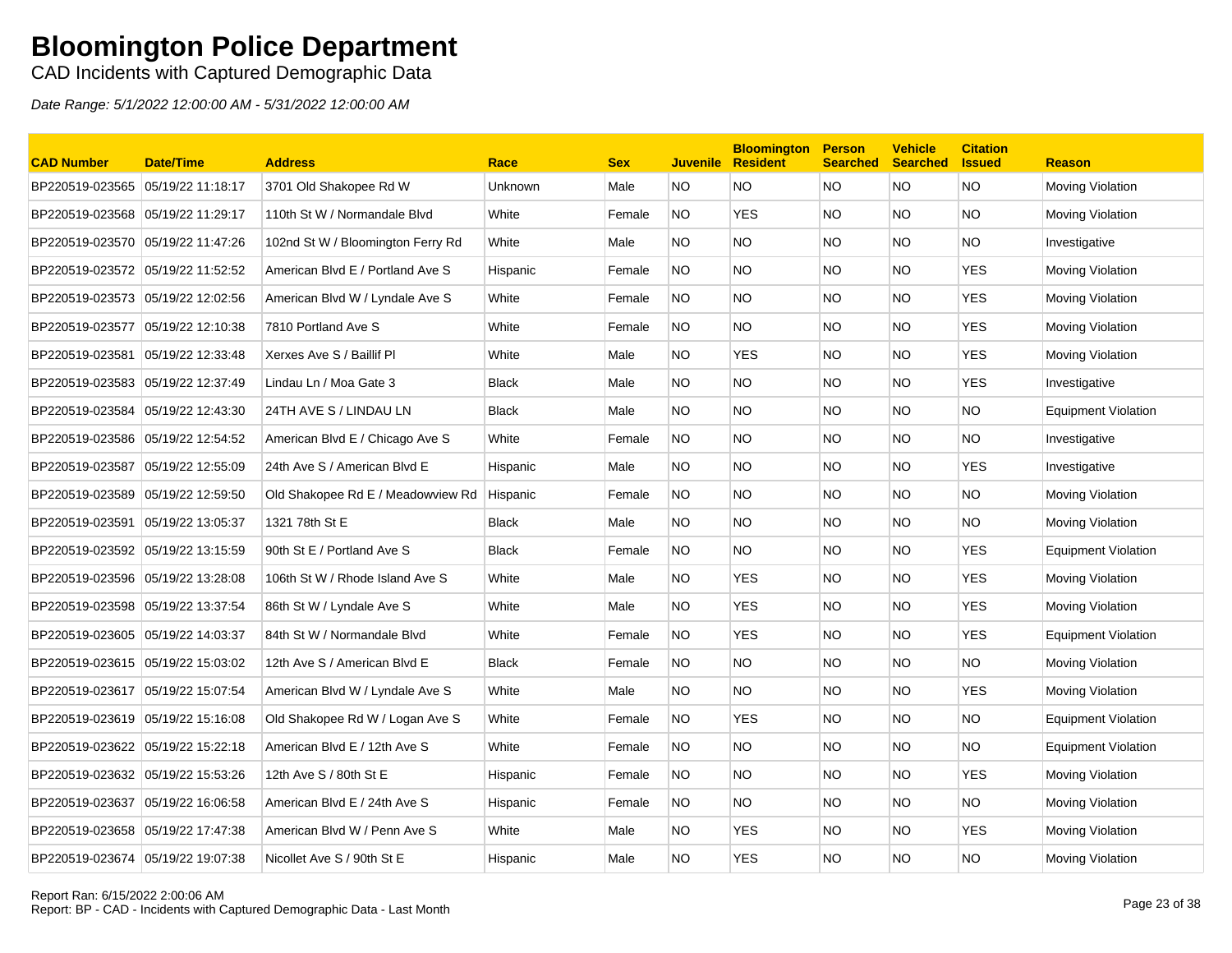# Bloomington Police Department

CAD Incidents with Captured Demographic Data

*Date Range: 5/1/2022 12:00:00 AM - 5/31/2022 12:00:00 AM*

| CAD Number | Date/Time | Address | Race | Sex | Juvenile | Bloomington Resident | Person Searched | Vehicle Searched | Citation Issued | Reason |
|---|---|---|---|---|---|---|---|---|---|---|
| BP220519-023565 | 05/19/22 11:18:17 | 3701 Old Shakopee Rd W | Unknown | Male | NO | NO | NO | NO | NO | Moving Violation |
| BP220519-023568 | 05/19/22 11:29:17 | 110th St W / Normandale Blvd | White | Female | NO | YES | NO | NO | NO | Moving Violation |
| BP220519-023570 | 05/19/22 11:47:26 | 102nd St W / Bloomington Ferry Rd | White | Male | NO | NO | NO | NO | NO | Investigative |
| BP220519-023572 | 05/19/22 11:52:52 | American Blvd E / Portland Ave S | Hispanic | Female | NO | NO | NO | NO | YES | Moving Violation |
| BP220519-023573 | 05/19/22 12:02:56 | American Blvd W / Lyndale Ave S | White | Female | NO | NO | NO | NO | YES | Moving Violation |
| BP220519-023577 | 05/19/22 12:10:38 | 7810 Portland Ave S | White | Female | NO | NO | NO | NO | YES | Moving Violation |
| BP220519-023581 | 05/19/22 12:33:48 | Xerxes Ave S / Baillif Pl | White | Male | NO | YES | NO | NO | YES | Moving Violation |
| BP220519-023583 | 05/19/22 12:37:49 | Lindau Ln / Moa Gate 3 | Black | Male | NO | NO | NO | NO | YES | Investigative |
| BP220519-023584 | 05/19/22 12:43:30 | 24TH AVE S / LINDAU LN | Black | Male | NO | NO | NO | NO | NO | Equipment Violation |
| BP220519-023586 | 05/19/22 12:54:52 | American Blvd E / Chicago Ave S | White | Female | NO | NO | NO | NO | NO | Investigative |
| BP220519-023587 | 05/19/22 12:55:09 | 24th Ave S / American Blvd E | Hispanic | Male | NO | NO | NO | NO | YES | Investigative |
| BP220519-023589 | 05/19/22 12:59:50 | Old Shakopee Rd E / Meadowview Rd | Hispanic | Female | NO | NO | NO | NO | NO | Moving Violation |
| BP220519-023591 | 05/19/22 13:05:37 | 1321 78th St E | Black | Male | NO | NO | NO | NO | NO | Moving Violation |
| BP220519-023592 | 05/19/22 13:15:59 | 90th St E / Portland Ave S | Black | Female | NO | NO | NO | NO | YES | Equipment Violation |
| BP220519-023596 | 05/19/22 13:28:08 | 106th St W / Rhode Island Ave S | White | Male | NO | YES | NO | NO | YES | Moving Violation |
| BP220519-023598 | 05/19/22 13:37:54 | 86th St W / Lyndale Ave S | White | Male | NO | YES | NO | NO | YES | Moving Violation |
| BP220519-023605 | 05/19/22 14:03:37 | 84th St W / Normandale Blvd | White | Female | NO | YES | NO | NO | YES | Equipment Violation |
| BP220519-023615 | 05/19/22 15:03:02 | 12th Ave S / American Blvd E | Black | Female | NO | NO | NO | NO | NO | Moving Violation |
| BP220519-023617 | 05/19/22 15:07:54 | American Blvd W / Lyndale Ave S | White | Male | NO | NO | NO | NO | YES | Moving Violation |
| BP220519-023619 | 05/19/22 15:16:08 | Old Shakopee Rd W / Logan Ave S | White | Female | NO | YES | NO | NO | NO | Equipment Violation |
| BP220519-023622 | 05/19/22 15:22:18 | American Blvd E / 12th Ave S | White | Female | NO | NO | NO | NO | NO | Equipment Violation |
| BP220519-023632 | 05/19/22 15:53:26 | 12th Ave S / 80th St E | Hispanic | Female | NO | NO | NO | NO | YES | Moving Violation |
| BP220519-023637 | 05/19/22 16:06:58 | American Blvd E / 24th Ave S | Hispanic | Female | NO | NO | NO | NO | NO | Moving Violation |
| BP220519-023658 | 05/19/22 17:47:38 | American Blvd W / Penn Ave S | White | Male | NO | YES | NO | NO | YES | Moving Violation |
| BP220519-023674 | 05/19/22 19:07:38 | Nicollet Ave S / 90th St E | Hispanic | Male | NO | YES | NO | NO | NO | Moving Violation |

Report Ran: 6/15/2022 2:00:06 AM
Report: BP - CAD - Incidents with Captured Demographic Data - Last Month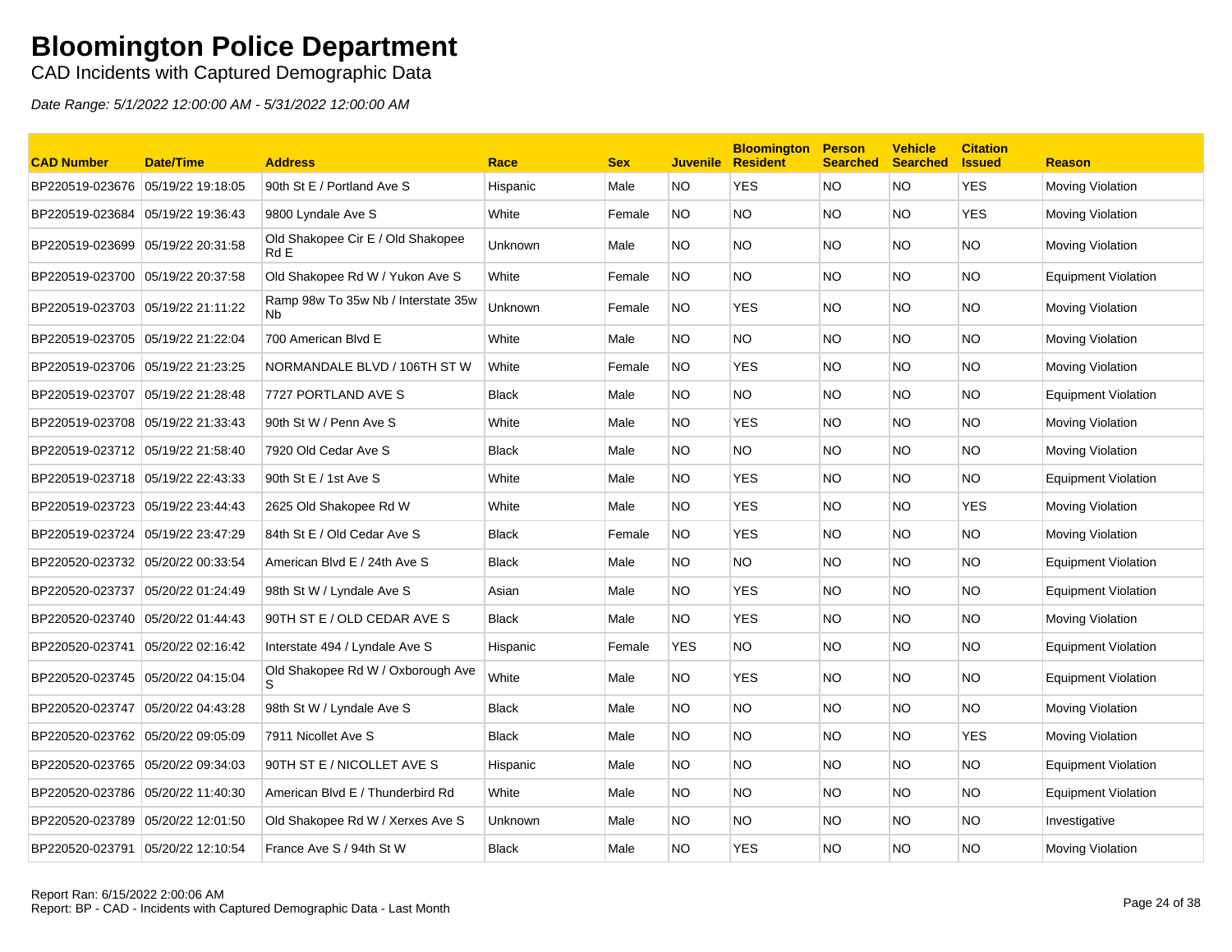# Bloomington Police Department

CAD Incidents with Captured Demographic Data

*Date Range: 5/1/2022 12:00:00 AM - 5/31/2022 12:00:00 AM*

| CAD Number | Date/Time | Address | Race | Sex | Juvenile | Bloomington Resident | Person Searched | Vehicle Searched | Citation Issued | Reason |
|---|---|---|---|---|---|---|---|---|---|---|
| BP220519-023676 | 05/19/22 19:18:05 | 90th St E / Portland Ave S | Hispanic | Male | NO | YES | NO | NO | YES | Moving Violation |
| BP220519-023684 | 05/19/22 19:36:43 | 9800 Lyndale Ave S | White | Female | NO | NO | NO | NO | YES | Moving Violation |
| BP220519-023699 | 05/19/22 20:31:58 | Old Shakopee Cir E / Old Shakopee Rd E | Unknown | Male | NO | NO | NO | NO | NO | Moving Violation |
| BP220519-023700 | 05/19/22 20:37:58 | Old Shakopee Rd W / Yukon Ave S | White | Female | NO | NO | NO | NO | NO | Equipment Violation |
| BP220519-023703 | 05/19/22 21:11:22 | Ramp 98w To 35w Nb / Interstate 35w Nb | Unknown | Female | NO | YES | NO | NO | NO | Moving Violation |
| BP220519-023705 | 05/19/22 21:22:04 | 700 American Blvd E | White | Male | NO | NO | NO | NO | NO | Moving Violation |
| BP220519-023706 | 05/19/22 21:23:25 | NORMANDALE BLVD / 106TH ST W | White | Female | NO | YES | NO | NO | NO | Moving Violation |
| BP220519-023707 | 05/19/22 21:28:48 | 7727 PORTLAND AVE S | Black | Male | NO | NO | NO | NO | NO | Equipment Violation |
| BP220519-023708 | 05/19/22 21:33:43 | 90th St W / Penn Ave S | White | Male | NO | YES | NO | NO | NO | Moving Violation |
| BP220519-023712 | 05/19/22 21:58:40 | 7920 Old Cedar Ave S | Black | Male | NO | NO | NO | NO | NO | Moving Violation |
| BP220519-023718 | 05/19/22 22:43:33 | 90th St E / 1st Ave S | White | Male | NO | YES | NO | NO | NO | Equipment Violation |
| BP220519-023723 | 05/19/22 23:44:43 | 2625 Old Shakopee Rd W | White | Male | NO | YES | NO | NO | YES | Moving Violation |
| BP220519-023724 | 05/19/22 23:47:29 | 84th St E / Old Cedar Ave S | Black | Female | NO | YES | NO | NO | NO | Moving Violation |
| BP220520-023732 | 05/20/22 00:33:54 | American Blvd E / 24th Ave S | Black | Male | NO | NO | NO | NO | NO | Equipment Violation |
| BP220520-023737 | 05/20/22 01:24:49 | 98th St W / Lyndale Ave S | Asian | Male | NO | YES | NO | NO | NO | Equipment Violation |
| BP220520-023740 | 05/20/22 01:44:43 | 90TH ST E / OLD CEDAR AVE S | Black | Male | NO | YES | NO | NO | NO | Moving Violation |
| BP220520-023741 | 05/20/22 02:16:42 | Interstate 494 / Lyndale Ave S | Hispanic | Female | YES | NO | NO | NO | NO | Equipment Violation |
| BP220520-023745 | 05/20/22 04:15:04 | Old Shakopee Rd W / Oxborough Ave S | White | Male | NO | YES | NO | NO | NO | Equipment Violation |
| BP220520-023747 | 05/20/22 04:43:28 | 98th St W / Lyndale Ave S | Black | Male | NO | NO | NO | NO | NO | Moving Violation |
| BP220520-023762 | 05/20/22 09:05:09 | 7911 Nicollet Ave S | Black | Male | NO | NO | NO | NO | YES | Moving Violation |
| BP220520-023765 | 05/20/22 09:34:03 | 90TH ST E / NICOLLET AVE S | Hispanic | Male | NO | NO | NO | NO | NO | Equipment Violation |
| BP220520-023786 | 05/20/22 11:40:30 | American Blvd E / Thunderbird Rd | White | Male | NO | NO | NO | NO | NO | Equipment Violation |
| BP220520-023789 | 05/20/22 12:01:50 | Old Shakopee Rd W / Xerxes Ave S | Unknown | Male | NO | NO | NO | NO | NO | Investigative |
| BP220520-023791 | 05/20/22 12:10:54 | France Ave S / 94th St W | Black | Male | NO | YES | NO | NO | NO | Moving Violation |

Report Ran: 6/15/2022 2:00:06 AM
Report: BP - CAD - Incidents with Captured Demographic Data - Last Month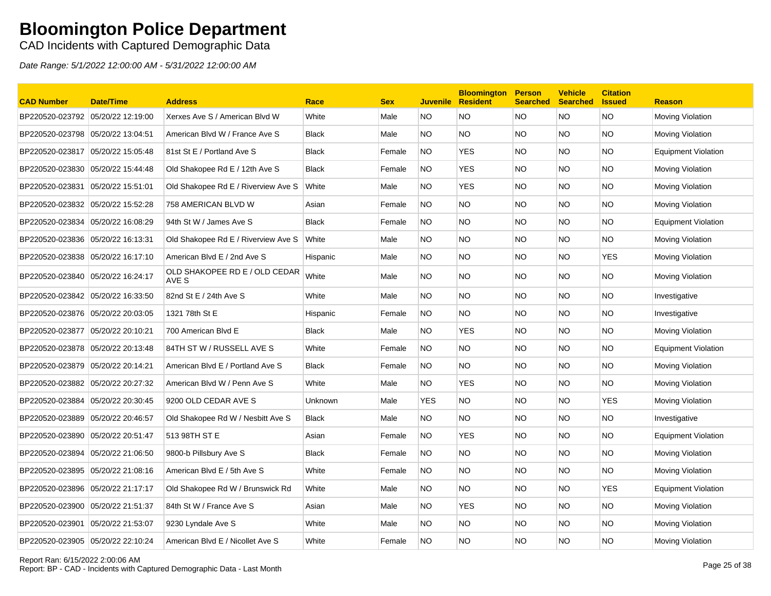# Bloomington Police Department

CAD Incidents with Captured Demographic Data

*Date Range: 5/1/2022 12:00:00 AM - 5/31/2022 12:00:00 AM*

| CAD Number | Date/Time | Address | Race | Sex | Juvenile | Bloomington Resident | Person Searched | Vehicle Searched | Citation Issued | Reason |
|---|---|---|---|---|---|---|---|---|---|---|
| BP220520-023792 | 05/20/22 12:19:00 | Xerxes Ave S / American Blvd W | White | Male | NO | NO | NO | NO | NO | Moving Violation |
| BP220520-023798 | 05/20/22 13:04:51 | American Blvd W / France Ave S | Black | Male | NO | NO | NO | NO | NO | Moving Violation |
| BP220520-023817 | 05/20/22 15:05:48 | 81st St E / Portland Ave S | Black | Female | NO | YES | NO | NO | NO | Equipment Violation |
| BP220520-023830 | 05/20/22 15:44:48 | Old Shakopee Rd E / 12th Ave S | Black | Female | NO | YES | NO | NO | NO | Moving Violation |
| BP220520-023831 | 05/20/22 15:51:01 | Old Shakopee Rd E / Riverview Ave S | White | Male | NO | YES | NO | NO | NO | Moving Violation |
| BP220520-023832 | 05/20/22 15:52:28 | 758 AMERICAN BLVD W | Asian | Female | NO | NO | NO | NO | NO | Moving Violation |
| BP220520-023834 | 05/20/22 16:08:29 | 94th St W / James Ave S | Black | Female | NO | NO | NO | NO | NO | Equipment Violation |
| BP220520-023836 | 05/20/22 16:13:31 | Old Shakopee Rd E / Riverview Ave S | White | Male | NO | NO | NO | NO | NO | Moving Violation |
| BP220520-023838 | 05/20/22 16:17:10 | American Blvd E / 2nd Ave S | Hispanic | Male | NO | NO | NO | NO | YES | Moving Violation |
| BP220520-023840 | 05/20/22 16:24:17 | OLD SHAKOPEE RD E / OLD CEDAR AVE S | White | Male | NO | NO | NO | NO | NO | Moving Violation |
| BP220520-023842 | 05/20/22 16:33:50 | 82nd St E / 24th Ave S | White | Male | NO | NO | NO | NO | NO | Investigative |
| BP220520-023876 | 05/20/22 20:03:05 | 1321 78th St E | Hispanic | Female | NO | NO | NO | NO | NO | Investigative |
| BP220520-023877 | 05/20/22 20:10:21 | 700 American Blvd E | Black | Male | NO | YES | NO | NO | NO | Moving Violation |
| BP220520-023878 | 05/20/22 20:13:48 | 84TH ST W / RUSSELL AVE S | White | Female | NO | NO | NO | NO | NO | Equipment Violation |
| BP220520-023879 | 05/20/22 20:14:21 | American Blvd E / Portland Ave S | Black | Female | NO | NO | NO | NO | NO | Moving Violation |
| BP220520-023882 | 05/20/22 20:27:32 | American Blvd W / Penn Ave S | White | Male | NO | YES | NO | NO | NO | Moving Violation |
| BP220520-023884 | 05/20/22 20:30:45 | 9200 OLD CEDAR AVE S | Unknown | Male | YES | NO | NO | NO | YES | Moving Violation |
| BP220520-023889 | 05/20/22 20:46:57 | Old Shakopee Rd W / Nesbitt Ave S | Black | Male | NO | NO | NO | NO | NO | Investigative |
| BP220520-023890 | 05/20/22 20:51:47 | 513 98TH ST E | Asian | Female | NO | YES | NO | NO | NO | Equipment Violation |
| BP220520-023894 | 05/20/22 21:06:50 | 9800-b Pillsbury Ave S | Black | Female | NO | NO | NO | NO | NO | Moving Violation |
| BP220520-023895 | 05/20/22 21:08:16 | American Blvd E / 5th Ave S | White | Female | NO | NO | NO | NO | NO | Moving Violation |
| BP220520-023896 | 05/20/22 21:17:17 | Old Shakopee Rd W / Brunswick Rd | White | Male | NO | NO | NO | NO | YES | Equipment Violation |
| BP220520-023900 | 05/20/22 21:51:37 | 84th St W / France Ave S | Asian | Male | NO | YES | NO | NO | NO | Moving Violation |
| BP220520-023901 | 05/20/22 21:53:07 | 9230 Lyndale Ave S | White | Male | NO | NO | NO | NO | NO | Moving Violation |
| BP220520-023905 | 05/20/22 22:10:24 | American Blvd E / Nicollet Ave S | White | Female | NO | NO | NO | NO | NO | Moving Violation |

Report Ran: 6/15/2022 2:00:06 AM
Report: BP - CAD - Incidents with Captured Demographic Data - Last Month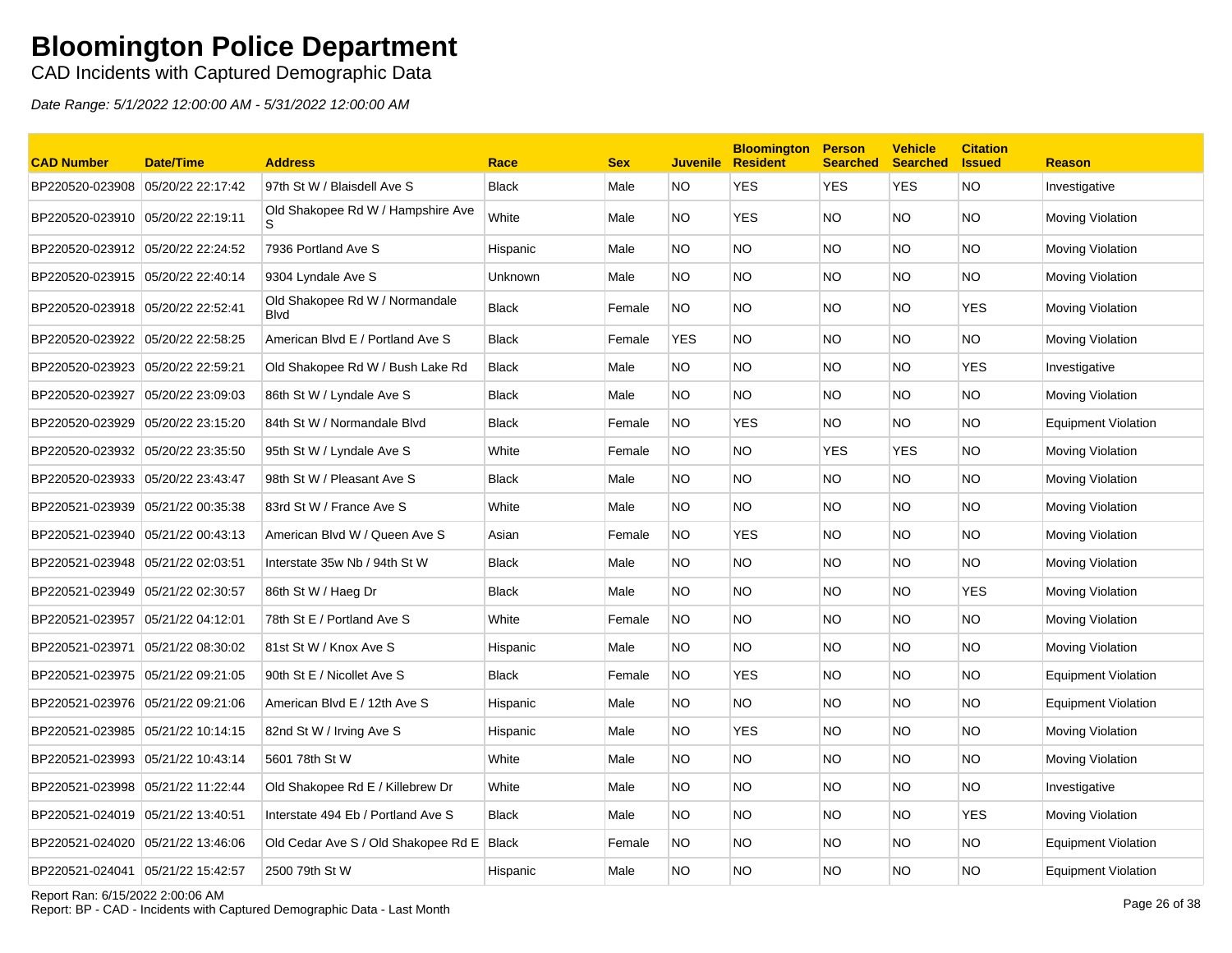# Bloomington Police Department

CAD Incidents with Captured Demographic Data

*Date Range: 5/1/2022 12:00:00 AM - 5/31/2022 12:00:00 AM*

| CAD Number | Date/Time | Address | Race | Sex | Juvenile | Bloomington Resident | Person Searched | Vehicle Searched | Citation Issued | Reason |
|---|---|---|---|---|---|---|---|---|---|---|
| BP220520-023908 | 05/20/22 22:17:42 | 97th St W / Blaisdell Ave S | Black | Male | NO | YES | YES | YES | NO | Investigative |
| BP220520-023910 | 05/20/22 22:19:11 | Old Shakopee Rd W / Hampshire Ave S | White | Male | NO | YES | NO | NO | NO | Moving Violation |
| BP220520-023912 | 05/20/22 22:24:52 | 7936 Portland Ave S | Hispanic | Male | NO | NO | NO | NO | NO | Moving Violation |
| BP220520-023915 | 05/20/22 22:40:14 | 9304 Lyndale Ave S | Unknown | Male | NO | NO | NO | NO | NO | Moving Violation |
| BP220520-023918 | 05/20/22 22:52:41 | Old Shakopee Rd W / Normandale Blvd | Black | Female | NO | NO | NO | NO | YES | Moving Violation |
| BP220520-023922 | 05/20/22 22:58:25 | American Blvd E / Portland Ave S | Black | Female | YES | NO | NO | NO | NO | Moving Violation |
| BP220520-023923 | 05/20/22 22:59:21 | Old Shakopee Rd W / Bush Lake Rd | Black | Male | NO | NO | NO | NO | YES | Investigative |
| BP220520-023927 | 05/20/22 23:09:03 | 86th St W / Lyndale Ave S | Black | Male | NO | NO | NO | NO | NO | Moving Violation |
| BP220520-023929 | 05/20/22 23:15:20 | 84th St W / Normandale Blvd | Black | Female | NO | YES | NO | NO | NO | Equipment Violation |
| BP220520-023932 | 05/20/22 23:35:50 | 95th St W / Lyndale Ave S | White | Female | NO | NO | YES | YES | NO | Moving Violation |
| BP220520-023933 | 05/20/22 23:43:47 | 98th St W / Pleasant Ave S | Black | Male | NO | NO | NO | NO | NO | Moving Violation |
| BP220521-023939 | 05/21/22 00:35:38 | 83rd St W / France Ave S | White | Male | NO | NO | NO | NO | NO | Moving Violation |
| BP220521-023940 | 05/21/22 00:43:13 | American Blvd W / Queen Ave S | Asian | Female | NO | YES | NO | NO | NO | Moving Violation |
| BP220521-023948 | 05/21/22 02:03:51 | Interstate 35w Nb / 94th St W | Black | Male | NO | NO | NO | NO | NO | Moving Violation |
| BP220521-023949 | 05/21/22 02:30:57 | 86th St W / Haeg Dr | Black | Male | NO | NO | NO | NO | YES | Moving Violation |
| BP220521-023957 | 05/21/22 04:12:01 | 78th St E / Portland Ave S | White | Female | NO | NO | NO | NO | NO | Moving Violation |
| BP220521-023971 | 05/21/22 08:30:02 | 81st St W / Knox Ave S | Hispanic | Male | NO | NO | NO | NO | NO | Moving Violation |
| BP220521-023975 | 05/21/22 09:21:05 | 90th St E / Nicollet Ave S | Black | Female | NO | YES | NO | NO | NO | Equipment Violation |
| BP220521-023976 | 05/21/22 09:21:06 | American Blvd E / 12th Ave S | Hispanic | Male | NO | NO | NO | NO | NO | Equipment Violation |
| BP220521-023985 | 05/21/22 10:14:15 | 82nd St W / Irving Ave S | Hispanic | Male | NO | YES | NO | NO | NO | Moving Violation |
| BP220521-023993 | 05/21/22 10:43:14 | 5601 78th St W | White | Male | NO | NO | NO | NO | NO | Moving Violation |
| BP220521-023998 | 05/21/22 11:22:44 | Old Shakopee Rd E / Killebrew Dr | White | Male | NO | NO | NO | NO | NO | Investigative |
| BP220521-024019 | 05/21/22 13:40:51 | Interstate 494 Eb / Portland Ave S | Black | Male | NO | NO | NO | NO | YES | Moving Violation |
| BP220521-024020 | 05/21/22 13:46:06 | Old Cedar Ave S / Old Shakopee Rd E | Black | Female | NO | NO | NO | NO | NO | Equipment Violation |
| BP220521-024041 | 05/21/22 15:42:57 | 2500 79th St W | Hispanic | Male | NO | NO | NO | NO | NO | Equipment Violation |

Report Ran: 6/15/2022 2:00:06 AM
Report: BP - CAD - Incidents with Captured Demographic Data - Last Month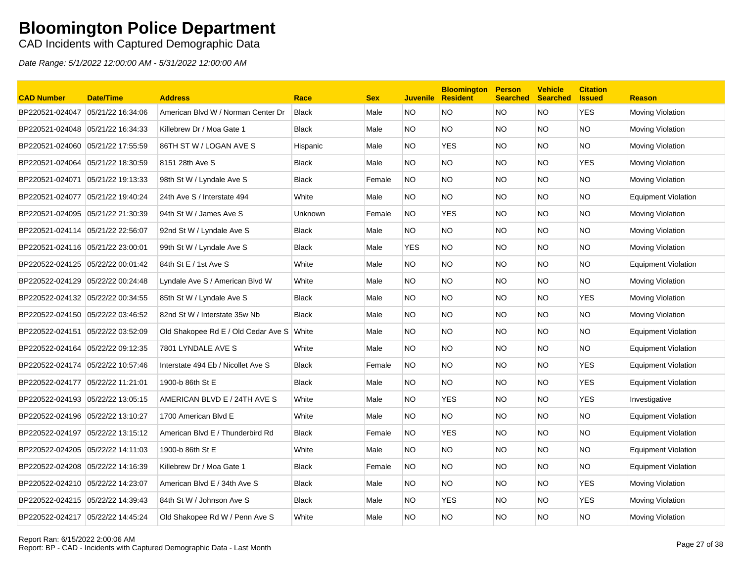# Bloomington Police Department

CAD Incidents with Captured Demographic Data

*Date Range: 5/1/2022 12:00:00 AM - 5/31/2022 12:00:00 AM*

| CAD Number | Date/Time | Address | Race | Sex | Juvenile | Bloomington Resident | Person Searched | Vehicle Searched | Citation Issued | Reason |
|---|---|---|---|---|---|---|---|---|---|---|
| BP220521-024047 | 05/21/22 16:34:06 | American Blvd W / Norman Center Dr | Black | Male | NO | NO | NO | NO | YES | Moving Violation |
| BP220521-024048 | 05/21/22 16:34:33 | Killebrew Dr / Moa Gate 1 | Black | Male | NO | NO | NO | NO | NO | Moving Violation |
| BP220521-024060 | 05/21/22 17:55:59 | 86TH ST W / LOGAN AVE S | Hispanic | Male | NO | YES | NO | NO | NO | Moving Violation |
| BP220521-024064 | 05/21/22 18:30:59 | 8151 28th Ave S | Black | Male | NO | NO | NO | NO | YES | Moving Violation |
| BP220521-024071 | 05/21/22 19:13:33 | 98th St W / Lyndale Ave S | Black | Female | NO | NO | NO | NO | NO | Moving Violation |
| BP220521-024077 | 05/21/22 19:40:24 | 24th Ave S / Interstate 494 | White | Male | NO | NO | NO | NO | NO | Equipment Violation |
| BP220521-024095 | 05/21/22 21:30:39 | 94th St W / James Ave S | Unknown | Female | NO | YES | NO | NO | NO | Moving Violation |
| BP220521-024114 | 05/21/22 22:56:07 | 92nd St W / Lyndale Ave S | Black | Male | NO | NO | NO | NO | NO | Moving Violation |
| BP220521-024116 | 05/21/22 23:00:01 | 99th St W / Lyndale Ave S | Black | Male | YES | NO | NO | NO | NO | Moving Violation |
| BP220522-024125 | 05/22/22 00:01:42 | 84th St E / 1st Ave S | White | Male | NO | NO | NO | NO | NO | Equipment Violation |
| BP220522-024129 | 05/22/22 00:24:48 | Lyndale Ave S / American Blvd W | White | Male | NO | NO | NO | NO | NO | Moving Violation |
| BP220522-024132 | 05/22/22 00:34:55 | 85th St W / Lyndale Ave S | Black | Male | NO | NO | NO | NO | YES | Moving Violation |
| BP220522-024150 | 05/22/22 03:46:52 | 82nd St W / Interstate 35w Nb | Black | Male | NO | NO | NO | NO | NO | Moving Violation |
| BP220522-024151 | 05/22/22 03:52:09 | Old Shakopee Rd E / Old Cedar Ave S | White | Male | NO | NO | NO | NO | NO | Equipment Violation |
| BP220522-024164 | 05/22/22 09:12:35 | 7801 LYNDALE AVE S | White | Male | NO | NO | NO | NO | NO | Equipment Violation |
| BP220522-024174 | 05/22/22 10:57:46 | Interstate 494 Eb / Nicollet Ave S | Black | Female | NO | NO | NO | NO | YES | Equipment Violation |
| BP220522-024177 | 05/22/22 11:21:01 | 1900-b 86th St E | Black | Male | NO | NO | NO | NO | YES | Equipment Violation |
| BP220522-024193 | 05/22/22 13:05:15 | AMERICAN BLVD E / 24TH AVE S | White | Male | NO | YES | NO | NO | YES | Investigative |
| BP220522-024196 | 05/22/22 13:10:27 | 1700 American Blvd E | White | Male | NO | NO | NO | NO | NO | Equipment Violation |
| BP220522-024197 | 05/22/22 13:15:12 | American Blvd E / Thunderbird Rd | Black | Female | NO | YES | NO | NO | NO | Equipment Violation |
| BP220522-024205 | 05/22/22 14:11:03 | 1900-b 86th St E | White | Male | NO | NO | NO | NO | NO | Equipment Violation |
| BP220522-024208 | 05/22/22 14:16:39 | Killebrew Dr / Moa Gate 1 | Black | Female | NO | NO | NO | NO | NO | Equipment Violation |
| BP220522-024210 | 05/22/22 14:23:07 | American Blvd E / 34th Ave S | Black | Male | NO | NO | NO | NO | YES | Moving Violation |
| BP220522-024215 | 05/22/22 14:39:43 | 84th St W / Johnson Ave S | Black | Male | NO | YES | NO | NO | YES | Moving Violation |
| BP220522-024217 | 05/22/22 14:45:24 | Old Shakopee Rd W / Penn Ave S | White | Male | NO | NO | NO | NO | NO | Moving Violation |

Report Ran: 6/15/2022 2:00:06 AM
Report: BP - CAD - Incidents with Captured Demographic Data - Last Month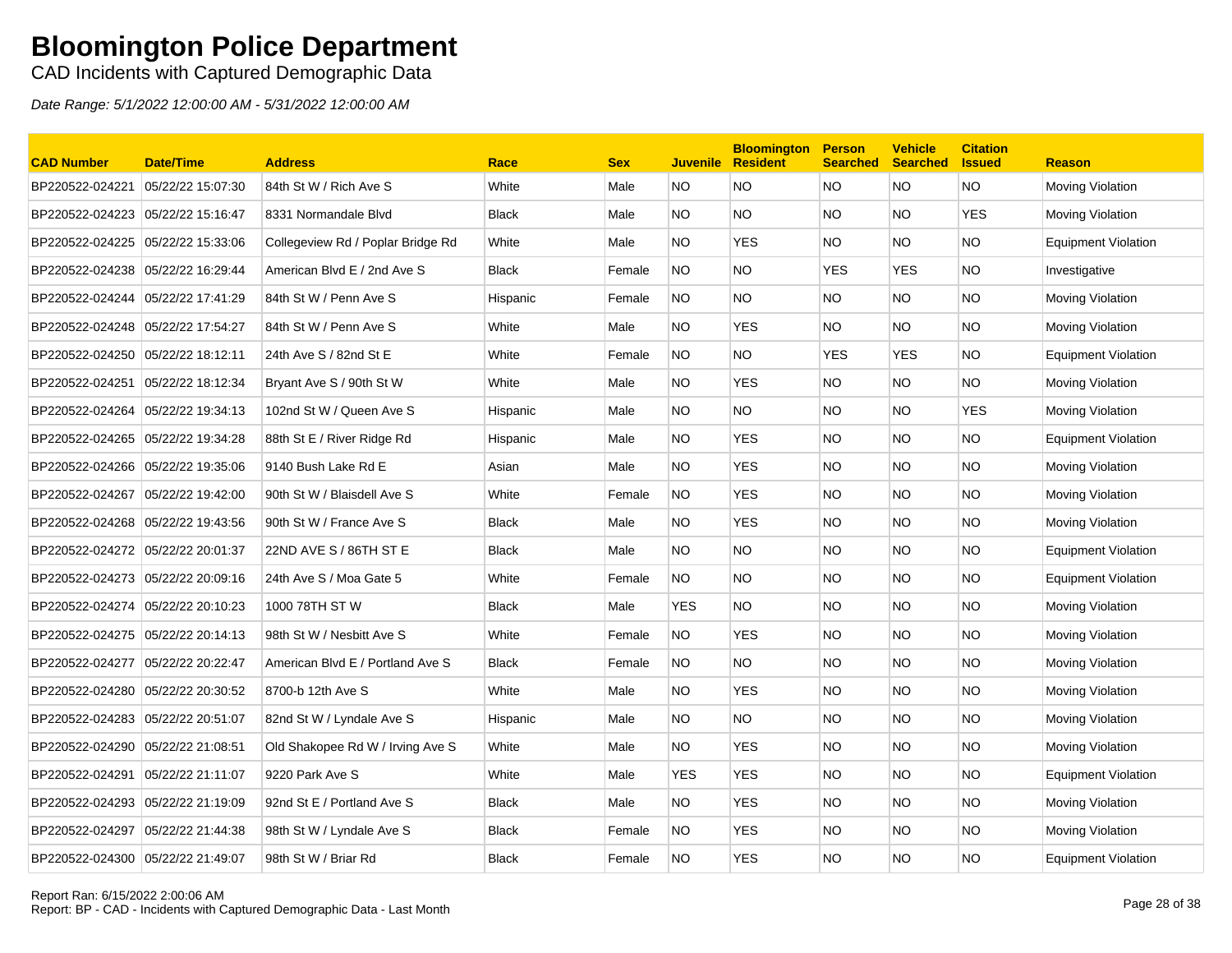# Bloomington Police Department

CAD Incidents with Captured Demographic Data

*Date Range: 5/1/2022 12:00:00 AM - 5/31/2022 12:00:00 AM*

| CAD Number | Date/Time | Address | Race | Sex | Juvenile | Bloomington Resident | Person Searched | Vehicle Searched | Citation Issued | Reason |
|---|---|---|---|---|---|---|---|---|---|---|
| BP220522-024221 | 05/22/22 15:07:30 | 84th St W / Rich Ave S | White | Male | NO | NO | NO | NO | NO | Moving Violation |
| BP220522-024223 | 05/22/22 15:16:47 | 8331 Normandale Blvd | Black | Male | NO | NO | NO | NO | YES | Moving Violation |
| BP220522-024225 | 05/22/22 15:33:06 | Collegeview Rd / Poplar Bridge Rd | White | Male | NO | YES | NO | NO | NO | Equipment Violation |
| BP220522-024238 | 05/22/22 16:29:44 | American Blvd E / 2nd Ave S | Black | Female | NO | NO | YES | YES | NO | Investigative |
| BP220522-024244 | 05/22/22 17:41:29 | 84th St W / Penn Ave S | Hispanic | Female | NO | NO | NO | NO | NO | Moving Violation |
| BP220522-024248 | 05/22/22 17:54:27 | 84th St W / Penn Ave S | White | Male | NO | YES | NO | NO | NO | Moving Violation |
| BP220522-024250 | 05/22/22 18:12:11 | 24th Ave S / 82nd St E | White | Female | NO | NO | YES | YES | NO | Equipment Violation |
| BP220522-024251 | 05/22/22 18:12:34 | Bryant Ave S / 90th St W | White | Male | NO | YES | NO | NO | NO | Moving Violation |
| BP220522-024264 | 05/22/22 19:34:13 | 102nd St W / Queen Ave S | Hispanic | Male | NO | NO | NO | NO | YES | Moving Violation |
| BP220522-024265 | 05/22/22 19:34:28 | 88th St E / River Ridge Rd | Hispanic | Male | NO | YES | NO | NO | NO | Equipment Violation |
| BP220522-024266 | 05/22/22 19:35:06 | 9140 Bush Lake Rd E | Asian | Male | NO | YES | NO | NO | NO | Moving Violation |
| BP220522-024267 | 05/22/22 19:42:00 | 90th St W / Blaisdell Ave S | White | Female | NO | YES | NO | NO | NO | Moving Violation |
| BP220522-024268 | 05/22/22 19:43:56 | 90th St W / France Ave S | Black | Male | NO | YES | NO | NO | NO | Moving Violation |
| BP220522-024272 | 05/22/22 20:01:37 | 22ND AVE S / 86TH ST E | Black | Male | NO | NO | NO | NO | NO | Equipment Violation |
| BP220522-024273 | 05/22/22 20:09:16 | 24th Ave S / Moa Gate 5 | White | Female | NO | NO | NO | NO | NO | Equipment Violation |
| BP220522-024274 | 05/22/22 20:10:23 | 1000 78TH ST W | Black | Male | YES | NO | NO | NO | NO | Moving Violation |
| BP220522-024275 | 05/22/22 20:14:13 | 98th St W / Nesbitt Ave S | White | Female | NO | YES | NO | NO | NO | Moving Violation |
| BP220522-024277 | 05/22/22 20:22:47 | American Blvd E / Portland Ave S | Black | Female | NO | NO | NO | NO | NO | Moving Violation |
| BP220522-024280 | 05/22/22 20:30:52 | 8700-b 12th Ave S | White | Male | NO | YES | NO | NO | NO | Moving Violation |
| BP220522-024283 | 05/22/22 20:51:07 | 82nd St W / Lyndale Ave S | Hispanic | Male | NO | NO | NO | NO | NO | Moving Violation |
| BP220522-024290 | 05/22/22 21:08:51 | Old Shakopee Rd W / Irving Ave S | White | Male | NO | YES | NO | NO | NO | Moving Violation |
| BP220522-024291 | 05/22/22 21:11:07 | 9220 Park Ave S | White | Male | YES | YES | NO | NO | NO | Equipment Violation |
| BP220522-024293 | 05/22/22 21:19:09 | 92nd St E / Portland Ave S | Black | Male | NO | YES | NO | NO | NO | Moving Violation |
| BP220522-024297 | 05/22/22 21:44:38 | 98th St W / Lyndale Ave S | Black | Female | NO | YES | NO | NO | NO | Moving Violation |
| BP220522-024300 | 05/22/22 21:49:07 | 98th St W / Briar Rd | Black | Female | NO | YES | NO | NO | NO | Equipment Violation |

Report Ran: 6/15/2022 2:00:06 AM
Report: BP - CAD - Incidents with Captured Demographic Data - Last Month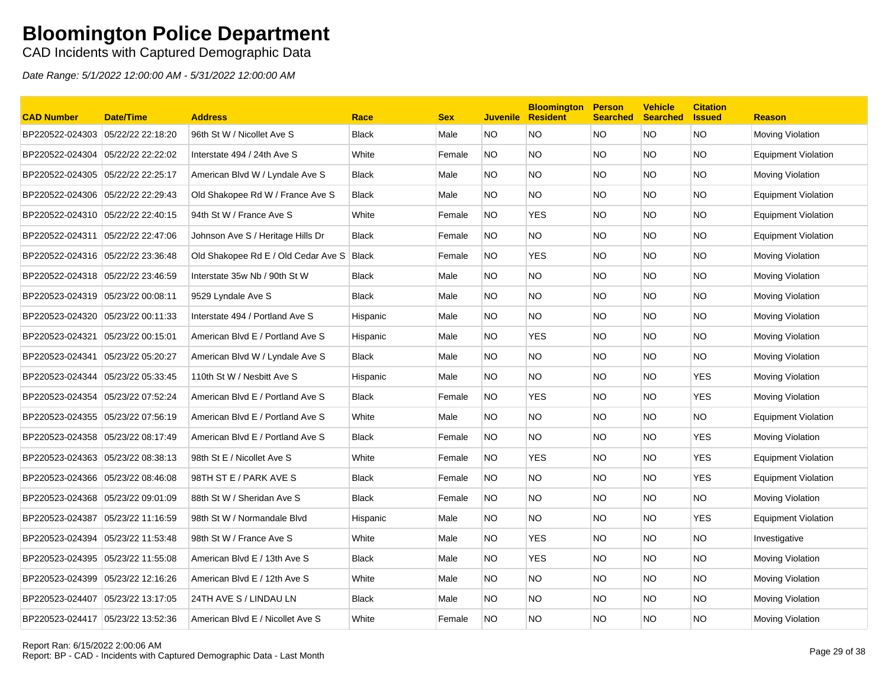# Bloomington Police Department

CAD Incidents with Captured Demographic Data

*Date Range: 5/1/2022 12:00:00 AM - 5/31/2022 12:00:00 AM*

| CAD Number | Date/Time | Address | Race | Sex | Juvenile | Bloomington Resident | Person Searched | Vehicle Searched | Citation Issued | Reason |
|---|---|---|---|---|---|---|---|---|---|---|
| BP220522-024303 | 05/22/22 22:18:20 | 96th St W / Nicollet Ave S | Black | Male | NO | NO | NO | NO | NO | Moving Violation |
| BP220522-024304 | 05/22/22 22:22:02 | Interstate 494 / 24th Ave S | White | Female | NO | NO | NO | NO | NO | Equipment Violation |
| BP220522-024305 | 05/22/22 22:25:17 | American Blvd W / Lyndale Ave S | Black | Male | NO | NO | NO | NO | NO | Moving Violation |
| BP220522-024306 | 05/22/22 22:29:43 | Old Shakopee Rd W / France Ave S | Black | Male | NO | NO | NO | NO | NO | Equipment Violation |
| BP220522-024310 | 05/22/22 22:40:15 | 94th St W / France Ave S | White | Female | NO | YES | NO | NO | NO | Equipment Violation |
| BP220522-024311 | 05/22/22 22:47:06 | Johnson Ave S / Heritage Hills Dr | Black | Female | NO | NO | NO | NO | NO | Equipment Violation |
| BP220522-024316 | 05/22/22 23:36:48 | Old Shakopee Rd E / Old Cedar Ave S | Black | Female | NO | YES | NO | NO | NO | Moving Violation |
| BP220522-024318 | 05/22/22 23:46:59 | Interstate 35w Nb / 90th St W | Black | Male | NO | NO | NO | NO | NO | Moving Violation |
| BP220523-024319 | 05/23/22 00:08:11 | 9529 Lyndale Ave S | Black | Male | NO | NO | NO | NO | NO | Moving Violation |
| BP220523-024320 | 05/23/22 00:11:33 | Interstate 494 / Portland Ave S | Hispanic | Male | NO | NO | NO | NO | NO | Moving Violation |
| BP220523-024321 | 05/23/22 00:15:01 | American Blvd E / Portland Ave S | Hispanic | Male | NO | YES | NO | NO | NO | Moving Violation |
| BP220523-024341 | 05/23/22 05:20:27 | American Blvd W / Lyndale Ave S | Black | Male | NO | NO | NO | NO | NO | Moving Violation |
| BP220523-024344 | 05/23/22 05:33:45 | 110th St W / Nesbitt Ave S | Hispanic | Male | NO | NO | NO | NO | YES | Moving Violation |
| BP220523-024354 | 05/23/22 07:52:24 | American Blvd E / Portland Ave S | Black | Female | NO | YES | NO | NO | YES | Moving Violation |
| BP220523-024355 | 05/23/22 07:56:19 | American Blvd E / Portland Ave S | White | Male | NO | NO | NO | NO | NO | Equipment Violation |
| BP220523-024358 | 05/23/22 08:17:49 | American Blvd E / Portland Ave S | Black | Female | NO | NO | NO | NO | YES | Moving Violation |
| BP220523-024363 | 05/23/22 08:38:13 | 98th St E / Nicollet Ave S | White | Female | NO | YES | NO | NO | YES | Equipment Violation |
| BP220523-024366 | 05/23/22 08:46:08 | 98TH ST E / PARK AVE S | Black | Female | NO | NO | NO | NO | YES | Equipment Violation |
| BP220523-024368 | 05/23/22 09:01:09 | 88th St W / Sheridan Ave S | Black | Female | NO | NO | NO | NO | NO | Moving Violation |
| BP220523-024387 | 05/23/22 11:16:59 | 98th St W / Normandale Blvd | Hispanic | Male | NO | NO | NO | NO | YES | Equipment Violation |
| BP220523-024394 | 05/23/22 11:53:48 | 98th St W / France Ave S | White | Male | NO | YES | NO | NO | NO | Investigative |
| BP220523-024395 | 05/23/22 11:55:08 | American Blvd E / 13th Ave S | Black | Male | NO | YES | NO | NO | NO | Moving Violation |
| BP220523-024399 | 05/23/22 12:16:26 | American Blvd E / 12th Ave S | White | Male | NO | NO | NO | NO | NO | Moving Violation |
| BP220523-024407 | 05/23/22 13:17:05 | 24TH AVE S / LINDAU LN | Black | Male | NO | NO | NO | NO | NO | Moving Violation |
| BP220523-024417 | 05/23/22 13:52:36 | American Blvd E / Nicollet Ave S | White | Female | NO | NO | NO | NO | NO | Moving Violation |

Report Ran: 6/15/2022 2:00:06 AM
Report: BP - CAD - Incidents with Captured Demographic Data - Last Month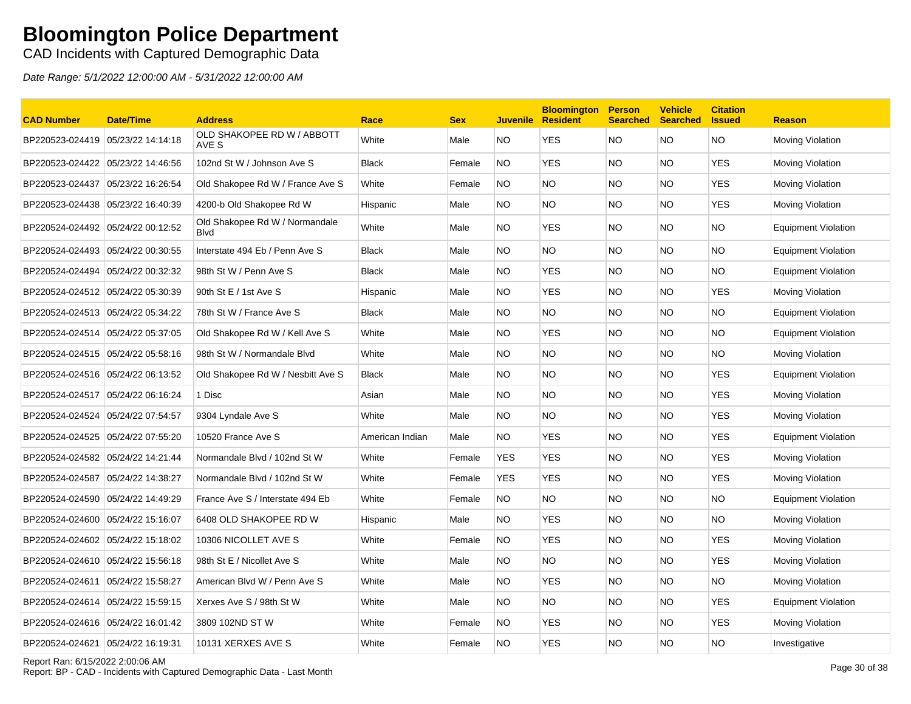# Bloomington Police Department

CAD Incidents with Captured Demographic Data

*Date Range: 5/1/2022 12:00:00 AM - 5/31/2022 12:00:00 AM*

| CAD Number | Date/Time | Address | Race | Sex | Juvenile | Bloomington Resident | Person Searched | Vehicle Searched | Citation Issued | Reason |
|---|---|---|---|---|---|---|---|---|---|---|
| BP220523-024419 | 05/23/22 14:14:18 | OLD SHAKOPEE RD W / ABBOTT AVE S | White | Male | NO | YES | NO | NO | NO | Moving Violation |
| BP220523-024422 | 05/23/22 14:46:56 | 102nd St W / Johnson Ave S | Black | Female | NO | YES | NO | NO | YES | Moving Violation |
| BP220523-024437 | 05/23/22 16:26:54 | Old Shakopee Rd W / France Ave S | White | Female | NO | NO | NO | NO | YES | Moving Violation |
| BP220523-024438 | 05/23/22 16:40:39 | 4200-b Old Shakopee Rd W | Hispanic | Male | NO | NO | NO | NO | YES | Moving Violation |
| BP220524-024492 | 05/24/22 00:12:52 | Old Shakopee Rd W / Normandale Blvd | White | Male | NO | YES | NO | NO | NO | Equipment Violation |
| BP220524-024493 | 05/24/22 00:30:55 | Interstate 494 Eb / Penn Ave S | Black | Male | NO | NO | NO | NO | NO | Equipment Violation |
| BP220524-024494 | 05/24/22 00:32:32 | 98th St W / Penn Ave S | Black | Male | NO | YES | NO | NO | NO | Equipment Violation |
| BP220524-024512 | 05/24/22 05:30:39 | 90th St E / 1st Ave S | Hispanic | Male | NO | YES | NO | NO | YES | Moving Violation |
| BP220524-024513 | 05/24/22 05:34:22 | 78th St W / France Ave S | Black | Male | NO | NO | NO | NO | NO | Equipment Violation |
| BP220524-024514 | 05/24/22 05:37:05 | Old Shakopee Rd W / Kell Ave S | White | Male | NO | YES | NO | NO | NO | Equipment Violation |
| BP220524-024515 | 05/24/22 05:58:16 | 98th St W / Normandale Blvd | White | Male | NO | NO | NO | NO | NO | Moving Violation |
| BP220524-024516 | 05/24/22 06:13:52 | Old Shakopee Rd W / Nesbitt Ave S | Black | Male | NO | NO | NO | NO | YES | Equipment Violation |
| BP220524-024517 | 05/24/22 06:16:24 | 1 Disc | Asian | Male | NO | NO | NO | NO | YES | Moving Violation |
| BP220524-024524 | 05/24/22 07:54:57 | 9304 Lyndale Ave S | White | Male | NO | NO | NO | NO | YES | Moving Violation |
| BP220524-024525 | 05/24/22 07:55:20 | 10520 France Ave S | American Indian | Male | NO | YES | NO | NO | YES | Equipment Violation |
| BP220524-024582 | 05/24/22 14:21:44 | Normandale Blvd / 102nd St W | White | Female | YES | YES | NO | NO | YES | Moving Violation |
| BP220524-024587 | 05/24/22 14:38:27 | Normandale Blvd / 102nd St W | White | Female | YES | YES | NO | NO | YES | Moving Violation |
| BP220524-024590 | 05/24/22 14:49:29 | France Ave S / Interstate 494 Eb | White | Female | NO | NO | NO | NO | NO | Equipment Violation |
| BP220524-024600 | 05/24/22 15:16:07 | 6408 OLD SHAKOPEE RD W | Hispanic | Male | NO | YES | NO | NO | NO | Moving Violation |
| BP220524-024602 | 05/24/22 15:18:02 | 10306 NICOLLET AVE S | White | Female | NO | YES | NO | NO | YES | Moving Violation |
| BP220524-024610 | 05/24/22 15:56:18 | 98th St E / Nicollet Ave S | White | Male | NO | NO | NO | NO | YES | Moving Violation |
| BP220524-024611 | 05/24/22 15:58:27 | American Blvd W / Penn Ave S | White | Male | NO | YES | NO | NO | NO | Moving Violation |
| BP220524-024614 | 05/24/22 15:59:15 | Xerxes Ave S / 98th St W | White | Male | NO | NO | NO | NO | YES | Equipment Violation |
| BP220524-024616 | 05/24/22 16:01:42 | 3809 102ND ST W | White | Female | NO | YES | NO | NO | YES | Moving Violation |
| BP220524-024621 | 05/24/22 16:19:31 | 10131 XERXES AVE S | White | Female | NO | YES | NO | NO | NO | Investigative |

Report Ran: 6/15/2022 2:00:06 AM
Report: BP - CAD - Incidents with Captured Demographic Data - Last Month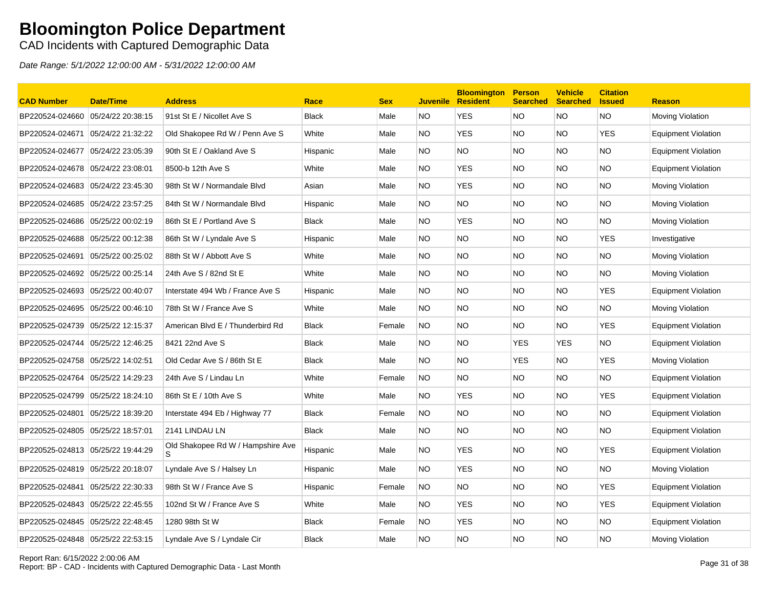# Bloomington Police Department

CAD Incidents with Captured Demographic Data

*Date Range: 5/1/2022 12:00:00 AM - 5/31/2022 12:00:00 AM*

| CAD Number | Date/Time | Address | Race | Sex | Juvenile | Bloomington Resident | Person Searched | Vehicle Searched | Citation Issued | Reason |
|---|---|---|---|---|---|---|---|---|---|---|
| BP220524-024660 | 05/24/22 20:38:15 | 91st St E / Nicollet Ave S | Black | Male | NO | YES | NO | NO | NO | Moving Violation |
| BP220524-024671 | 05/24/22 21:32:22 | Old Shakopee Rd W / Penn Ave S | White | Male | NO | YES | NO | NO | YES | Equipment Violation |
| BP220524-024677 | 05/24/22 23:05:39 | 90th St E / Oakland Ave S | Hispanic | Male | NO | NO | NO | NO | NO | Equipment Violation |
| BP220524-024678 | 05/24/22 23:08:01 | 8500-b 12th Ave S | White | Male | NO | YES | NO | NO | NO | Equipment Violation |
| BP220524-024683 | 05/24/22 23:45:30 | 98th St W / Normandale Blvd | Asian | Male | NO | YES | NO | NO | NO | Moving Violation |
| BP220524-024685 | 05/24/22 23:57:25 | 84th St W / Normandale Blvd | Hispanic | Male | NO | NO | NO | NO | NO | Moving Violation |
| BP220525-024686 | 05/25/22 00:02:19 | 86th St E / Portland Ave S | Black | Male | NO | YES | NO | NO | NO | Moving Violation |
| BP220525-024688 | 05/25/22 00:12:38 | 86th St W / Lyndale Ave S | Hispanic | Male | NO | NO | NO | NO | YES | Investigative |
| BP220525-024691 | 05/25/22 00:25:02 | 88th St W / Abbott Ave S | White | Male | NO | NO | NO | NO | NO | Moving Violation |
| BP220525-024692 | 05/25/22 00:25:14 | 24th Ave S / 82nd St E | White | Male | NO | NO | NO | NO | NO | Moving Violation |
| BP220525-024693 | 05/25/22 00:40:07 | Interstate 494 Wb / France Ave S | Hispanic | Male | NO | NO | NO | NO | YES | Equipment Violation |
| BP220525-024695 | 05/25/22 00:46:10 | 78th St W / France Ave S | White | Male | NO | NO | NO | NO | NO | Moving Violation |
| BP220525-024739 | 05/25/22 12:15:37 | American Blvd E / Thunderbird Rd | Black | Female | NO | NO | NO | NO | YES | Equipment Violation |
| BP220525-024744 | 05/25/22 12:46:25 | 8421 22nd Ave S | Black | Male | NO | NO | YES | YES | NO | Equipment Violation |
| BP220525-024758 | 05/25/22 14:02:51 | Old Cedar Ave S / 86th St E | Black | Male | NO | NO | YES | NO | YES | Moving Violation |
| BP220525-024764 | 05/25/22 14:29:23 | 24th Ave S / Lindau Ln | White | Female | NO | NO | NO | NO | NO | Equipment Violation |
| BP220525-024799 | 05/25/22 18:24:10 | 86th St E / 10th Ave S | White | Male | NO | YES | NO | NO | YES | Equipment Violation |
| BP220525-024801 | 05/25/22 18:39:20 | Interstate 494 Eb / Highway 77 | Black | Female | NO | NO | NO | NO | NO | Equipment Violation |
| BP220525-024805 | 05/25/22 18:57:01 | 2141 LINDAU LN | Black | Male | NO | NO | NO | NO | NO | Equipment Violation |
| BP220525-024813 | 05/25/22 19:44:29 | Old Shakopee Rd W / Hampshire Ave S | Hispanic | Male | NO | YES | NO | NO | YES | Equipment Violation |
| BP220525-024819 | 05/25/22 20:18:07 | Lyndale Ave S / Halsey Ln | Hispanic | Male | NO | YES | NO | NO | NO | Moving Violation |
| BP220525-024841 | 05/25/22 22:30:33 | 98th St W / France Ave S | Hispanic | Female | NO | NO | NO | NO | YES | Equipment Violation |
| BP220525-024843 | 05/25/22 22:45:55 | 102nd St W / France Ave S | White | Male | NO | YES | NO | NO | YES | Equipment Violation |
| BP220525-024845 | 05/25/22 22:48:45 | 1280 98th St W | Black | Female | NO | YES | NO | NO | NO | Equipment Violation |
| BP220525-024848 | 05/25/22 22:53:15 | Lyndale Ave S / Lyndale Cir | Black | Male | NO | NO | NO | NO | NO | Moving Violation |

Report Ran: 6/15/2022 2:00:06 AM
Report: BP - CAD - Incidents with Captured Demographic Data - Last Month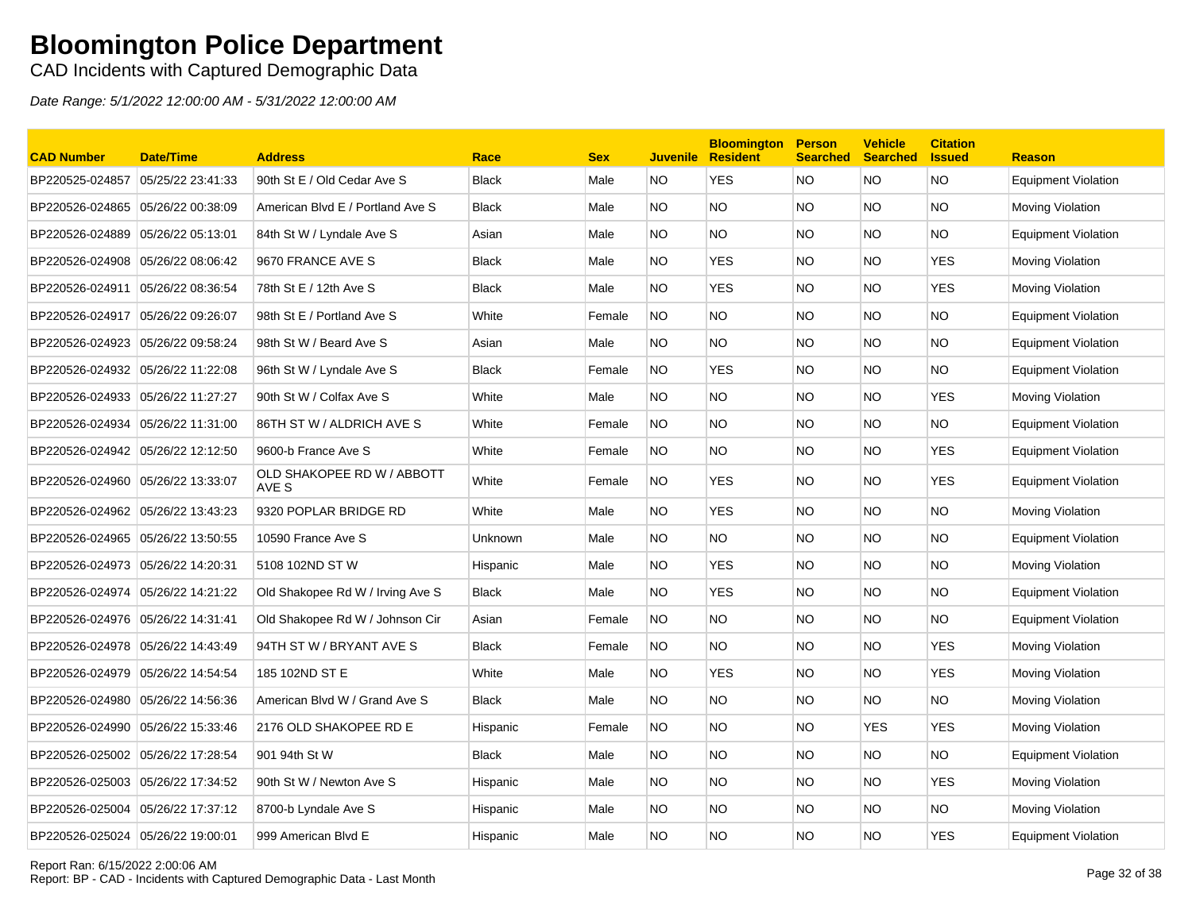# Bloomington Police Department

CAD Incidents with Captured Demographic Data

*Date Range: 5/1/2022 12:00:00 AM - 5/31/2022 12:00:00 AM*

| CAD Number | Date/Time | Address | Race | Sex | Juvenile | Bloomington Resident | Person Searched | Vehicle Searched | Citation Issued | Reason |
|---|---|---|---|---|---|---|---|---|---|---|
| BP220525-024857 | 05/25/22 23:41:33 | 90th St E / Old Cedar Ave S | Black | Male | NO | YES | NO | NO | NO | Equipment Violation |
| BP220526-024865 | 05/26/22 00:38:09 | American Blvd E / Portland Ave S | Black | Male | NO | NO | NO | NO | NO | Moving Violation |
| BP220526-024889 | 05/26/22 05:13:01 | 84th St W / Lyndale Ave S | Asian | Male | NO | NO | NO | NO | NO | Equipment Violation |
| BP220526-024908 | 05/26/22 08:06:42 | 9670 FRANCE AVE S | Black | Male | NO | YES | NO | NO | YES | Moving Violation |
| BP220526-024911 | 05/26/22 08:36:54 | 78th St E / 12th Ave S | Black | Male | NO | YES | NO | NO | YES | Moving Violation |
| BP220526-024917 | 05/26/22 09:26:07 | 98th St E / Portland Ave S | White | Female | NO | NO | NO | NO | NO | Equipment Violation |
| BP220526-024923 | 05/26/22 09:58:24 | 98th St W / Beard Ave S | Asian | Male | NO | NO | NO | NO | NO | Equipment Violation |
| BP220526-024932 | 05/26/22 11:22:08 | 96th St W / Lyndale Ave S | Black | Female | NO | YES | NO | NO | NO | Equipment Violation |
| BP220526-024933 | 05/26/22 11:27:27 | 90th St W / Colfax Ave S | White | Male | NO | NO | NO | NO | YES | Moving Violation |
| BP220526-024934 | 05/26/22 11:31:00 | 86TH ST W / ALDRICH AVE S | White | Female | NO | NO | NO | NO | NO | Equipment Violation |
| BP220526-024942 | 05/26/22 12:12:50 | 9600-b France Ave S | White | Female | NO | NO | NO | NO | YES | Equipment Violation |
| BP220526-024960 | 05/26/22 13:33:07 | OLD SHAKOPEE RD W / ABBOTT AVE S | White | Female | NO | YES | NO | NO | YES | Equipment Violation |
| BP220526-024962 | 05/26/22 13:43:23 | 9320 POPLAR BRIDGE RD | White | Male | NO | YES | NO | NO | NO | Moving Violation |
| BP220526-024965 | 05/26/22 13:50:55 | 10590 France Ave S | Unknown | Male | NO | NO | NO | NO | NO | Equipment Violation |
| BP220526-024973 | 05/26/22 14:20:31 | 5108 102ND ST W | Hispanic | Male | NO | YES | NO | NO | NO | Moving Violation |
| BP220526-024974 | 05/26/22 14:21:22 | Old Shakopee Rd W / Irving Ave S | Black | Male | NO | YES | NO | NO | NO | Equipment Violation |
| BP220526-024976 | 05/26/22 14:31:41 | Old Shakopee Rd W / Johnson Cir | Asian | Female | NO | NO | NO | NO | NO | Equipment Violation |
| BP220526-024978 | 05/26/22 14:43:49 | 94TH ST W / BRYANT AVE S | Black | Female | NO | NO | NO | NO | YES | Moving Violation |
| BP220526-024979 | 05/26/22 14:54:54 | 185 102ND ST E | White | Male | NO | YES | NO | NO | YES | Moving Violation |
| BP220526-024980 | 05/26/22 14:56:36 | American Blvd W / Grand Ave S | Black | Male | NO | NO | NO | NO | NO | Moving Violation |
| BP220526-024990 | 05/26/22 15:33:46 | 2176 OLD SHAKOPEE RD E | Hispanic | Female | NO | NO | NO | YES | YES | Moving Violation |
| BP220526-025002 | 05/26/22 17:28:54 | 901 94th St W | Black | Male | NO | NO | NO | NO | NO | Equipment Violation |
| BP220526-025003 | 05/26/22 17:34:52 | 90th St W / Newton Ave S | Hispanic | Male | NO | NO | NO | NO | YES | Moving Violation |
| BP220526-025004 | 05/26/22 17:37:12 | 8700-b Lyndale Ave S | Hispanic | Male | NO | NO | NO | NO | NO | Moving Violation |
| BP220526-025024 | 05/26/22 19:00:01 | 999 American Blvd E | Hispanic | Male | NO | NO | NO | NO | YES | Equipment Violation |

Report Ran: 6/15/2022 2:00:06 AM
Report: BP - CAD - Incidents with Captured Demographic Data - Last Month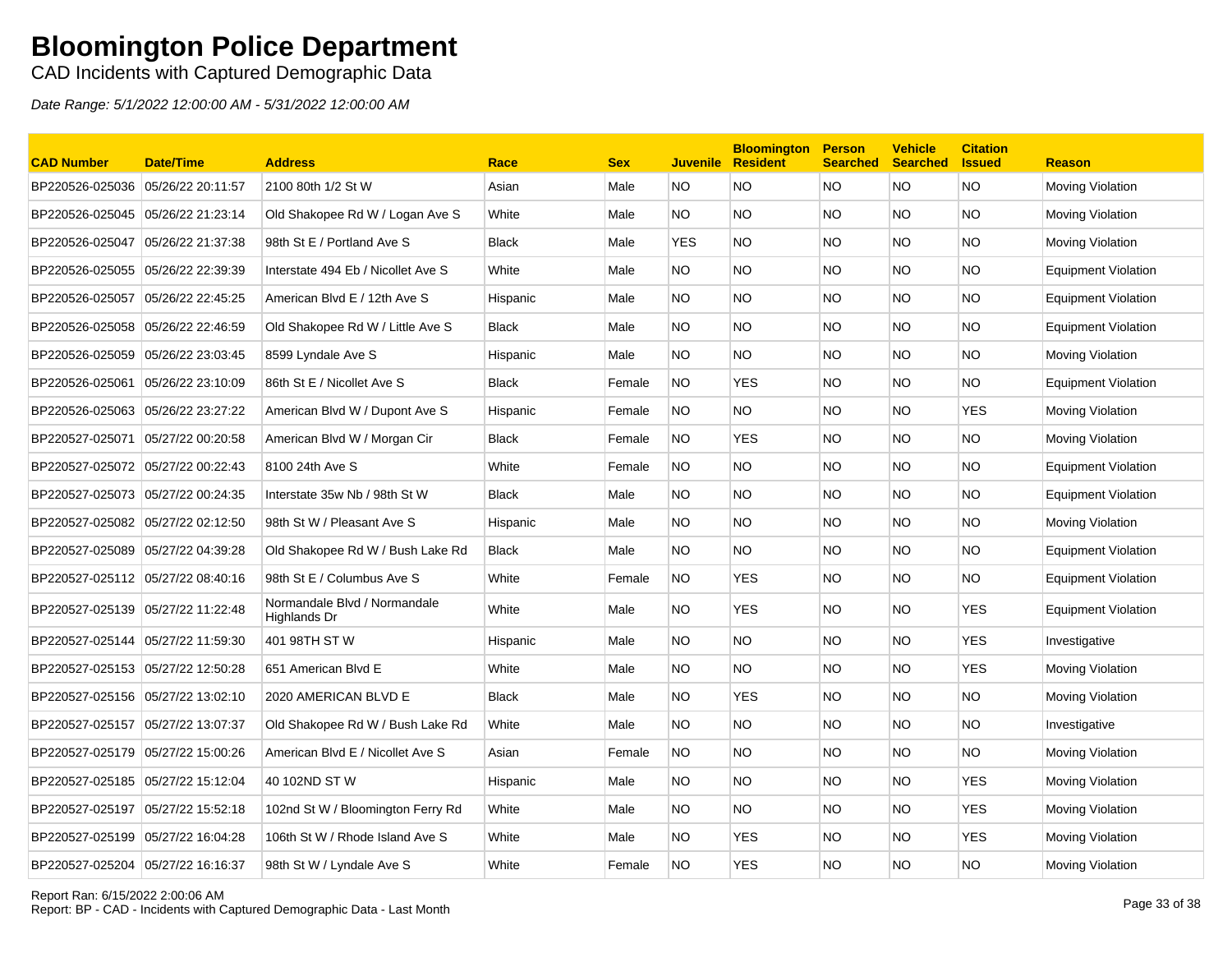# Bloomington Police Department

CAD Incidents with Captured Demographic Data

*Date Range: 5/1/2022 12:00:00 AM - 5/31/2022 12:00:00 AM*

| CAD Number | Date/Time | Address | Race | Sex | Juvenile | Bloomington Resident | Person Searched | Vehicle Searched | Citation Issued | Reason |
|---|---|---|---|---|---|---|---|---|---|---|
| BP220526-025036 | 05/26/22 20:11:57 | 2100 80th 1/2 St W | Asian | Male | NO | NO | NO | NO | NO | Moving Violation |
| BP220526-025045 | 05/26/22 21:23:14 | Old Shakopee Rd W / Logan Ave S | White | Male | NO | NO | NO | NO | NO | Moving Violation |
| BP220526-025047 | 05/26/22 21:37:38 | 98th St E / Portland Ave S | Black | Male | YES | NO | NO | NO | NO | Moving Violation |
| BP220526-025055 | 05/26/22 22:39:39 | Interstate 494 Eb / Nicollet Ave S | White | Male | NO | NO | NO | NO | NO | Equipment Violation |
| BP220526-025057 | 05/26/22 22:45:25 | American Blvd E / 12th Ave S | Hispanic | Male | NO | NO | NO | NO | NO | Equipment Violation |
| BP220526-025058 | 05/26/22 22:46:59 | Old Shakopee Rd W / Little Ave S | Black | Male | NO | NO | NO | NO | NO | Equipment Violation |
| BP220526-025059 | 05/26/22 23:03:45 | 8599 Lyndale Ave S | Hispanic | Male | NO | NO | NO | NO | NO | Moving Violation |
| BP220526-025061 | 05/26/22 23:10:09 | 86th St E / Nicollet Ave S | Black | Female | NO | YES | NO | NO | NO | Equipment Violation |
| BP220526-025063 | 05/26/22 23:27:22 | American Blvd W / Dupont Ave S | Hispanic | Female | NO | NO | NO | NO | YES | Moving Violation |
| BP220527-025071 | 05/27/22 00:20:58 | American Blvd W / Morgan Cir | Black | Female | NO | YES | NO | NO | NO | Moving Violation |
| BP220527-025072 | 05/27/22 00:22:43 | 8100 24th Ave S | White | Female | NO | NO | NO | NO | NO | Equipment Violation |
| BP220527-025073 | 05/27/22 00:24:35 | Interstate 35w Nb / 98th St W | Black | Male | NO | NO | NO | NO | NO | Equipment Violation |
| BP220527-025082 | 05/27/22 02:12:50 | 98th St W / Pleasant Ave S | Hispanic | Male | NO | NO | NO | NO | NO | Moving Violation |
| BP220527-025089 | 05/27/22 04:39:28 | Old Shakopee Rd W / Bush Lake Rd | Black | Male | NO | NO | NO | NO | NO | Equipment Violation |
| BP220527-025112 | 05/27/22 08:40:16 | 98th St E / Columbus Ave S | White | Female | NO | YES | NO | NO | NO | Equipment Violation |
| BP220527-025139 | 05/27/22 11:22:48 | Normandale Blvd / Normandale Highlands Dr | White | Male | NO | YES | NO | NO | YES | Equipment Violation |
| BP220527-025144 | 05/27/22 11:59:30 | 401 98TH ST W | Hispanic | Male | NO | NO | NO | NO | YES | Investigative |
| BP220527-025153 | 05/27/22 12:50:28 | 651 American Blvd E | White | Male | NO | NO | NO | NO | YES | Moving Violation |
| BP220527-025156 | 05/27/22 13:02:10 | 2020 AMERICAN BLVD E | Black | Male | NO | YES | NO | NO | NO | Moving Violation |
| BP220527-025157 | 05/27/22 13:07:37 | Old Shakopee Rd W / Bush Lake Rd | White | Male | NO | NO | NO | NO | NO | Investigative |
| BP220527-025179 | 05/27/22 15:00:26 | American Blvd E / Nicollet Ave S | Asian | Female | NO | NO | NO | NO | NO | Moving Violation |
| BP220527-025185 | 05/27/22 15:12:04 | 40 102ND ST W | Hispanic | Male | NO | NO | NO | NO | YES | Moving Violation |
| BP220527-025197 | 05/27/22 15:52:18 | 102nd St W / Bloomington Ferry Rd | White | Male | NO | NO | NO | NO | YES | Moving Violation |
| BP220527-025199 | 05/27/22 16:04:28 | 106th St W / Rhode Island Ave S | White | Male | NO | YES | NO | NO | YES | Moving Violation |
| BP220527-025204 | 05/27/22 16:16:37 | 98th St W / Lyndale Ave S | White | Female | NO | YES | NO | NO | NO | Moving Violation |

Report Ran: 6/15/2022 2:00:06 AM
Report: BP - CAD - Incidents with Captured Demographic Data - Last Month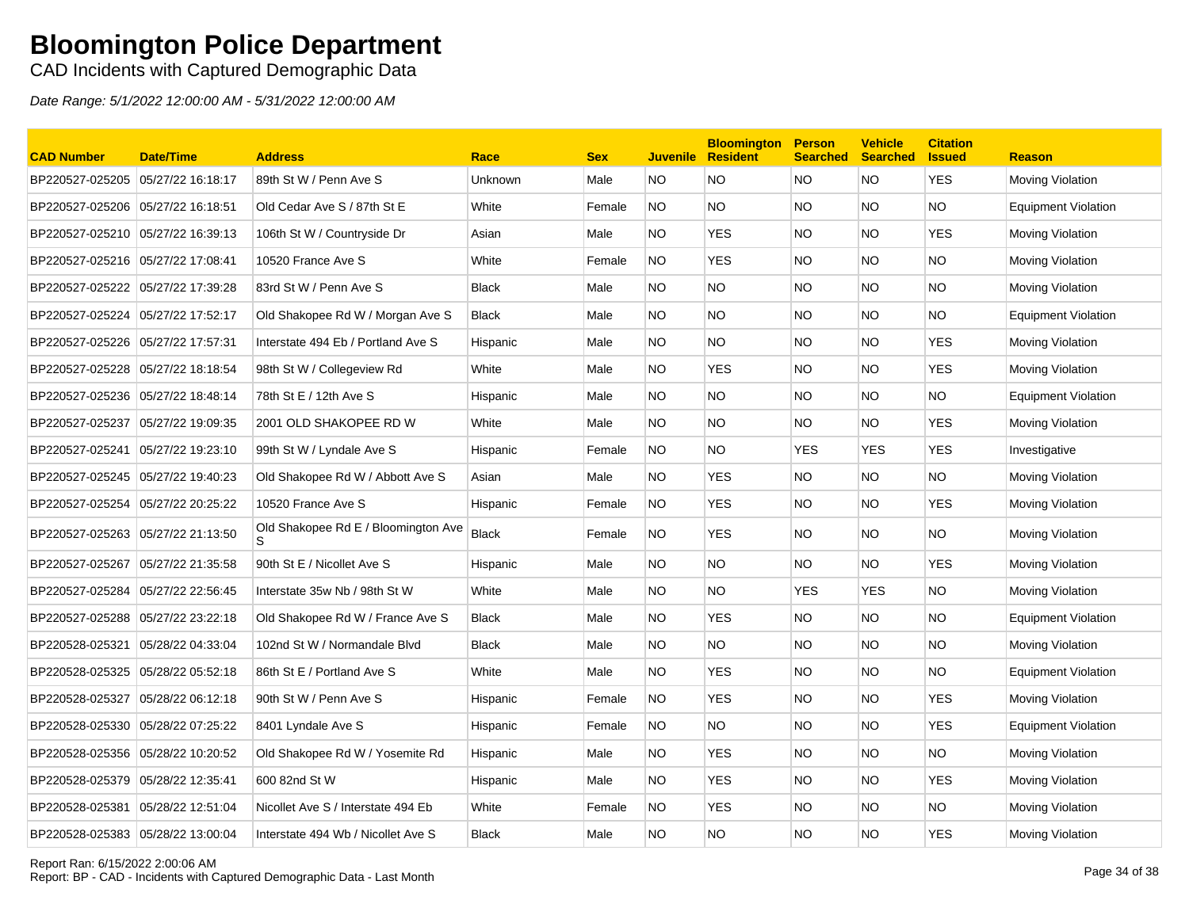# Bloomington Police Department

CAD Incidents with Captured Demographic Data

*Date Range: 5/1/2022 12:00:00 AM - 5/31/2022 12:00:00 AM*

| CAD Number | Date/Time | Address | Race | Sex | Juvenile | Bloomington Resident | Person Searched | Vehicle Searched | Citation Issued | Reason |
|---|---|---|---|---|---|---|---|---|---|---|
| BP220527-025205 | 05/27/22 16:18:17 | 89th St W / Penn Ave S | Unknown | Male | NO | NO | NO | NO | YES | Moving Violation |
| BP220527-025206 | 05/27/22 16:18:51 | Old Cedar Ave S / 87th St E | White | Female | NO | NO | NO | NO | NO | Equipment Violation |
| BP220527-025210 | 05/27/22 16:39:13 | 106th St W / Countryside Dr | Asian | Male | NO | YES | NO | NO | YES | Moving Violation |
| BP220527-025216 | 05/27/22 17:08:41 | 10520 France Ave S | White | Female | NO | YES | NO | NO | NO | Moving Violation |
| BP220527-025222 | 05/27/22 17:39:28 | 83rd St W / Penn Ave S | Black | Male | NO | NO | NO | NO | NO | Moving Violation |
| BP220527-025224 | 05/27/22 17:52:17 | Old Shakopee Rd W / Morgan Ave S | Black | Male | NO | NO | NO | NO | NO | Equipment Violation |
| BP220527-025226 | 05/27/22 17:57:31 | Interstate 494 Eb / Portland Ave S | Hispanic | Male | NO | NO | NO | NO | YES | Moving Violation |
| BP220527-025228 | 05/27/22 18:18:54 | 98th St W / Collegeview Rd | White | Male | NO | YES | NO | NO | YES | Moving Violation |
| BP220527-025236 | 05/27/22 18:48:14 | 78th St E / 12th Ave S | Hispanic | Male | NO | NO | NO | NO | NO | Equipment Violation |
| BP220527-025237 | 05/27/22 19:09:35 | 2001 OLD SHAKOPEE RD W | White | Male | NO | NO | NO | NO | YES | Moving Violation |
| BP220527-025241 | 05/27/22 19:23:10 | 99th St W / Lyndale Ave S | Hispanic | Female | NO | NO | YES | YES | YES | Investigative |
| BP220527-025245 | 05/27/22 19:40:23 | Old Shakopee Rd W / Abbott Ave S | Asian | Male | NO | YES | NO | NO | NO | Moving Violation |
| BP220527-025254 | 05/27/22 20:25:22 | 10520 France Ave S | Hispanic | Female | NO | YES | NO | NO | YES | Moving Violation |
| BP220527-025263 | 05/27/22 21:13:50 | Old Shakopee Rd E / Bloomington Ave S | Black | Female | NO | YES | NO | NO | NO | Moving Violation |
| BP220527-025267 | 05/27/22 21:35:58 | 90th St E / Nicollet Ave S | Hispanic | Male | NO | NO | NO | NO | YES | Moving Violation |
| BP220527-025284 | 05/27/22 22:56:45 | Interstate 35w Nb / 98th St W | White | Male | NO | NO | YES | YES | NO | Moving Violation |
| BP220527-025288 | 05/27/22 23:22:18 | Old Shakopee Rd W / France Ave S | Black | Male | NO | YES | NO | NO | NO | Equipment Violation |
| BP220528-025321 | 05/28/22 04:33:04 | 102nd St W / Normandale Blvd | Black | Male | NO | NO | NO | NO | NO | Moving Violation |
| BP220528-025325 | 05/28/22 05:52:18 | 86th St E / Portland Ave S | White | Male | NO | YES | NO | NO | NO | Equipment Violation |
| BP220528-025327 | 05/28/22 06:12:18 | 90th St W / Penn Ave S | Hispanic | Female | NO | YES | NO | NO | YES | Moving Violation |
| BP220528-025330 | 05/28/22 07:25:22 | 8401 Lyndale Ave S | Hispanic | Female | NO | NO | NO | NO | YES | Equipment Violation |
| BP220528-025356 | 05/28/22 10:20:52 | Old Shakopee Rd W / Yosemite Rd | Hispanic | Male | NO | YES | NO | NO | NO | Moving Violation |
| BP220528-025379 | 05/28/22 12:35:41 | 600 82nd St W | Hispanic | Male | NO | YES | NO | NO | YES | Moving Violation |
| BP220528-025381 | 05/28/22 12:51:04 | Nicollet Ave S / Interstate 494 Eb | White | Female | NO | YES | NO | NO | NO | Moving Violation |
| BP220528-025383 | 05/28/22 13:00:04 | Interstate 494 Wb / Nicollet Ave S | Black | Male | NO | NO | NO | NO | YES | Moving Violation |

Report Ran: 6/15/2022 2:00:06 AM
Report: BP - CAD - Incidents with Captured Demographic Data - Last Month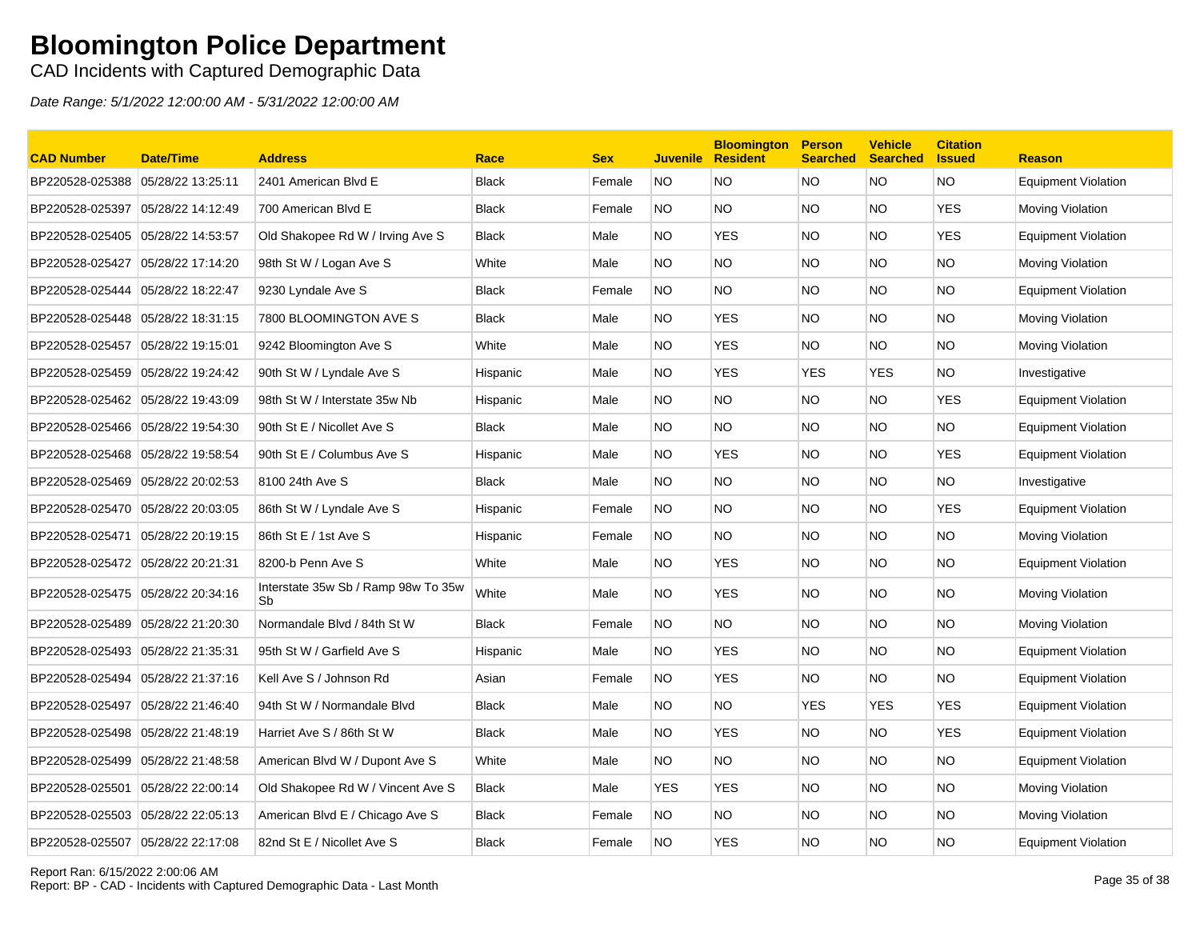# Bloomington Police Department

CAD Incidents with Captured Demographic Data

*Date Range: 5/1/2022 12:00:00 AM - 5/31/2022 12:00:00 AM*

| CAD Number | Date/Time | Address | Race | Sex | Juvenile | Bloomington Resident | Person Searched | Vehicle Searched | Citation Issued | Reason |
|---|---|---|---|---|---|---|---|---|---|---|
| BP220528-025388 | 05/28/22 13:25:11 | 2401 American Blvd E | Black | Female | NO | NO | NO | NO | NO | Equipment Violation |
| BP220528-025397 | 05/28/22 14:12:49 | 700 American Blvd E | Black | Female | NO | NO | NO | NO | YES | Moving Violation |
| BP220528-025405 | 05/28/22 14:53:57 | Old Shakopee Rd W / Irving Ave S | Black | Male | NO | YES | NO | NO | YES | Equipment Violation |
| BP220528-025427 | 05/28/22 17:14:20 | 98th St W / Logan Ave S | White | Male | NO | NO | NO | NO | NO | Moving Violation |
| BP220528-025444 | 05/28/22 18:22:47 | 9230 Lyndale Ave S | Black | Female | NO | NO | NO | NO | NO | Equipment Violation |
| BP220528-025448 | 05/28/22 18:31:15 | 7800 BLOOMINGTON AVE S | Black | Male | NO | YES | NO | NO | NO | Moving Violation |
| BP220528-025457 | 05/28/22 19:15:01 | 9242 Bloomington Ave S | White | Male | NO | YES | NO | NO | NO | Moving Violation |
| BP220528-025459 | 05/28/22 19:24:42 | 90th St W / Lyndale Ave S | Hispanic | Male | NO | YES | YES | YES | NO | Investigative |
| BP220528-025462 | 05/28/22 19:43:09 | 98th St W / Interstate 35w Nb | Hispanic | Male | NO | NO | NO | NO | YES | Equipment Violation |
| BP220528-025466 | 05/28/22 19:54:30 | 90th St E / Nicollet Ave S | Black | Male | NO | NO | NO | NO | NO | Equipment Violation |
| BP220528-025468 | 05/28/22 19:58:54 | 90th St E / Columbus Ave S | Hispanic | Male | NO | YES | NO | NO | YES | Equipment Violation |
| BP220528-025469 | 05/28/22 20:02:53 | 8100 24th Ave S | Black | Male | NO | NO | NO | NO | NO | Investigative |
| BP220528-025470 | 05/28/22 20:03:05 | 86th St W / Lyndale Ave S | Hispanic | Female | NO | NO | NO | NO | YES | Equipment Violation |
| BP220528-025471 | 05/28/22 20:19:15 | 86th St E / 1st Ave S | Hispanic | Female | NO | NO | NO | NO | NO | Moving Violation |
| BP220528-025472 | 05/28/22 20:21:31 | 8200-b Penn Ave S | White | Male | NO | YES | NO | NO | NO | Equipment Violation |
| BP220528-025475 | 05/28/22 20:34:16 | Interstate 35w Sb / Ramp 98w To 35w Sb | White | Male | NO | YES | NO | NO | NO | Moving Violation |
| BP220528-025489 | 05/28/22 21:20:30 | Normandale Blvd / 84th St W | Black | Female | NO | NO | NO | NO | NO | Moving Violation |
| BP220528-025493 | 05/28/22 21:35:31 | 95th St W / Garfield Ave S | Hispanic | Male | NO | YES | NO | NO | NO | Equipment Violation |
| BP220528-025494 | 05/28/22 21:37:16 | Kell Ave S / Johnson Rd | Asian | Female | NO | YES | NO | NO | NO | Equipment Violation |
| BP220528-025497 | 05/28/22 21:46:40 | 94th St W / Normandale Blvd | Black | Male | NO | NO | YES | YES | YES | Equipment Violation |
| BP220528-025498 | 05/28/22 21:48:19 | Harriet Ave S / 86th St W | Black | Male | NO | YES | NO | NO | YES | Equipment Violation |
| BP220528-025499 | 05/28/22 21:48:58 | American Blvd W / Dupont Ave S | White | Male | NO | NO | NO | NO | NO | Equipment Violation |
| BP220528-025501 | 05/28/22 22:00:14 | Old Shakopee Rd W / Vincent Ave S | Black | Male | YES | YES | NO | NO | NO | Moving Violation |
| BP220528-025503 | 05/28/22 22:05:13 | American Blvd E / Chicago Ave S | Black | Female | NO | NO | NO | NO | NO | Moving Violation |
| BP220528-025507 | 05/28/22 22:17:08 | 82nd St E / Nicollet Ave S | Black | Female | NO | YES | NO | NO | NO | Equipment Violation |

Report Ran: 6/15/2022 2:00:06 AM
Report: BP - CAD - Incidents with Captured Demographic Data - Last Month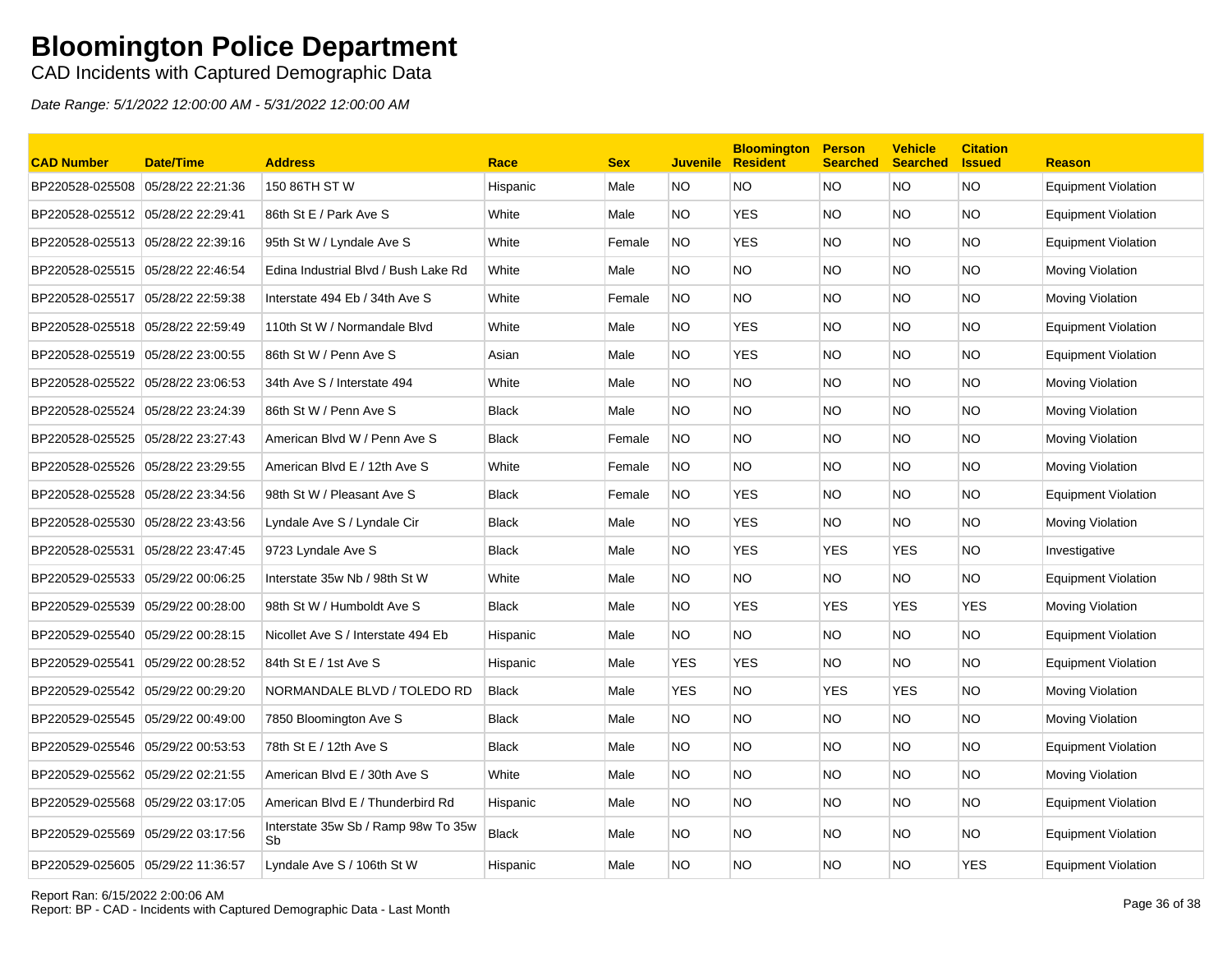# Bloomington Police Department

CAD Incidents with Captured Demographic Data

*Date Range: 5/1/2022 12:00:00 AM - 5/31/2022 12:00:00 AM*

| CAD Number | Date/Time | Address | Race | Sex | Juvenile | Bloomington Resident | Person Searched | Vehicle Searched | Citation Issued | Reason |
|---|---|---|---|---|---|---|---|---|---|---|
| BP220528-025508 | 05/28/22 22:21:36 | 150 86TH ST W | Hispanic | Male | NO | NO | NO | NO | NO | Equipment Violation |
| BP220528-025512 | 05/28/22 22:29:41 | 86th St E / Park Ave S | White | Male | NO | YES | NO | NO | NO | Equipment Violation |
| BP220528-025513 | 05/28/22 22:39:16 | 95th St W / Lyndale Ave S | White | Female | NO | YES | NO | NO | NO | Equipment Violation |
| BP220528-025515 | 05/28/22 22:46:54 | Edina Industrial Blvd / Bush Lake Rd | White | Male | NO | NO | NO | NO | NO | Moving Violation |
| BP220528-025517 | 05/28/22 22:59:38 | Interstate 494 Eb / 34th Ave S | White | Female | NO | NO | NO | NO | NO | Moving Violation |
| BP220528-025518 | 05/28/22 22:59:49 | 110th St W / Normandale Blvd | White | Male | NO | YES | NO | NO | NO | Equipment Violation |
| BP220528-025519 | 05/28/22 23:00:55 | 86th St W / Penn Ave S | Asian | Male | NO | YES | NO | NO | NO | Equipment Violation |
| BP220528-025522 | 05/28/22 23:06:53 | 34th Ave S / Interstate 494 | White | Male | NO | NO | NO | NO | NO | Moving Violation |
| BP220528-025524 | 05/28/22 23:24:39 | 86th St W / Penn Ave S | Black | Male | NO | NO | NO | NO | NO | Moving Violation |
| BP220528-025525 | 05/28/22 23:27:43 | American Blvd W / Penn Ave S | Black | Female | NO | NO | NO | NO | NO | Moving Violation |
| BP220528-025526 | 05/28/22 23:29:55 | American Blvd E / 12th Ave S | White | Female | NO | NO | NO | NO | NO | Moving Violation |
| BP220528-025528 | 05/28/22 23:34:56 | 98th St W / Pleasant Ave S | Black | Female | NO | YES | NO | NO | NO | Equipment Violation |
| BP220528-025530 | 05/28/22 23:43:56 | Lyndale Ave S / Lyndale Cir | Black | Male | NO | YES | NO | NO | NO | Moving Violation |
| BP220528-025531 | 05/28/22 23:47:45 | 9723 Lyndale Ave S | Black | Male | NO | YES | YES | YES | NO | Investigative |
| BP220529-025533 | 05/29/22 00:06:25 | Interstate 35w Nb / 98th St W | White | Male | NO | NO | NO | NO | NO | Equipment Violation |
| BP220529-025539 | 05/29/22 00:28:00 | 98th St W / Humboldt Ave S | Black | Male | NO | YES | YES | YES | YES | Moving Violation |
| BP220529-025540 | 05/29/22 00:28:15 | Nicollet Ave S / Interstate 494 Eb | Hispanic | Male | NO | NO | NO | NO | NO | Equipment Violation |
| BP220529-025541 | 05/29/22 00:28:52 | 84th St E / 1st Ave S | Hispanic | Male | YES | YES | NO | NO | NO | Equipment Violation |
| BP220529-025542 | 05/29/22 00:29:20 | NORMANDALE BLVD / TOLEDO RD | Black | Male | YES | NO | YES | YES | NO | Moving Violation |
| BP220529-025545 | 05/29/22 00:49:00 | 7850 Bloomington Ave S | Black | Male | NO | NO | NO | NO | NO | Moving Violation |
| BP220529-025546 | 05/29/22 00:53:53 | 78th St E / 12th Ave S | Black | Male | NO | NO | NO | NO | NO | Equipment Violation |
| BP220529-025562 | 05/29/22 02:21:55 | American Blvd E / 30th Ave S | White | Male | NO | NO | NO | NO | NO | Moving Violation |
| BP220529-025568 | 05/29/22 03:17:05 | American Blvd E / Thunderbird Rd | Hispanic | Male | NO | NO | NO | NO | NO | Equipment Violation |
| BP220529-025569 | 05/29/22 03:17:56 | Interstate 35w Sb / Ramp 98w To 35w Sb | Black | Male | NO | NO | NO | NO | NO | Equipment Violation |
| BP220529-025605 | 05/29/22 11:36:57 | Lyndale Ave S / 106th St W | Hispanic | Male | NO | NO | NO | NO | YES | Equipment Violation |

Report Ran: 6/15/2022 2:00:06 AM
Report: BP - CAD - Incidents with Captured Demographic Data - Last Month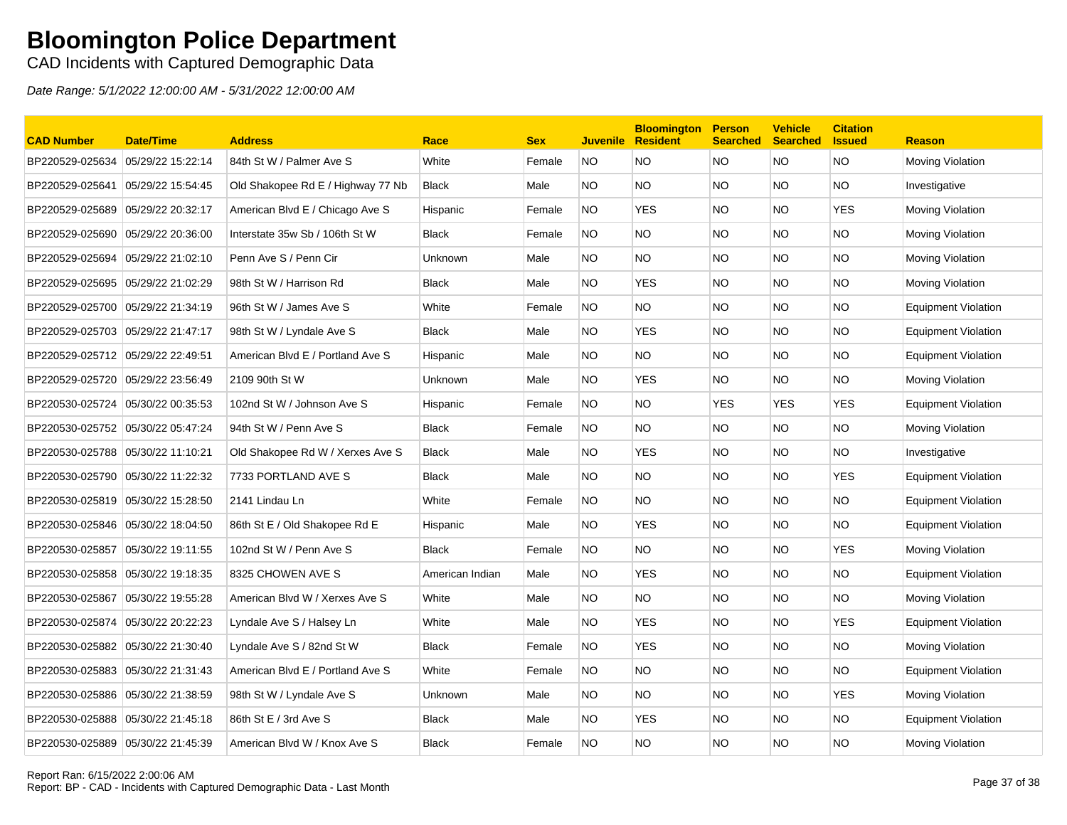# Bloomington Police Department

CAD Incidents with Captured Demographic Data

*Date Range: 5/1/2022 12:00:00 AM - 5/31/2022 12:00:00 AM*

| CAD Number | Date/Time | Address | Race | Sex | Juvenile | Bloomington Resident | Person Searched | Vehicle Searched | Citation Issued | Reason |
|---|---|---|---|---|---|---|---|---|---|---|
| BP220529-025634 | 05/29/22 15:22:14 | 84th St W / Palmer Ave S | White | Female | NO | NO | NO | NO | NO | Moving Violation |
| BP220529-025641 | 05/29/22 15:54:45 | Old Shakopee Rd E / Highway 77 Nb | Black | Male | NO | NO | NO | NO | NO | Investigative |
| BP220529-025689 | 05/29/22 20:32:17 | American Blvd E / Chicago Ave S | Hispanic | Female | NO | YES | NO | NO | YES | Moving Violation |
| BP220529-025690 | 05/29/22 20:36:00 | Interstate 35w Sb / 106th St W | Black | Female | NO | NO | NO | NO | NO | Moving Violation |
| BP220529-025694 | 05/29/22 21:02:10 | Penn Ave S / Penn Cir | Unknown | Male | NO | NO | NO | NO | NO | Moving Violation |
| BP220529-025695 | 05/29/22 21:02:29 | 98th St W / Harrison Rd | Black | Male | NO | YES | NO | NO | NO | Moving Violation |
| BP220529-025700 | 05/29/22 21:34:19 | 96th St W / James Ave S | White | Female | NO | NO | NO | NO | NO | Equipment Violation |
| BP220529-025703 | 05/29/22 21:47:17 | 98th St W / Lyndale Ave S | Black | Male | NO | YES | NO | NO | NO | Equipment Violation |
| BP220529-025712 | 05/29/22 22:49:51 | American Blvd E / Portland Ave S | Hispanic | Male | NO | NO | NO | NO | NO | Equipment Violation |
| BP220529-025720 | 05/29/22 23:56:49 | 2109 90th St W | Unknown | Male | NO | YES | NO | NO | NO | Moving Violation |
| BP220530-025724 | 05/30/22 00:35:53 | 102nd St W / Johnson Ave S | Hispanic | Female | NO | NO | YES | YES | YES | Equipment Violation |
| BP220530-025752 | 05/30/22 05:47:24 | 94th St W / Penn Ave S | Black | Female | NO | NO | NO | NO | NO | Moving Violation |
| BP220530-025788 | 05/30/22 11:10:21 | Old Shakopee Rd W / Xerxes Ave S | Black | Male | NO | YES | NO | NO | NO | Investigative |
| BP220530-025790 | 05/30/22 11:22:32 | 7733 PORTLAND AVE S | Black | Male | NO | NO | NO | NO | YES | Equipment Violation |
| BP220530-025819 | 05/30/22 15:28:50 | 2141 Lindau Ln | White | Female | NO | NO | NO | NO | NO | Equipment Violation |
| BP220530-025846 | 05/30/22 18:04:50 | 86th St E / Old Shakopee Rd E | Hispanic | Male | NO | YES | NO | NO | NO | Equipment Violation |
| BP220530-025857 | 05/30/22 19:11:55 | 102nd St W / Penn Ave S | Black | Female | NO | NO | NO | NO | YES | Moving Violation |
| BP220530-025858 | 05/30/22 19:18:35 | 8325 CHOWEN AVE S | American Indian | Male | NO | YES | NO | NO | NO | Equipment Violation |
| BP220530-025867 | 05/30/22 19:55:28 | American Blvd W / Xerxes Ave S | White | Male | NO | NO | NO | NO | NO | Moving Violation |
| BP220530-025874 | 05/30/22 20:22:23 | Lyndale Ave S / Halsey Ln | White | Male | NO | YES | NO | NO | YES | Equipment Violation |
| BP220530-025882 | 05/30/22 21:30:40 | Lyndale Ave S / 82nd St W | Black | Female | NO | YES | NO | NO | NO | Moving Violation |
| BP220530-025883 | 05/30/22 21:31:43 | American Blvd E / Portland Ave S | White | Female | NO | NO | NO | NO | NO | Equipment Violation |
| BP220530-025886 | 05/30/22 21:38:59 | 98th St W / Lyndale Ave S | Unknown | Male | NO | NO | NO | NO | YES | Moving Violation |
| BP220530-025888 | 05/30/22 21:45:18 | 86th St E / 3rd Ave S | Black | Male | NO | YES | NO | NO | NO | Equipment Violation |
| BP220530-025889 | 05/30/22 21:45:39 | American Blvd W / Knox Ave S | Black | Female | NO | NO | NO | NO | NO | Moving Violation |

Report Ran: 6/15/2022 2:00:06 AM
Report: BP - CAD - Incidents with Captured Demographic Data - Last Month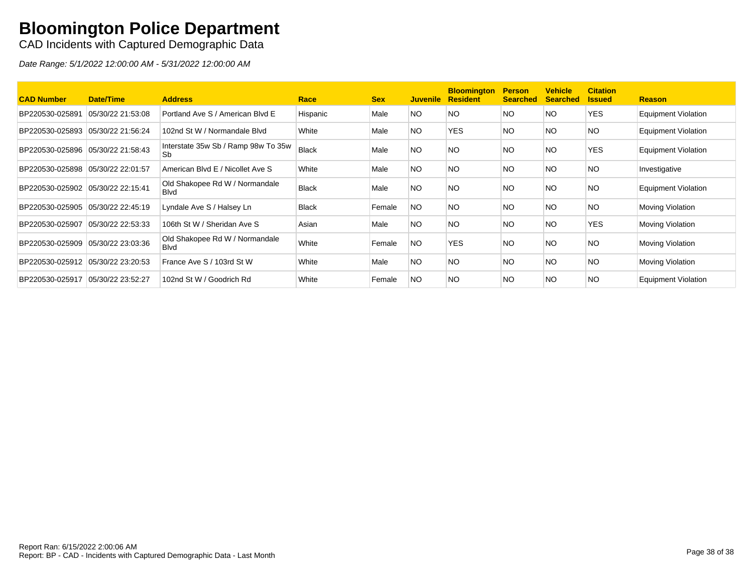# Bloomington Police Department

CAD Incidents with Captured Demographic Data

*Date Range: 5/1/2022 12:00:00 AM - 5/31/2022 12:00:00 AM*

| CAD Number | Date/Time | Address | Race | Sex | Juvenile | Bloomington Resident | Person Searched | Vehicle Searched | Citation Issued | Reason |
|---|---|---|---|---|---|---|---|---|---|---|
| BP220530-025891 | 05/30/22 21:53:08 | Portland Ave S / American Blvd E | Hispanic | Male | NO | NO | NO | NO | YES | Equipment Violation |
| BP220530-025893 | 05/30/22 21:56:24 | 102nd St W / Normandale Blvd | White | Male | NO | YES | NO | NO | NO | Equipment Violation |
| BP220530-025896 | 05/30/22 21:58:43 | Interstate 35w Sb / Ramp 98w To 35w Sb | Black | Male | NO | NO | NO | NO | YES | Equipment Violation |
| BP220530-025898 | 05/30/22 22:01:57 | American Blvd E / Nicollet Ave S | White | Male | NO | NO | NO | NO | NO | Investigative |
| BP220530-025902 | 05/30/22 22:15:41 | Old Shakopee Rd W / Normandale Blvd | Black | Male | NO | NO | NO | NO | NO | Equipment Violation |
| BP220530-025905 | 05/30/22 22:45:19 | Lyndale Ave S / Halsey Ln | Black | Female | NO | NO | NO | NO | NO | Moving Violation |
| BP220530-025907 | 05/30/22 22:53:33 | 106th St W / Sheridan Ave S | Asian | Male | NO | NO | NO | NO | YES | Moving Violation |
| BP220530-025909 | 05/30/22 23:03:36 | Old Shakopee Rd W / Normandale Blvd | White | Female | NO | YES | NO | NO | NO | Moving Violation |
| BP220530-025912 | 05/30/22 23:20:53 | France Ave S / 103rd St W | White | Male | NO | NO | NO | NO | NO | Moving Violation |
| BP220530-025917 | 05/30/22 23:52:27 | 102nd St W / Goodrich Rd | White | Female | NO | NO | NO | NO | NO | Equipment Violation |

Report Ran: 6/15/2022 2:00:06 AM
Report: BP - CAD - Incidents with Captured Demographic Data - Last Month